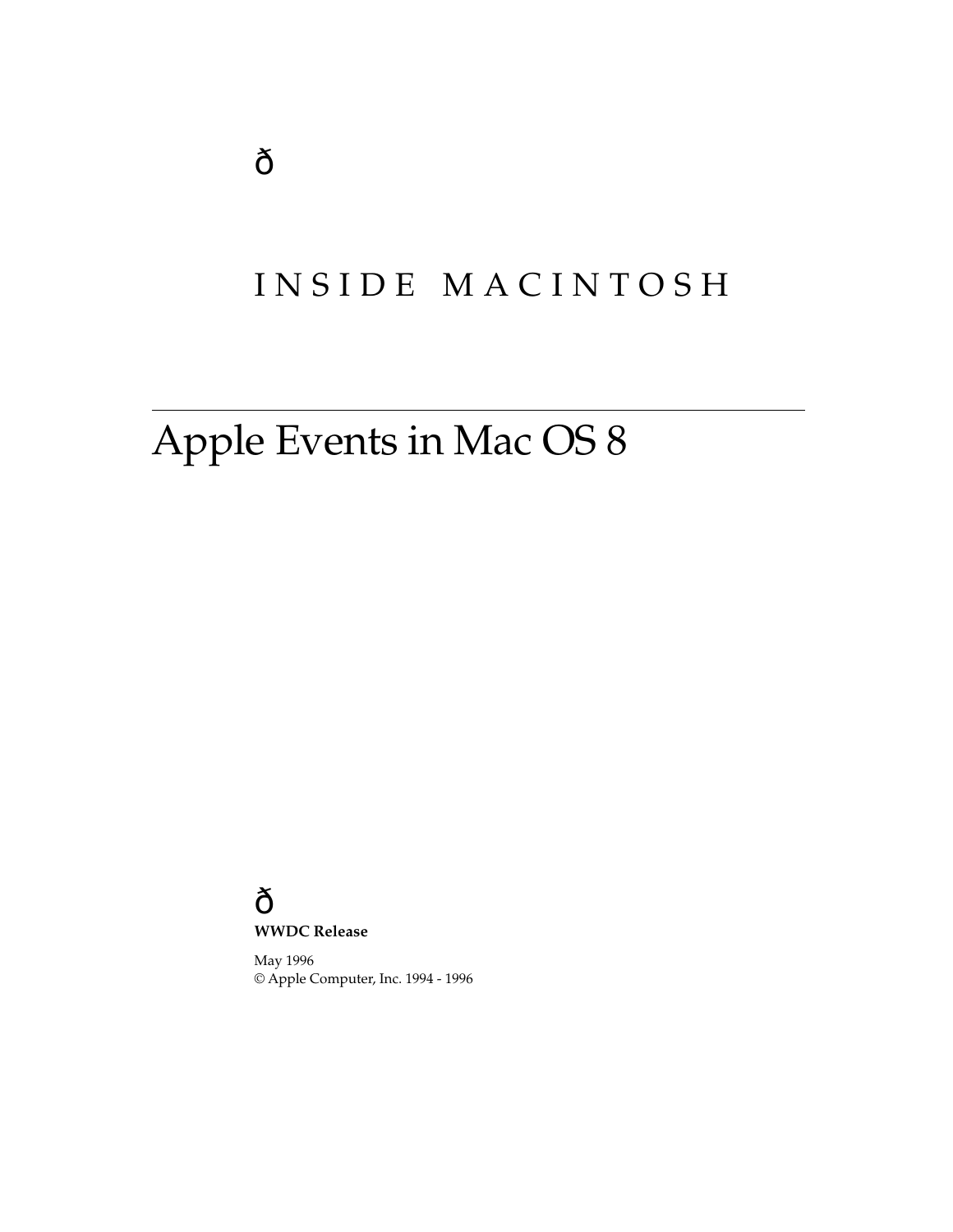ð

INSIDE MACINTOSH

# Apple Events in Mac OS 8

ð

**WWDC Release**

May 1996
© Apple Computer, Inc. 1994 - 1996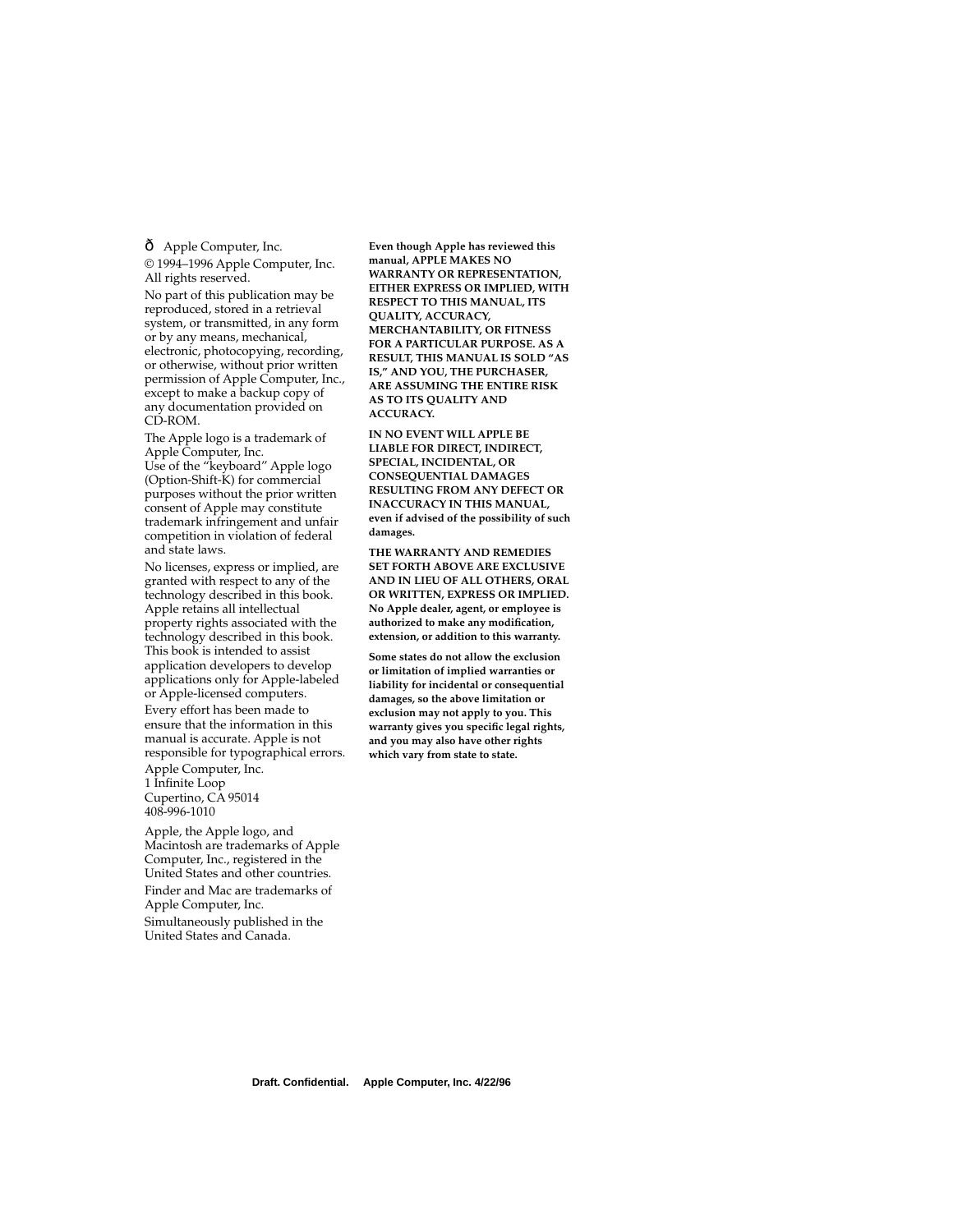ð Apple Computer, Inc.

© 1994–1996 Apple Computer, Inc. All rights reserved.

No part of this publication may be reproduced, stored in a retrieval system, or transmitted, in any form or by any means, mechanical, electronic, photocopying, recording, or otherwise, without prior written permission of Apple Computer, Inc., except to make a backup copy of any documentation provided on CD-ROM.

The Apple logo is a trademark of Apple Computer, Inc.
Use of the "keyboard" Apple logo (Option-Shift-K) for commercial purposes without the prior written consent of Apple may constitute trademark infringement and unfair competition in violation of federal and state laws.

No licenses, express or implied, are granted with respect to any of the technology described in this book. Apple retains all intellectual property rights associated with the technology described in this book. This book is intended to assist application developers to develop applications only for Apple-labeled or Apple-licensed computers.

Every effort has been made to ensure that the information in this manual is accurate. Apple is not responsible for typographical errors.

Apple Computer, Inc.
1 Infinite Loop
Cupertino, CA 95014
408-996-1010

Apple, the Apple logo, and Macintosh are trademarks of Apple Computer, Inc., registered in the United States and other countries.

Finder and Mac are trademarks of Apple Computer, Inc.

Simultaneously published in the United States and Canada.

**Even though Apple has reviewed this manual, APPLE MAKES NO WARRANTY OR REPRESENTATION, EITHER EXPRESS OR IMPLIED, WITH RESPECT TO THIS MANUAL, ITS QUALITY, ACCURACY, MERCHANTABILITY, OR FITNESS FOR A PARTICULAR PURPOSE. AS A RESULT, THIS MANUAL IS SOLD "AS IS," AND YOU, THE PURCHASER, ARE ASSUMING THE ENTIRE RISK AS TO ITS QUALITY AND ACCURACY.**

**IN NO EVENT WILL APPLE BE LIABLE FOR DIRECT, INDIRECT, SPECIAL, INCIDENTAL, OR CONSEQUENTIAL DAMAGES RESULTING FROM ANY DEFECT OR INACCURACY IN THIS MANUAL, even if advised of the possibility of such damages.**

**THE WARRANTY AND REMEDIES SET FORTH ABOVE ARE EXCLUSIVE AND IN LIEU OF ALL OTHERS, ORAL OR WRITTEN, EXPRESS OR IMPLIED. No Apple dealer, agent, or employee is authorized to make any modification, extension, or addition to this warranty.**

**Some states do not allow the exclusion or limitation of implied warranties or liability for incidental or consequential damages, so the above limitation or exclusion may not apply to you. This warranty gives you specific legal rights, and you may also have other rights which vary from state to state.**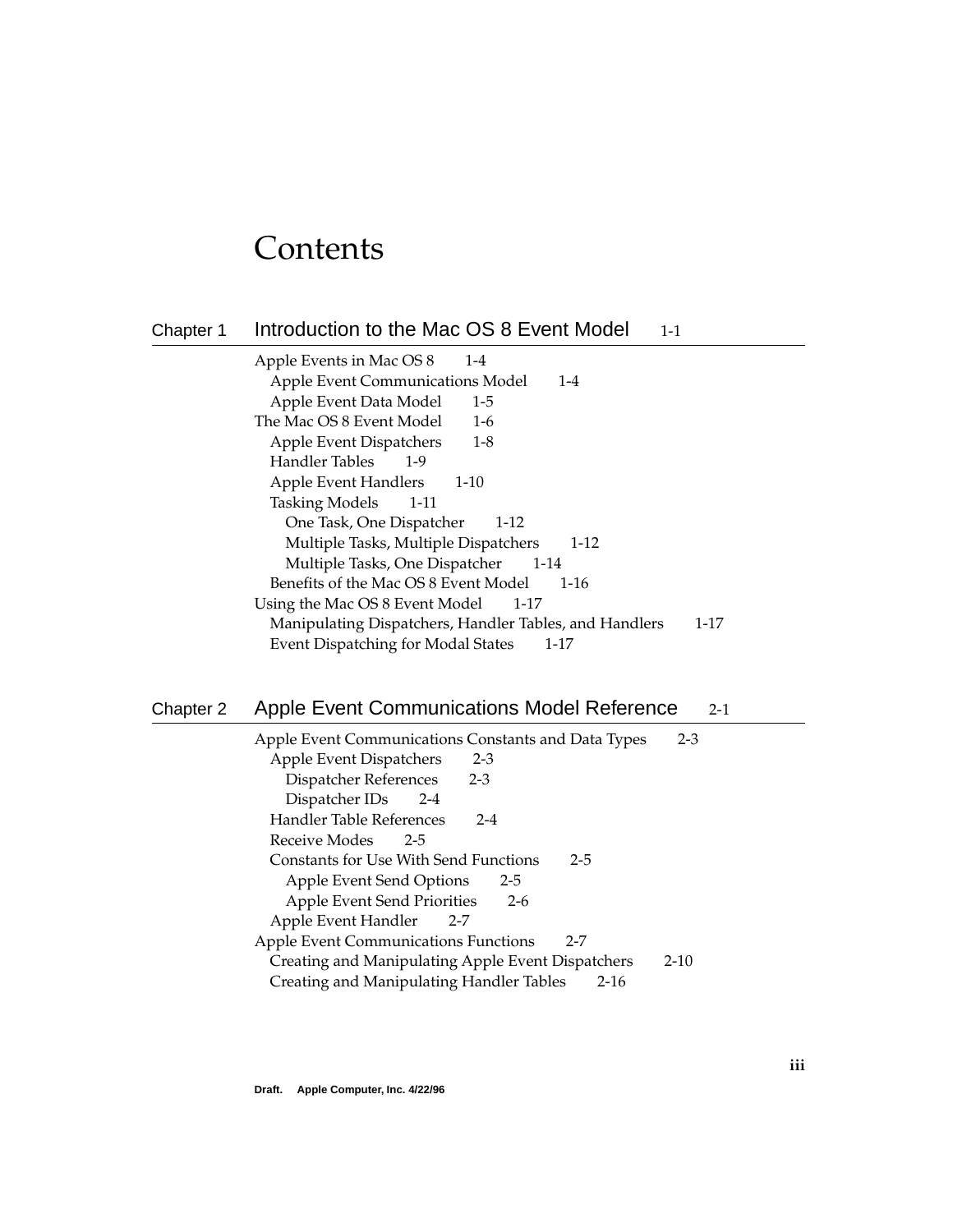# Contents

## Chapter 1 Introduction to the Mac OS 8 Event Model 1-1

Apple Events in Mac OS 8 1-4
- Apple Event Communications Model 1-4
- Apple Event Data Model 1-5

The Mac OS 8 Event Model 1-6
- Apple Event Dispatchers 1-8
- Handler Tables 1-9
- Apple Event Handlers 1-10
- Tasking Models 1-11
  - One Task, One Dispatcher 1-12
  - Multiple Tasks, Multiple Dispatchers 1-12
  - Multiple Tasks, One Dispatcher 1-14
- Benefits of the Mac OS 8 Event Model 1-16

Using the Mac OS 8 Event Model 1-17
- Manipulating Dispatchers, Handler Tables, and Handlers 1-17
- Event Dispatching for Modal States 1-17

## Chapter 2 Apple Event Communications Model Reference 2-1

Apple Event Communications Constants and Data Types 2-3
- Apple Event Dispatchers 2-3
  - Dispatcher References 2-3
  - Dispatcher IDs 2-4
- Handler Table References 2-4
- Receive Modes 2-5
- Constants for Use With Send Functions 2-5
  - Apple Event Send Options 2-5
  - Apple Event Send Priorities 2-6
- Apple Event Handler 2-7

Apple Event Communications Functions 2-7
- Creating and Manipulating Apple Event Dispatchers 2-10
- Creating and Manipulating Handler Tables 2-16

Draft. Apple Computer, Inc. 4/22/96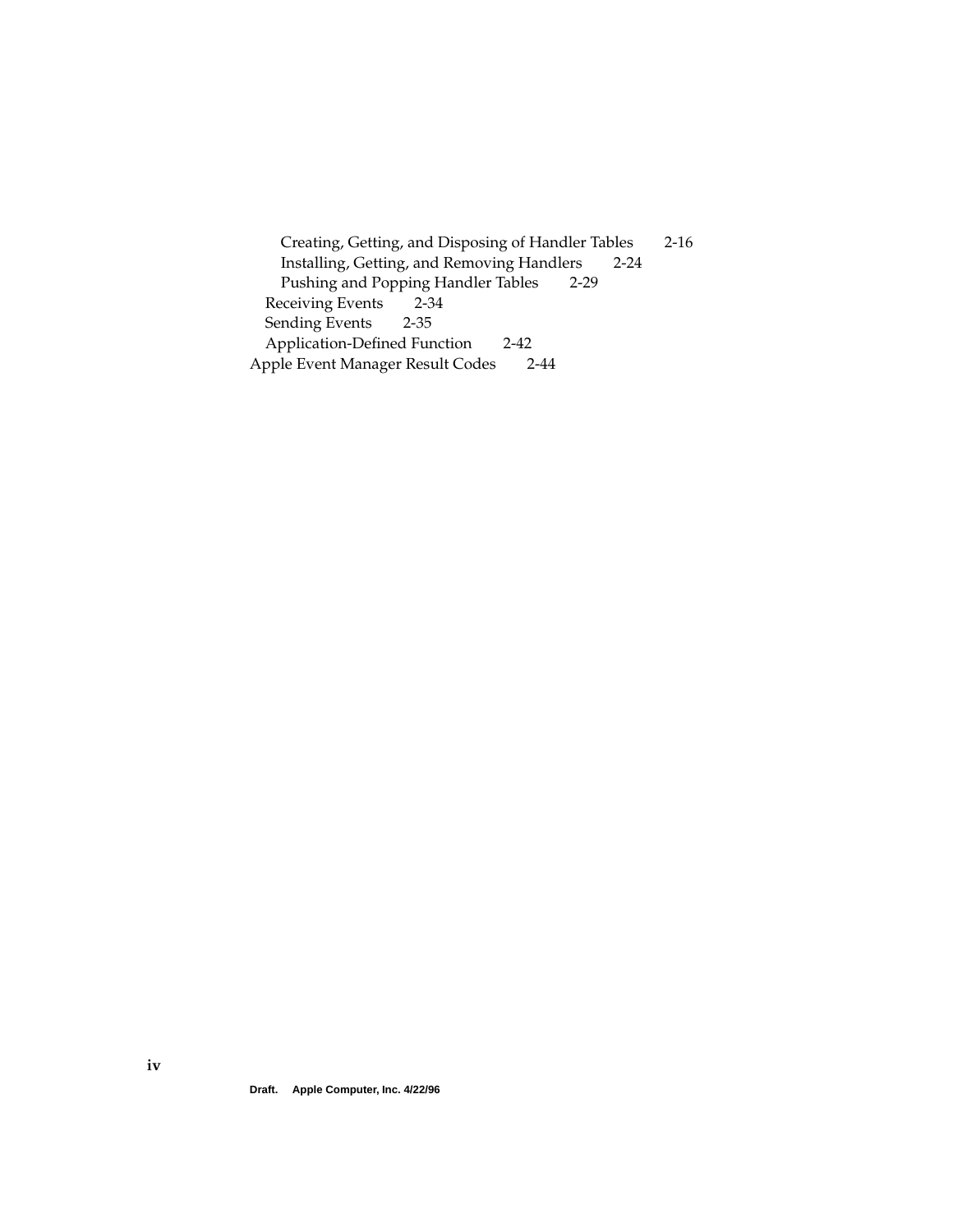- Creating, Getting, and Disposing of Handler Tables 2-16
- Installing, Getting, and Removing Handlers 2-24
- Pushing and Popping Handler Tables 2-29

Receiving Events 2-34

Sending Events 2-35

Application-Defined Function 2-42

Apple Event Manager Result Codes 2-44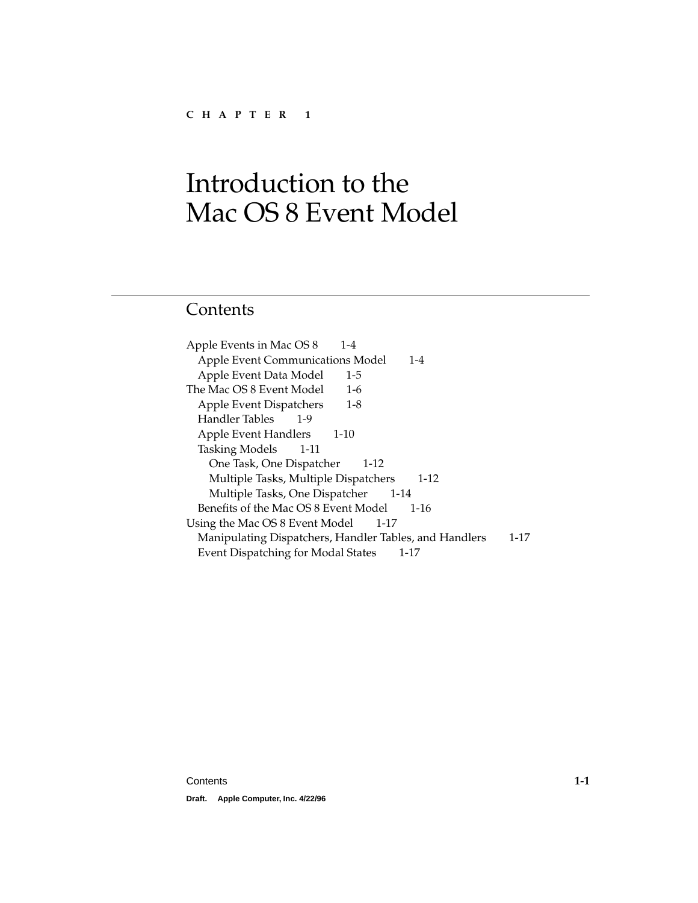C H A P T E R 1

# Introduction to the Mac OS 8 Event Model

## Contents

- Apple Events in Mac OS 8 1-4
  - Apple Event Communications Model 1-4
  - Apple Event Data Model 1-5
- The Mac OS 8 Event Model 1-6
  - Apple Event Dispatchers 1-8
  - Handler Tables 1-9
  - Apple Event Handlers 1-10
  - Tasking Models 1-11
    - One Task, One Dispatcher 1-12
    - Multiple Tasks, Multiple Dispatchers 1-12
    - Multiple Tasks, One Dispatcher 1-14
  - Benefits of the Mac OS 8 Event Model 1-16
- Using the Mac OS 8 Event Model 1-17
  - Manipulating Dispatchers, Handler Tables, and Handlers 1-17
  - Event Dispatching for Modal States 1-17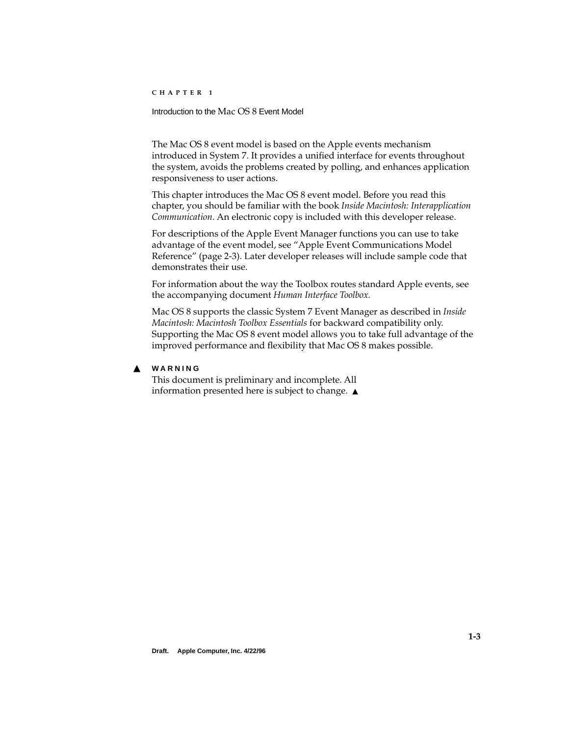The Mac OS 8 event model is based on the Apple events mechanism introduced in System 7. It provides a unified interface for events throughout the system, avoids the problems created by polling, and enhances application responsiveness to user actions.

This chapter introduces the Mac OS 8 event model. Before you read this chapter, you should be familiar with the book *Inside Macintosh: Interapplication Communication*. An electronic copy is included with this developer release.

For descriptions of the Apple Event Manager functions you can use to take advantage of the event model, see "Apple Event Communications Model Reference" (page 2-3). Later developer releases will include sample code that demonstrates their use.

For information about the way the Toolbox routes standard Apple events, see the accompanying document *Human Interface Toolbox.*

Mac OS 8 supports the classic System 7 Event Manager as described in *Inside Macintosh: Macintosh Toolbox Essentials* for backward compatibility only. Supporting the Mac OS 8 event model allows you to take full advantage of the improved performance and flexibility that Mac OS 8 makes possible.

▲ **WARNING**

This document is preliminary and incomplete. All information presented here is subject to change. ▲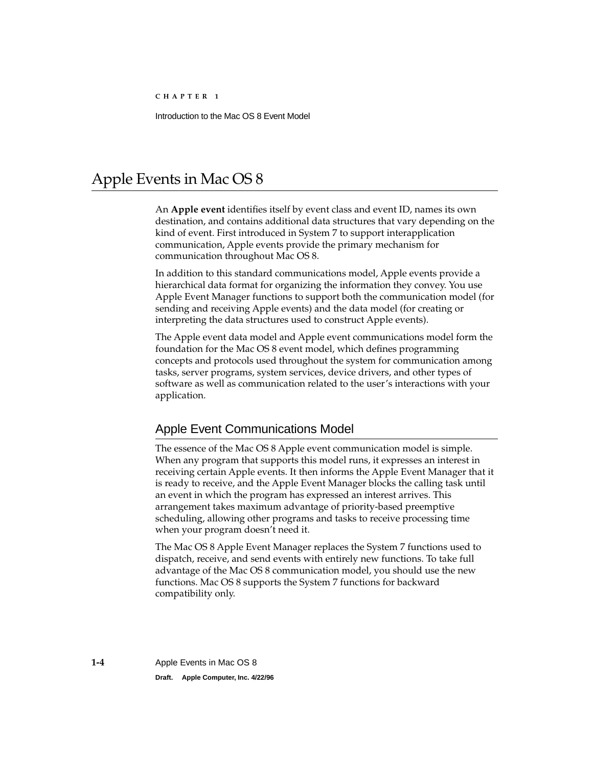# Apple Events in Mac OS 8

An **Apple event** identifies itself by event class and event ID, names its own destination, and contains additional data structures that vary depending on the kind of event. First introduced in System 7 to support interapplication communication, Apple events provide the primary mechanism for communication throughout Mac OS 8.

In addition to this standard communications model, Apple events provide a hierarchical data format for organizing the information they convey. You use Apple Event Manager functions to support both the communication model (for sending and receiving Apple events) and the data model (for creating or interpreting the data structures used to construct Apple events).

The Apple event data model and Apple event communications model form the foundation for the Mac OS 8 event model, which defines programming concepts and protocols used throughout the system for communication among tasks, server programs, system services, device drivers, and other types of software as well as communication related to the user's interactions with your application.

## Apple Event Communications Model

The essence of the Mac OS 8 Apple event communication model is simple. When any program that supports this model runs, it expresses an interest in receiving certain Apple events. It then informs the Apple Event Manager that it is ready to receive, and the Apple Event Manager blocks the calling task until an event in which the program has expressed an interest arrives. This arrangement takes maximum advantage of priority-based preemptive scheduling, allowing other programs and tasks to receive processing time when your program doesn't need it.

The Mac OS 8 Apple Event Manager replaces the System 7 functions used to dispatch, receive, and send events with entirely new functions. To take full advantage of the Mac OS 8 communication model, you should use the new functions. Mac OS 8 supports the System 7 functions for backward compatibility only.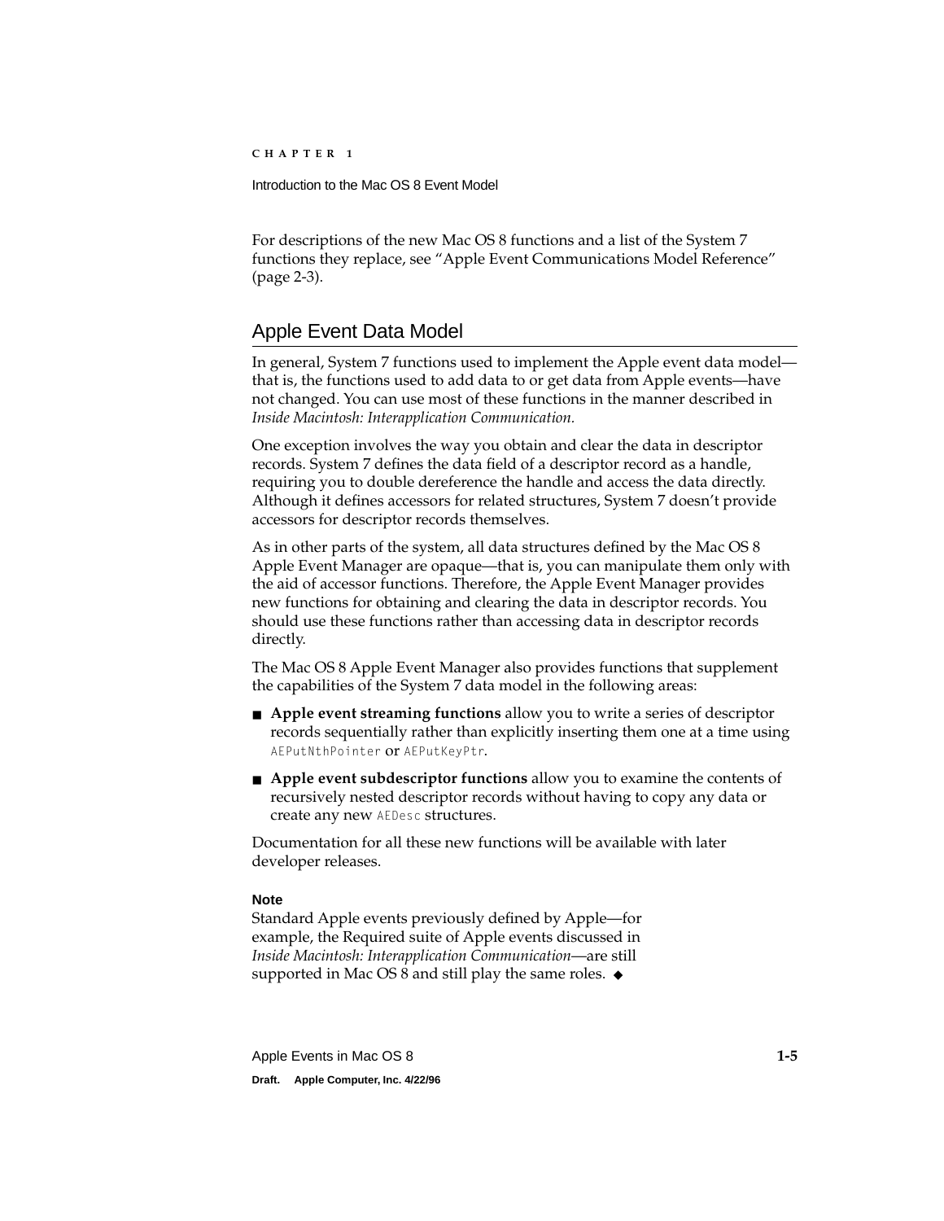For descriptions of the new Mac OS 8 functions and a list of the System 7 functions they replace, see "Apple Event Communications Model Reference" (page 2-3).

## Apple Event Data Model

In general, System 7 functions used to implement the Apple event data model—that is, the functions used to add data to or get data from Apple events—have not changed. You can use most of these functions in the manner described in *Inside Macintosh: Interapplication Communication.*

One exception involves the way you obtain and clear the data in descriptor records. System 7 defines the data field of a descriptor record as a handle, requiring you to double dereference the handle and access the data directly. Although it defines accessors for related structures, System 7 doesn't provide accessors for descriptor records themselves.

As in other parts of the system, all data structures defined by the Mac OS 8 Apple Event Manager are opaque—that is, you can manipulate them only with the aid of accessor functions. Therefore, the Apple Event Manager provides new functions for obtaining and clearing the data in descriptor records. You should use these functions rather than accessing data in descriptor records directly.

The Mac OS 8 Apple Event Manager also provides functions that supplement the capabilities of the System 7 data model in the following areas:

- **Apple event streaming functions** allow you to write a series of descriptor records sequentially rather than explicitly inserting them one at a time using `AEPutNthPointer` or `AEPutKeyPtr`.
- **Apple event subdescriptor functions** allow you to examine the contents of recursively nested descriptor records without having to copy any data or create any new `AEDesc` structures.

Documentation for all these new functions will be available with later developer releases.

**Note**

Standard Apple events previously defined by Apple—for example, the Required suite of Apple events discussed in *Inside Macintosh: Interapplication Communication*—are still supported in Mac OS 8 and still play the same roles. ◆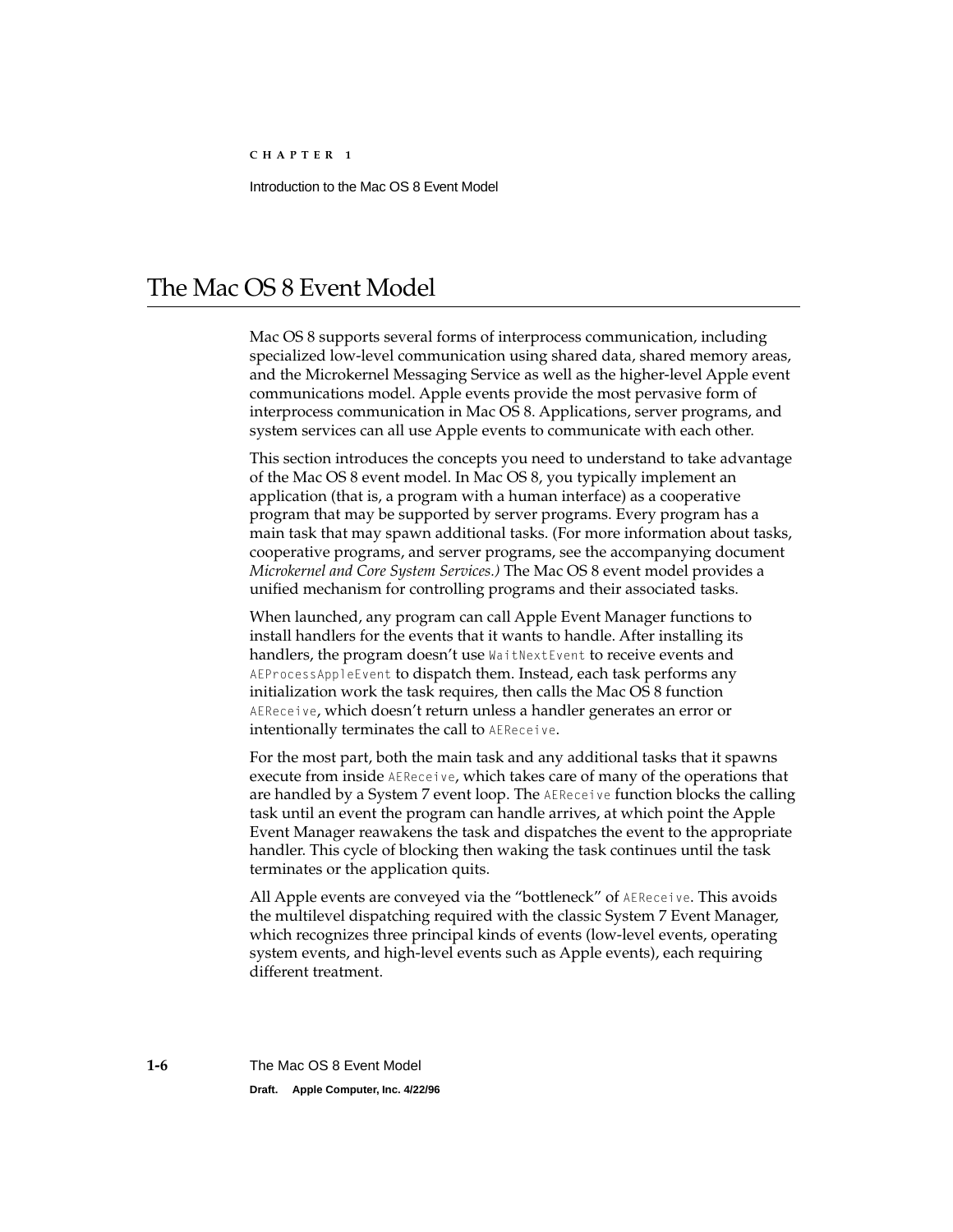## The Mac OS 8 Event Model

Mac OS 8 supports several forms of interprocess communication, including specialized low-level communication using shared data, shared memory areas, and the Microkernel Messaging Service as well as the higher-level Apple event communications model. Apple events provide the most pervasive form of interprocess communication in Mac OS 8. Applications, server programs, and system services can all use Apple events to communicate with each other.

This section introduces the concepts you need to understand to take advantage of the Mac OS 8 event model. In Mac OS 8, you typically implement an application (that is, a program with a human interface) as a cooperative program that may be supported by server programs. Every program has a main task that may spawn additional tasks. (For more information about tasks, cooperative programs, and server programs, see the accompanying document *Microkernel and Core System Services.)* The Mac OS 8 event model provides a unified mechanism for controlling programs and their associated tasks.

When launched, any program can call Apple Event Manager functions to install handlers for the events that it wants to handle. After installing its handlers, the program doesn't use `WaitNextEvent` to receive events and `AEProcessAppleEvent` to dispatch them. Instead, each task performs any initialization work the task requires, then calls the Mac OS 8 function `AEReceive`, which doesn't return unless a handler generates an error or intentionally terminates the call to `AEReceive`.

For the most part, both the main task and any additional tasks that it spawns execute from inside `AEReceive`, which takes care of many of the operations that are handled by a System 7 event loop. The `AEReceive` function blocks the calling task until an event the program can handle arrives, at which point the Apple Event Manager reawakens the task and dispatches the event to the appropriate handler. This cycle of blocking then waking the task continues until the task terminates or the application quits.

All Apple events are conveyed via the "bottleneck" of `AEReceive`. This avoids the multilevel dispatching required with the classic System 7 Event Manager, which recognizes three principal kinds of events (low-level events, operating system events, and high-level events such as Apple events), each requiring different treatment.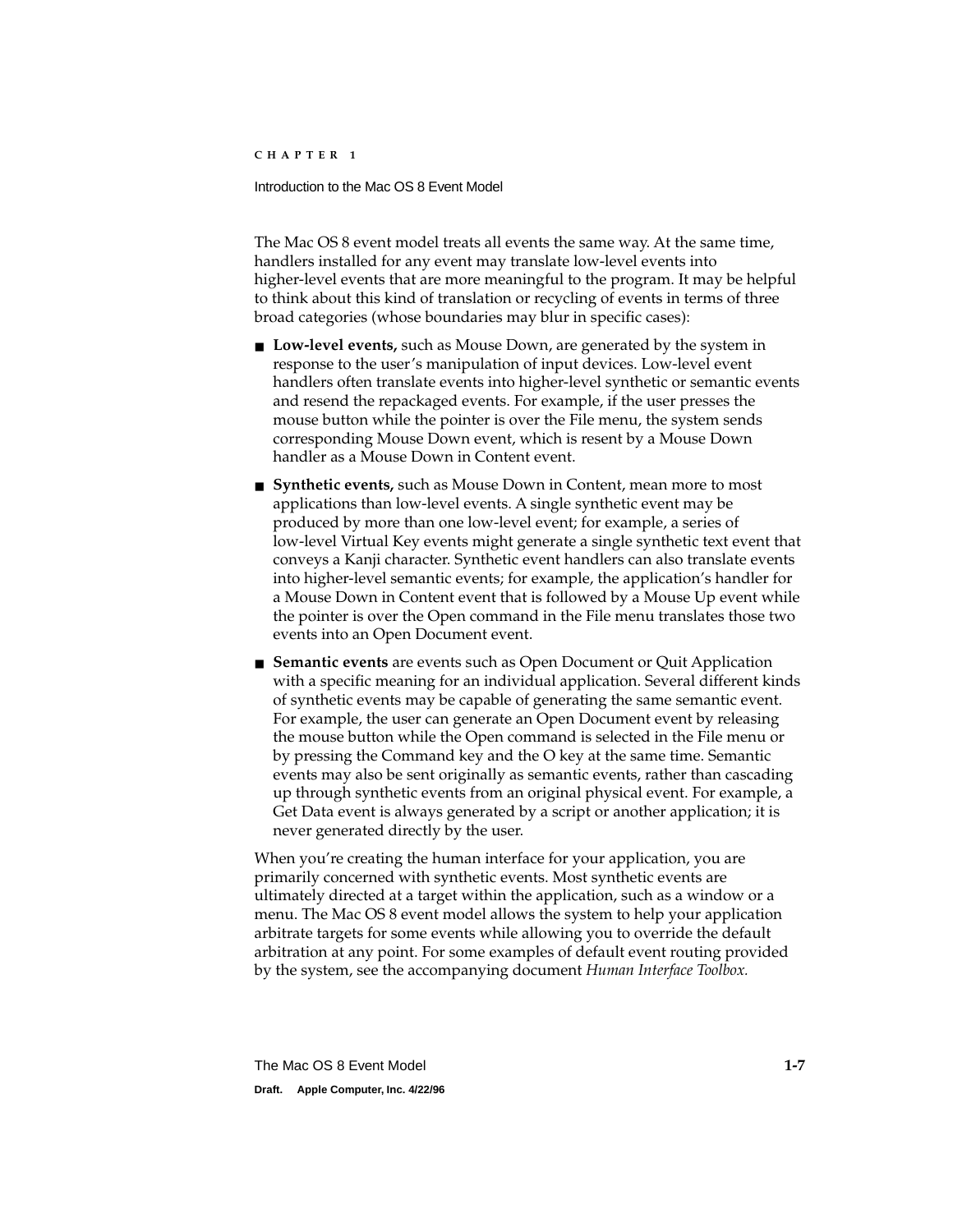The Mac OS 8 event model treats all events the same way. At the same time, handlers installed for any event may translate low-level events into higher-level events that are more meaningful to the program. It may be helpful to think about this kind of translation or recycling of events in terms of three broad categories (whose boundaries may blur in specific cases):

- **Low-level events,** such as Mouse Down, are generated by the system in response to the user's manipulation of input devices. Low-level event handlers often translate events into higher-level synthetic or semantic events and resend the repackaged events. For example, if the user presses the mouse button while the pointer is over the File menu, the system sends corresponding Mouse Down event, which is resent by a Mouse Down handler as a Mouse Down in Content event.
- **Synthetic events,** such as Mouse Down in Content, mean more to most applications than low-level events. A single synthetic event may be produced by more than one low-level event; for example, a series of low-level Virtual Key events might generate a single synthetic text event that conveys a Kanji character. Synthetic event handlers can also translate events into higher-level semantic events; for example, the application's handler for a Mouse Down in Content event that is followed by a Mouse Up event while the pointer is over the Open command in the File menu translates those two events into an Open Document event.
- **Semantic events** are events such as Open Document or Quit Application with a specific meaning for an individual application. Several different kinds of synthetic events may be capable of generating the same semantic event. For example, the user can generate an Open Document event by releasing the mouse button while the Open command is selected in the File menu or by pressing the Command key and the O key at the same time. Semantic events may also be sent originally as semantic events, rather than cascading up through synthetic events from an original physical event. For example, a Get Data event is always generated by a script or another application; it is never generated directly by the user.

When you're creating the human interface for your application, you are primarily concerned with synthetic events. Most synthetic events are ultimately directed at a target within the application, such as a window or a menu. The Mac OS 8 event model allows the system to help your application arbitrate targets for some events while allowing you to override the default arbitration at any point. For some examples of default event routing provided by the system, see the accompanying document *Human Interface Toolbox.*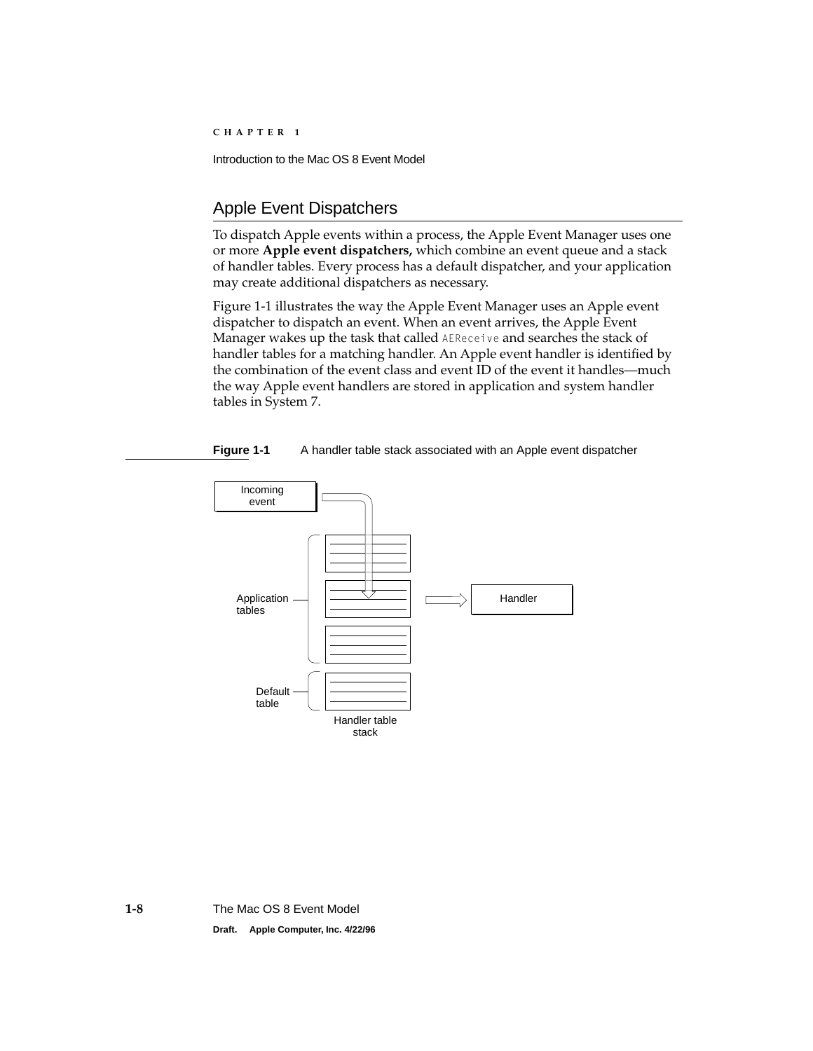## Apple Event Dispatchers

To dispatch Apple events within a process, the Apple Event Manager uses one or more **Apple event dispatchers,** which combine an event queue and a stack of handler tables. Every process has a default dispatcher, and your application may create additional dispatchers as necessary.

Figure 1-1 illustrates the way the Apple Event Manager uses an Apple event dispatcher to dispatch an event. When an event arrives, the Apple Event Manager wakes up the task that called `AEReceive` and searches the stack of handler tables for a matching handler. An Apple event handler is identified by the combination of the event class and event ID of the event it handles—much the way Apple event handlers are stored in application and system handler tables in System 7.

**Figure 1-1** A handler table stack associated with an Apple event dispatcher

Incoming event

Application tables

Handler

Default table

Handler table stack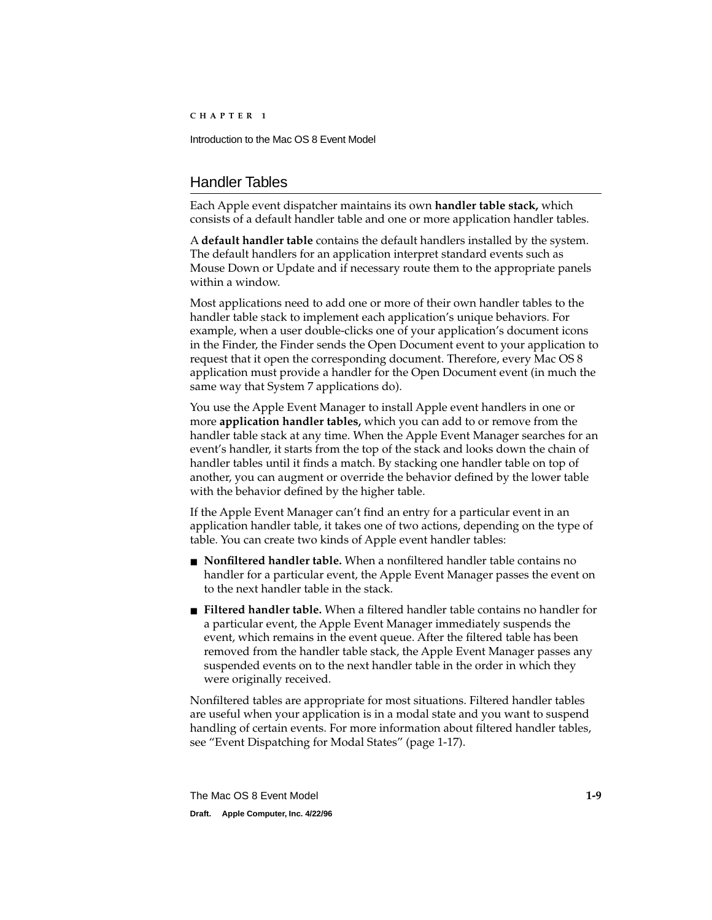## Handler Tables

Each Apple event dispatcher maintains its own **handler table stack,** which consists of a default handler table and one or more application handler tables.

A **default handler table** contains the default handlers installed by the system. The default handlers for an application interpret standard events such as Mouse Down or Update and if necessary route them to the appropriate panels within a window.

Most applications need to add one or more of their own handler tables to the handler table stack to implement each application's unique behaviors. For example, when a user double-clicks one of your application's document icons in the Finder, the Finder sends the Open Document event to your application to request that it open the corresponding document. Therefore, every Mac OS 8 application must provide a handler for the Open Document event (in much the same way that System 7 applications do).

You use the Apple Event Manager to install Apple event handlers in one or more **application handler tables,** which you can add to or remove from the handler table stack at any time. When the Apple Event Manager searches for an event's handler, it starts from the top of the stack and looks down the chain of handler tables until it finds a match. By stacking one handler table on top of another, you can augment or override the behavior defined by the lower table with the behavior defined by the higher table.

If the Apple Event Manager can't find an entry for a particular event in an application handler table, it takes one of two actions, depending on the type of table. You can create two kinds of Apple event handler tables:

- **Nonfiltered handler table.** When a nonfiltered handler table contains no handler for a particular event, the Apple Event Manager passes the event on to the next handler table in the stack.
- **Filtered handler table.** When a filtered handler table contains no handler for a particular event, the Apple Event Manager immediately suspends the event, which remains in the event queue. After the filtered table has been removed from the handler table stack, the Apple Event Manager passes any suspended events on to the next handler table in the order in which they were originally received.

Nonfiltered tables are appropriate for most situations. Filtered handler tables are useful when your application is in a modal state and you want to suspend handling of certain events. For more information about filtered handler tables, see "Event Dispatching for Modal States" (page 1-17).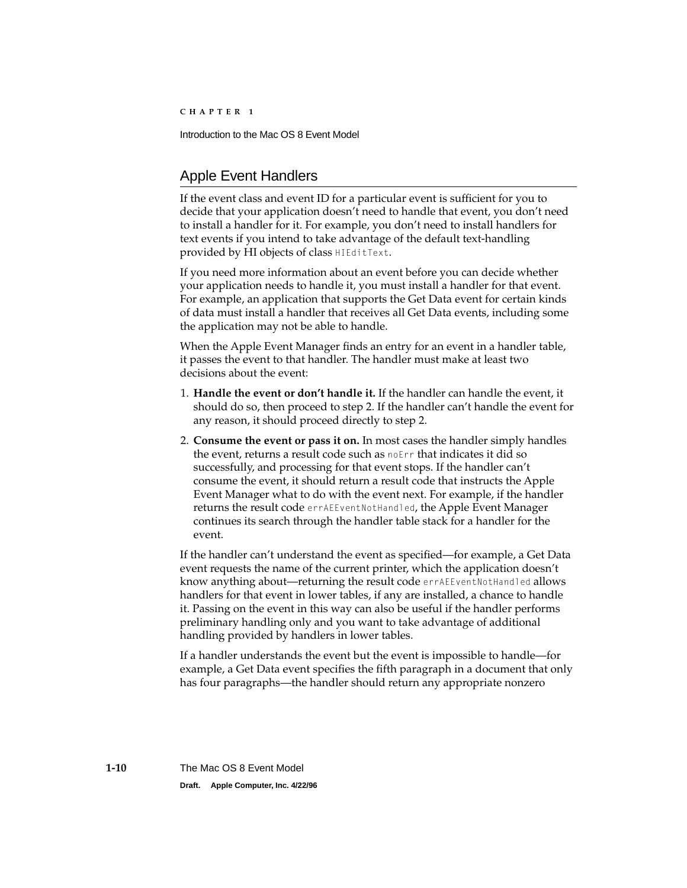## Apple Event Handlers

If the event class and event ID for a particular event is sufficient for you to decide that your application doesn't need to handle that event, you don't need to install a handler for it. For example, you don't need to install handlers for text events if you intend to take advantage of the default text-handling provided by HI objects of class `HIEditText`.

If you need more information about an event before you can decide whether your application needs to handle it, you must install a handler for that event. For example, an application that supports the Get Data event for certain kinds of data must install a handler that receives all Get Data events, including some the application may not be able to handle.

When the Apple Event Manager finds an entry for an event in a handler table, it passes the event to that handler. The handler must make at least two decisions about the event:

1. **Handle the event or don't handle it.** If the handler can handle the event, it should do so, then proceed to step 2. If the handler can't handle the event for any reason, it should proceed directly to step 2.
2. **Consume the event or pass it on.** In most cases the handler simply handles the event, returns a result code such as `noErr` that indicates it did so successfully, and processing for that event stops. If the handler can't consume the event, it should return a result code that instructs the Apple Event Manager what to do with the event next. For example, if the handler returns the result code `errAEEventNotHandled`, the Apple Event Manager continues its search through the handler table stack for a handler for the event.

If the handler can't understand the event as specified—for example, a Get Data event requests the name of the current printer, which the application doesn't know anything about—returning the result code `errAEEventNotHandled` allows handlers for that event in lower tables, if any are installed, a chance to handle it. Passing on the event in this way can also be useful if the handler performs preliminary handling only and you want to take advantage of additional handling provided by handlers in lower tables.

If a handler understands the event but the event is impossible to handle—for example, a Get Data event specifies the fifth paragraph in a document that only has four paragraphs—the handler should return any appropriate nonzero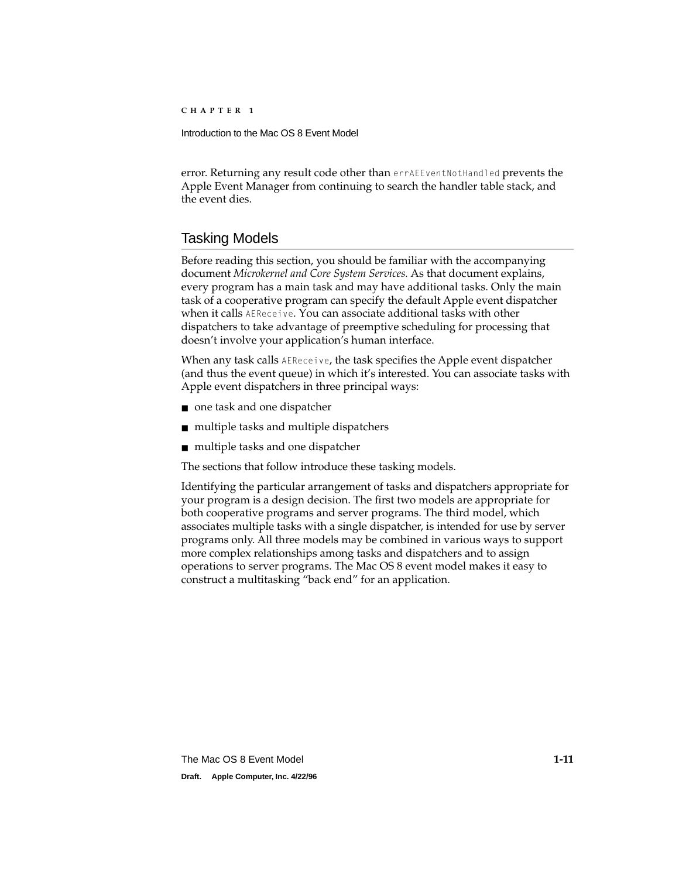error. Returning any result code other than `errAEEventNotHandled` prevents the Apple Event Manager from continuing to search the handler table stack, and the event dies.

## Tasking Models

Before reading this section, you should be familiar with the accompanying document *Microkernel and Core System Services.* As that document explains, every program has a main task and may have additional tasks. Only the main task of a cooperative program can specify the default Apple event dispatcher when it calls `AEReceive`. You can associate additional tasks with other dispatchers to take advantage of preemptive scheduling for processing that doesn't involve your application's human interface.

When any task calls `AEReceive`, the task specifies the Apple event dispatcher (and thus the event queue) in which it's interested. You can associate tasks with Apple event dispatchers in three principal ways:

- one task and one dispatcher
- multiple tasks and multiple dispatchers
- multiple tasks and one dispatcher

The sections that follow introduce these tasking models.

Identifying the particular arrangement of tasks and dispatchers appropriate for your program is a design decision. The first two models are appropriate for both cooperative programs and server programs. The third model, which associates multiple tasks with a single dispatcher, is intended for use by server programs only. All three models may be combined in various ways to support more complex relationships among tasks and dispatchers and to assign operations to server programs. The Mac OS 8 event model makes it easy to construct a multitasking "back end" for an application.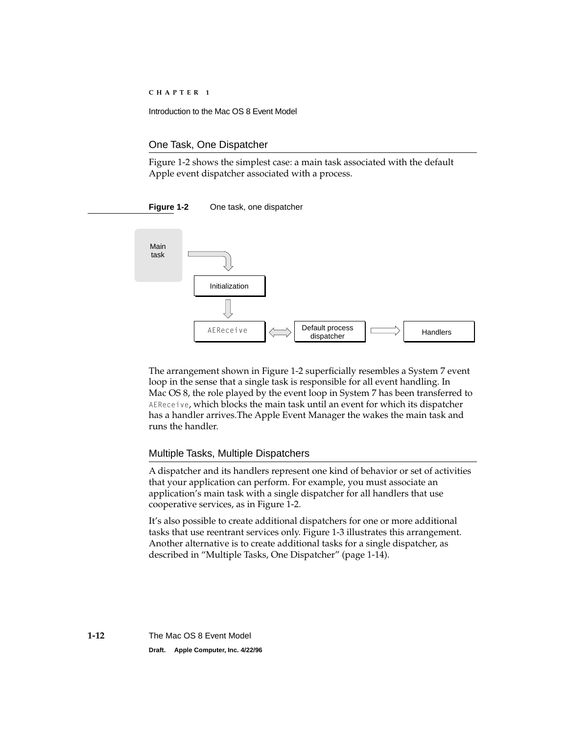## One Task, One Dispatcher

Figure 1-2 shows the simplest case: a main task associated with the default Apple event dispatcher associated with a process.

**Figure 1-2** One task, one dispatcher

Main task

Initialization

AEReceive

Default process dispatcher

Handlers

The arrangement shown in Figure 1-2 superficially resembles a System 7 event loop in the sense that a single task is responsible for all event handling. In Mac OS 8, the role played by the event loop in System 7 has been transferred to `AEReceive`, which blocks the main task until an event for which its dispatcher has a handler arrives.The Apple Event Manager the wakes the main task and runs the handler.

## Multiple Tasks, Multiple Dispatchers

A dispatcher and its handlers represent one kind of behavior or set of activities that your application can perform. For example, you must associate an application's main task with a single dispatcher for all handlers that use cooperative services, as in Figure 1-2.

It's also possible to create additional dispatchers for one or more additional tasks that use reentrant services only. Figure 1-3 illustrates this arrangement. Another alternative is to create additional tasks for a single dispatcher, as described in "Multiple Tasks, One Dispatcher" (page 1-14).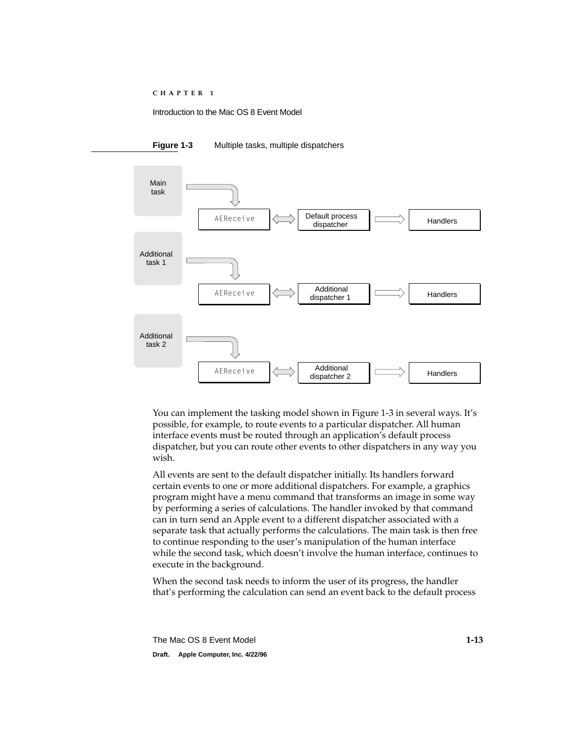**Figure 1-3** Multiple tasks, multiple dispatchers

You can implement the tasking model shown in Figure 1-3 in several ways. It's possible, for example, to route events to a particular dispatcher. All human interface events must be routed through an application's default process dispatcher, but you can route other events to other dispatchers in any way you wish.

All events are sent to the default dispatcher initially. Its handlers forward certain events to one or more additional dispatchers. For example, a graphics program might have a menu command that transforms an image in some way by performing a series of calculations. The handler invoked by that command can in turn send an Apple event to a different dispatcher associated with a separate task that actually performs the calculations. The main task is then free to continue responding to the user's manipulation of the human interface while the second task, which doesn't involve the human interface, continues to execute in the background.

When the second task needs to inform the user of its progress, the handler that's performing the calculation can send an event back to the default process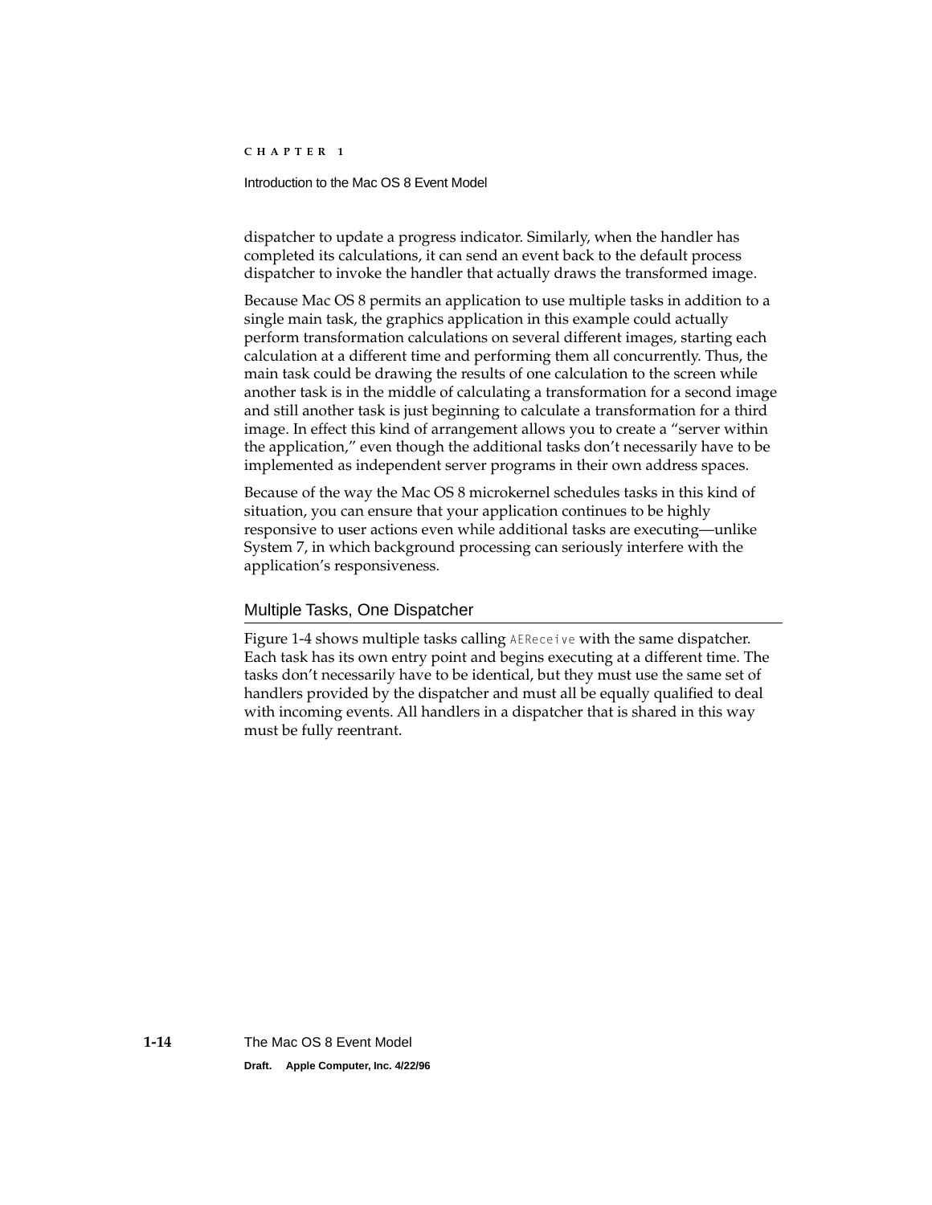dispatcher to update a progress indicator. Similarly, when the handler has completed its calculations, it can send an event back to the default process dispatcher to invoke the handler that actually draws the transformed image.

Because Mac OS 8 permits an application to use multiple tasks in addition to a single main task, the graphics application in this example could actually perform transformation calculations on several different images, starting each calculation at a different time and performing them all concurrently. Thus, the main task could be drawing the results of one calculation to the screen while another task is in the middle of calculating a transformation for a second image and still another task is just beginning to calculate a transformation for a third image. In effect this kind of arrangement allows you to create a "server within the application," even though the additional tasks don't necessarily have to be implemented as independent server programs in their own address spaces.

Because of the way the Mac OS 8 microkernel schedules tasks in this kind of situation, you can ensure that your application continues to be highly responsive to user actions even while additional tasks are executing—unlike System 7, in which background processing can seriously interfere with the application's responsiveness.

## Multiple Tasks, One Dispatcher

Figure 1-4 shows multiple tasks calling `AEReceive` with the same dispatcher. Each task has its own entry point and begins executing at a different time. The tasks don't necessarily have to be identical, but they must use the same set of handlers provided by the dispatcher and must all be equally qualified to deal with incoming events. All handlers in a dispatcher that is shared in this way must be fully reentrant.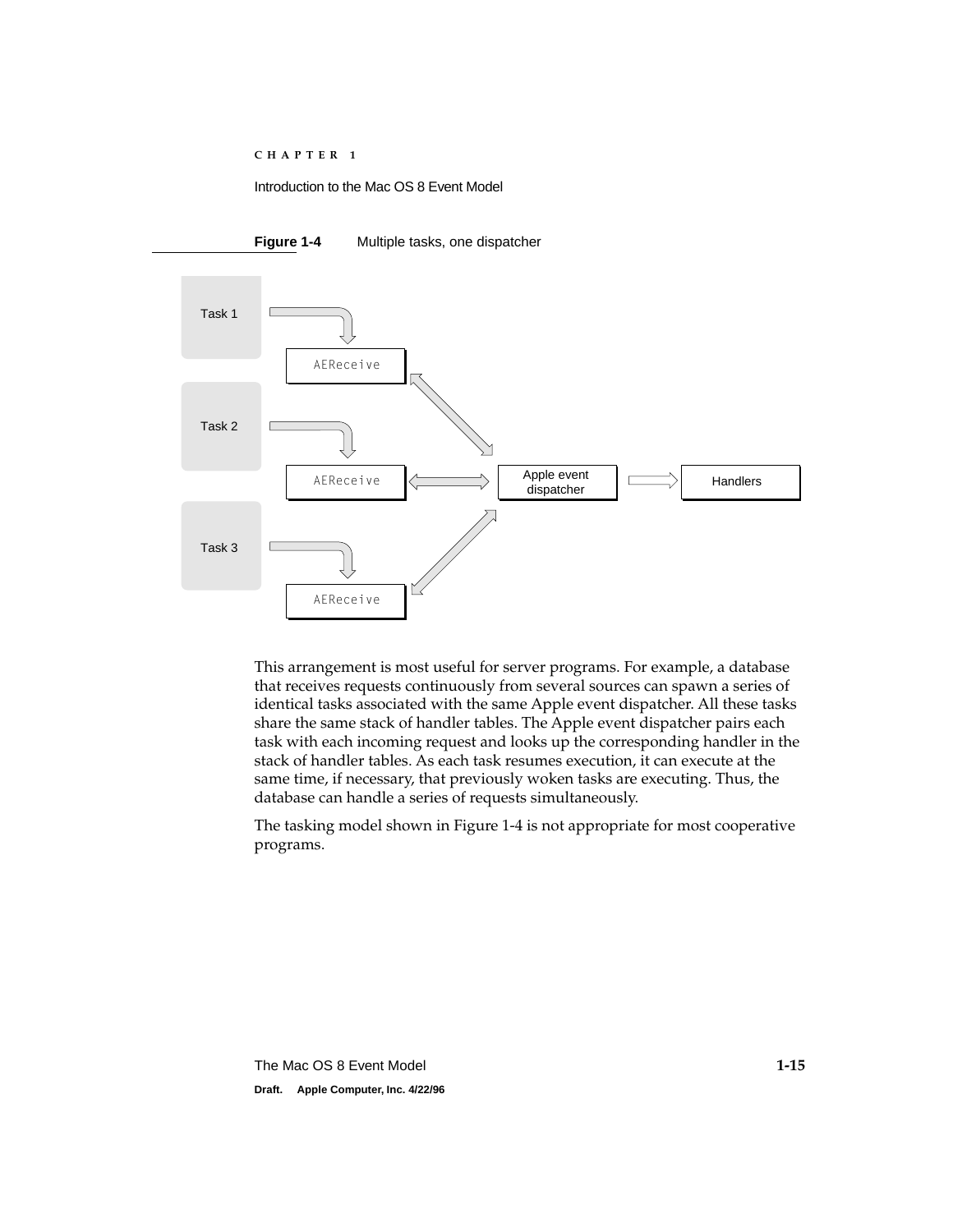**Figure 1-4** Multiple tasks, one dispatcher

This arrangement is most useful for server programs. For example, a database that receives requests continuously from several sources can spawn a series of identical tasks associated with the same Apple event dispatcher. All these tasks share the same stack of handler tables. The Apple event dispatcher pairs each task with each incoming request and looks up the corresponding handler in the stack of handler tables. As each task resumes execution, it can execute at the same time, if necessary, that previously woken tasks are executing. Thus, the database can handle a series of requests simultaneously.

The tasking model shown in Figure 1-4 is not appropriate for most cooperative programs.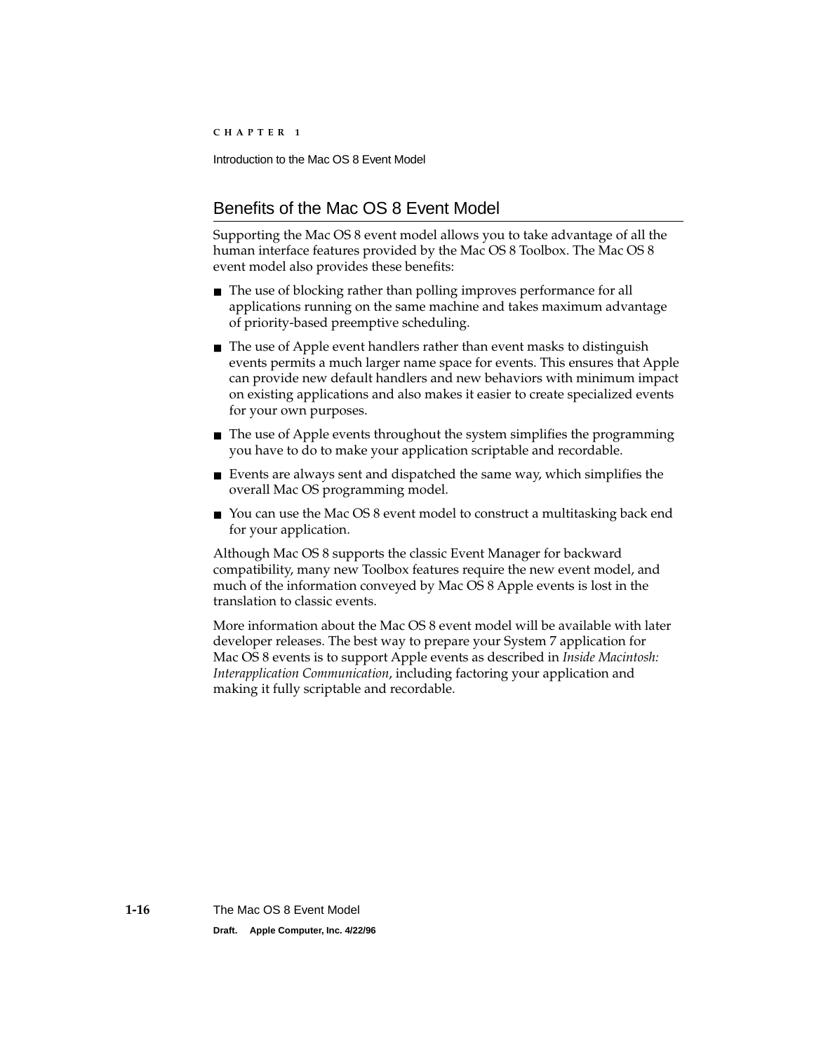## Benefits of the Mac OS 8 Event Model

Supporting the Mac OS 8 event model allows you to take advantage of all the human interface features provided by the Mac OS 8 Toolbox. The Mac OS 8 event model also provides these benefits:

- The use of blocking rather than polling improves performance for all applications running on the same machine and takes maximum advantage of priority-based preemptive scheduling.
- The use of Apple event handlers rather than event masks to distinguish events permits a much larger name space for events. This ensures that Apple can provide new default handlers and new behaviors with minimum impact on existing applications and also makes it easier to create specialized events for your own purposes.
- The use of Apple events throughout the system simplifies the programming you have to do to make your application scriptable and recordable.
- Events are always sent and dispatched the same way, which simplifies the overall Mac OS programming model.
- You can use the Mac OS 8 event model to construct a multitasking back end for your application.

Although Mac OS 8 supports the classic Event Manager for backward compatibility, many new Toolbox features require the new event model, and much of the information conveyed by Mac OS 8 Apple events is lost in the translation to classic events.

More information about the Mac OS 8 event model will be available with later developer releases. The best way to prepare your System 7 application for Mac OS 8 events is to support Apple events as described in *Inside Macintosh: Interapplication Communication*, including factoring your application and making it fully scriptable and recordable.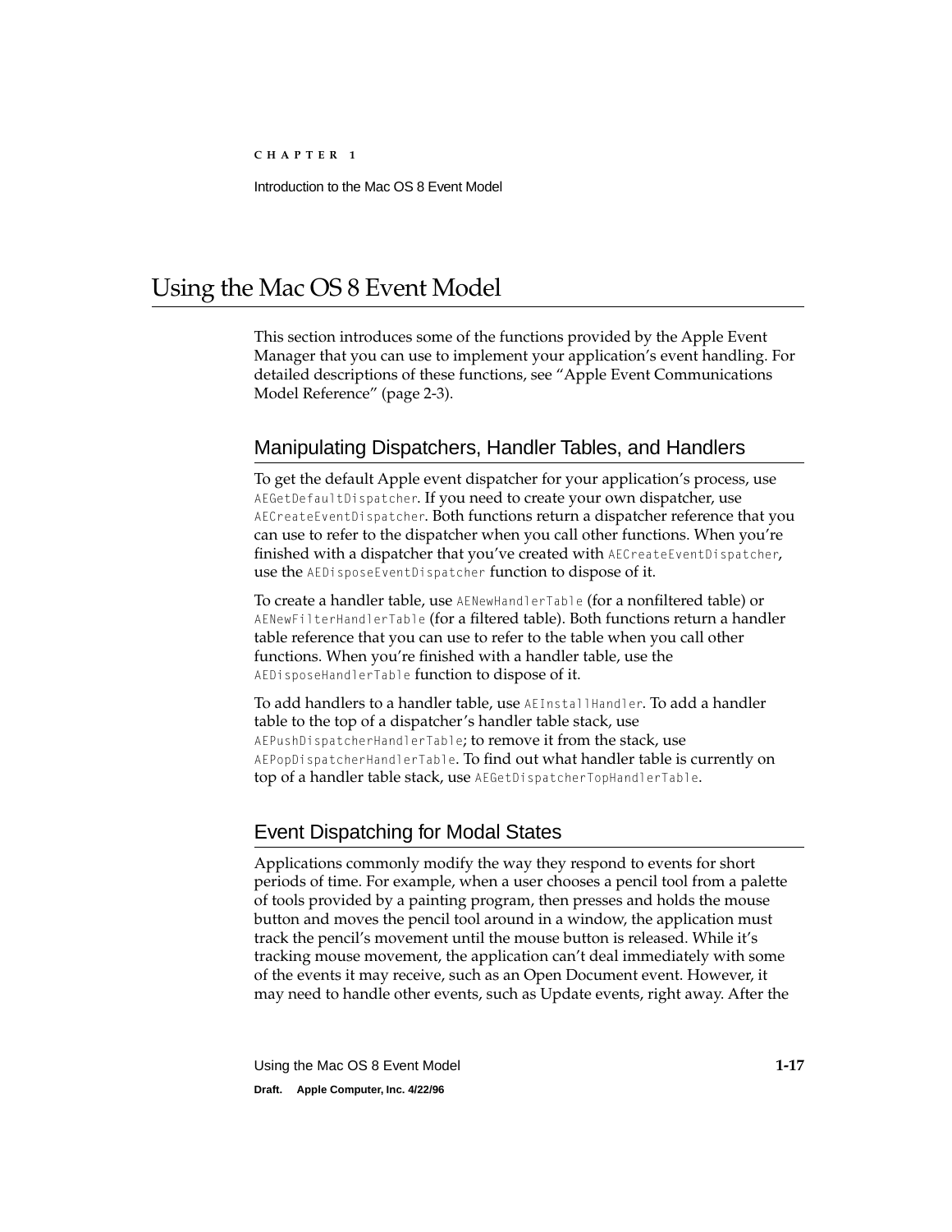# Using the Mac OS 8 Event Model

This section introduces some of the functions provided by the Apple Event Manager that you can use to implement your application's event handling. For detailed descriptions of these functions, see "Apple Event Communications Model Reference" (page 2-3).

## Manipulating Dispatchers, Handler Tables, and Handlers

To get the default Apple event dispatcher for your application's process, use `AEGetDefaultDispatcher`. If you need to create your own dispatcher, use `AECreateEventDispatcher`. Both functions return a dispatcher reference that you can use to refer to the dispatcher when you call other functions. When you're finished with a dispatcher that you've created with `AECreateEventDispatcher`, use the `AEDisposeEventDispatcher` function to dispose of it.

To create a handler table, use `AENewHandlerTable` (for a nonfiltered table) or `AENewFilterHandlerTable` (for a filtered table). Both functions return a handler table reference that you can use to refer to the table when you call other functions. When you're finished with a handler table, use the `AEDisposeHandlerTable` function to dispose of it.

To add handlers to a handler table, use `AEInstallHandler`. To add a handler table to the top of a dispatcher's handler table stack, use `AEPushDispatcherHandlerTable`; to remove it from the stack, use `AEPopDispatcherHandlerTable`. To find out what handler table is currently on top of a handler table stack, use `AEGetDispatcherTopHandlerTable`.

## Event Dispatching for Modal States

Applications commonly modify the way they respond to events for short periods of time. For example, when a user chooses a pencil tool from a palette of tools provided by a painting program, then presses and holds the mouse button and moves the pencil tool around in a window, the application must track the pencil's movement until the mouse button is released. While it's tracking mouse movement, the application can't deal immediately with some of the events it may receive, such as an Open Document event. However, it may need to handle other events, such as Update events, right away. After the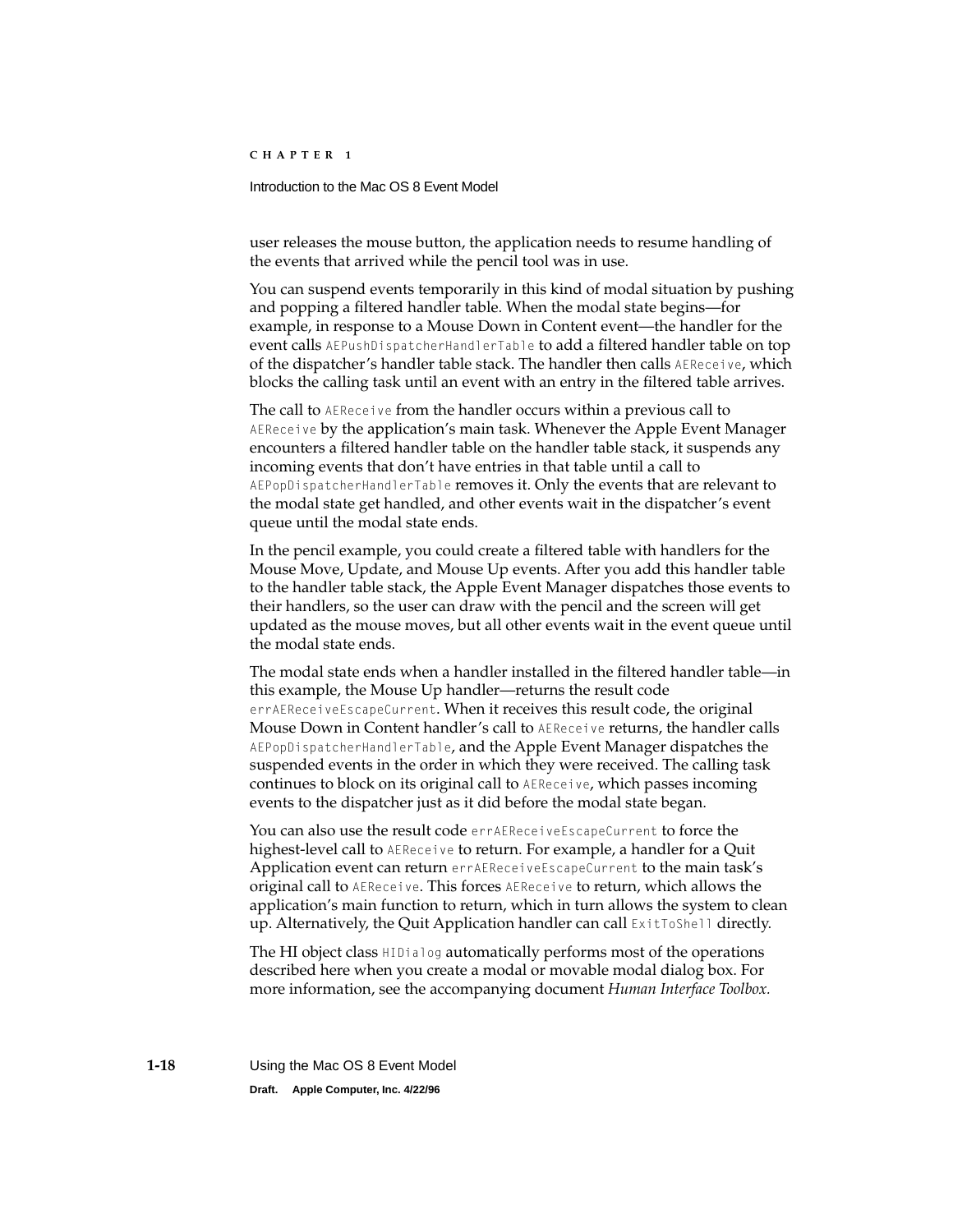user releases the mouse button, the application needs to resume handling of the events that arrived while the pencil tool was in use.

You can suspend events temporarily in this kind of modal situation by pushing and popping a filtered handler table. When the modal state begins—for example, in response to a Mouse Down in Content event—the handler for the event calls `AEPushDispatcherHandlerTable` to add a filtered handler table on top of the dispatcher's handler table stack. The handler then calls `AEReceive`, which blocks the calling task until an event with an entry in the filtered table arrives.

The call to `AEReceive` from the handler occurs within a previous call to `AEReceive` by the application's main task. Whenever the Apple Event Manager encounters a filtered handler table on the handler table stack, it suspends any incoming events that don't have entries in that table until a call to `AEPopDispatcherHandlerTable` removes it. Only the events that are relevant to the modal state get handled, and other events wait in the dispatcher's event queue until the modal state ends.

In the pencil example, you could create a filtered table with handlers for the Mouse Move, Update, and Mouse Up events. After you add this handler table to the handler table stack, the Apple Event Manager dispatches those events to their handlers, so the user can draw with the pencil and the screen will get updated as the mouse moves, but all other events wait in the event queue until the modal state ends.

The modal state ends when a handler installed in the filtered handler table—in this example, the Mouse Up handler—returns the result code `errAEReceiveEscapeCurrent`. When it receives this result code, the original Mouse Down in Content handler's call to `AEReceive` returns, the handler calls `AEPopDispatcherHandlerTable`, and the Apple Event Manager dispatches the suspended events in the order in which they were received. The calling task continues to block on its original call to `AEReceive`, which passes incoming events to the dispatcher just as it did before the modal state began.

You can also use the result code `errAEReceiveEscapeCurrent` to force the highest-level call to `AEReceive` to return. For example, a handler for a Quit Application event can return `errAEReceiveEscapeCurrent` to the main task's original call to `AEReceive`. This forces `AEReceive` to return, which allows the application's main function to return, which in turn allows the system to clean up. Alternatively, the Quit Application handler can call `ExitToShell` directly.

The HI object class `HIDialog` automatically performs most of the operations described here when you create a modal or movable modal dialog box. For more information, see the accompanying document *Human Interface Toolbox.*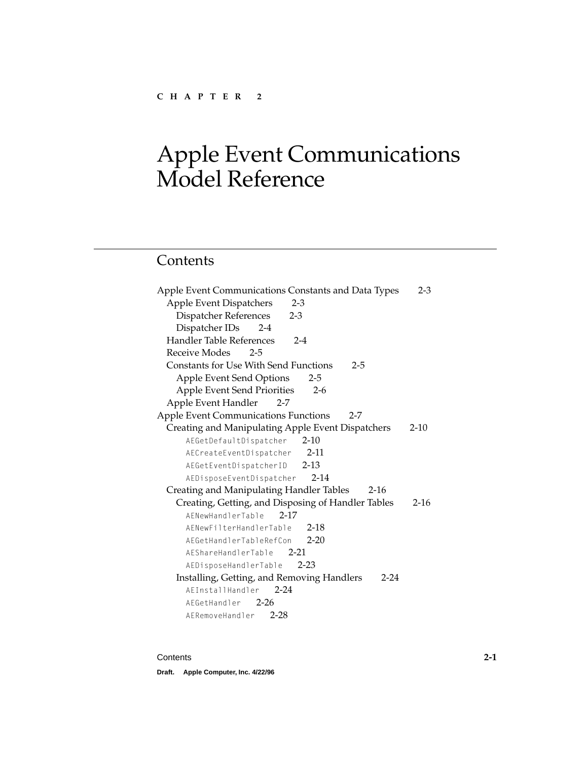CHAPTER 2

# Apple Event Communications Model Reference

## Contents

Apple Event Communications Constants and Data Types 2-3
- Apple Event Dispatchers 2-3
  - Dispatcher References 2-3
  - Dispatcher IDs 2-4
- Handler Table References 2-4
- Receive Modes 2-5
- Constants for Use With Send Functions 2-5
  - Apple Event Send Options 2-5
  - Apple Event Send Priorities 2-6
- Apple Event Handler 2-7

Apple Event Communications Functions 2-7
- Creating and Manipulating Apple Event Dispatchers 2-10
  - `AEGetDefaultDispatcher` 2-10
  - `AECreateEventDispatcher` 2-11
  - `AEGetEventDispatcherID` 2-13
  - `AEDisposeEventDispatcher` 2-14
- Creating and Manipulating Handler Tables 2-16
  - Creating, Getting, and Disposing of Handler Tables 2-16
    - `AENewHandlerTable` 2-17
    - `AENewFilterHandlerTable` 2-18
    - `AEGetHandlerTableRefCon` 2-20
    - `AEShareHandlerTable` 2-21
    - `AEDisposeHandlerTable` 2-23
  - Installing, Getting, and Removing Handlers 2-24
    - `AEInstallHandler` 2-24
    - `AEGetHandler` 2-26
    - `AERemoveHandler` 2-28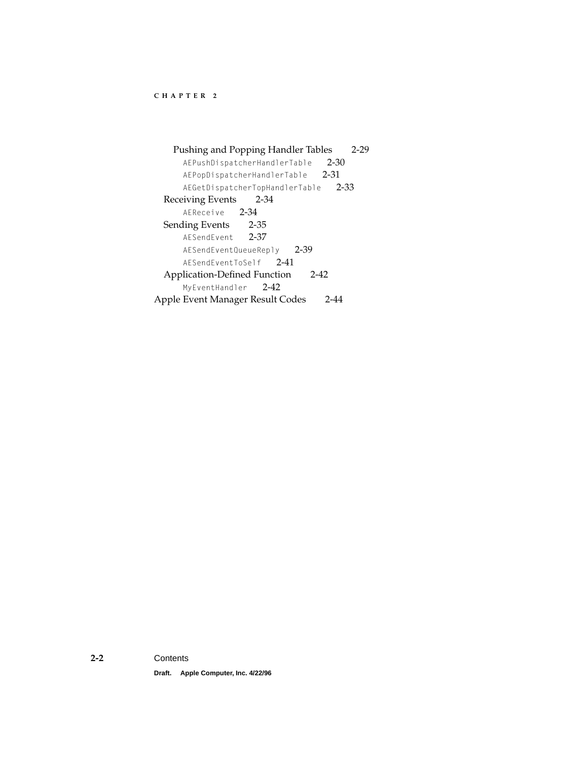Pushing and Popping Handler Tables 2-29

`AEPushDispatcherHandlerTable` 2-30

`AEPopDispatcherHandlerTable` 2-31

`AEGetDispatcherTopHandlerTable` 2-33

Receiving Events 2-34

`AEReceive` 2-34

Sending Events 2-35

`AESendEvent` 2-37

`AESendEventQueueReply` 2-39

`AESendEventToSelf` 2-41

Application-Defined Function 2-42

`MyEventHandler` 2-42

Apple Event Manager Result Codes 2-44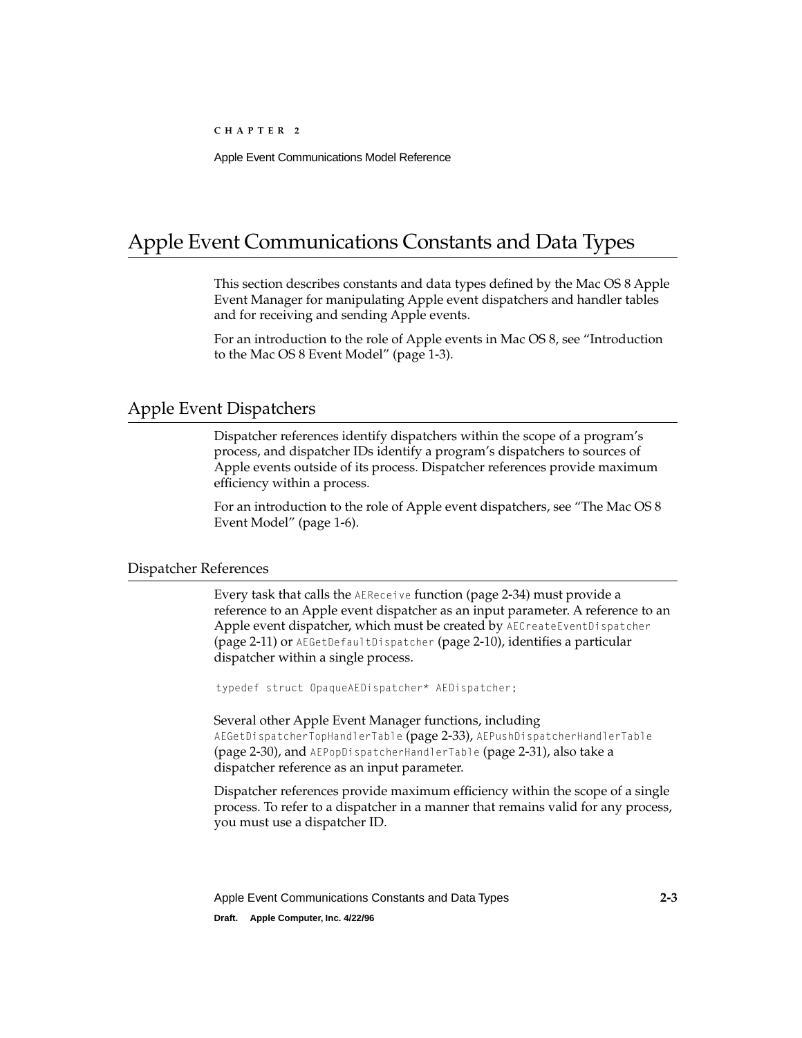# Apple Event Communications Constants and Data Types

This section describes constants and data types defined by the Mac OS 8 Apple Event Manager for manipulating Apple event dispatchers and handler tables and for receiving and sending Apple events.

For an introduction to the role of Apple events in Mac OS 8, see "Introduction to the Mac OS 8 Event Model" (page 1-3).

## Apple Event Dispatchers

Dispatcher references identify dispatchers within the scope of a program's process, and dispatcher IDs identify a program's dispatchers to sources of Apple events outside of its process. Dispatcher references provide maximum efficiency within a process.

For an introduction to the role of Apple event dispatchers, see "The Mac OS 8 Event Model" (page 1-6).

### Dispatcher References

Every task that calls the `AEReceive` function (page 2-34) must provide a reference to an Apple event dispatcher as an input parameter. A reference to an Apple event dispatcher, which must be created by `AECreateEventDispatcher` (page 2-11) or `AEGetDefaultDispatcher` (page 2-10), identifies a particular dispatcher within a single process.

```
typedef struct OpaqueAEDispatcher* AEDispatcher;
```

Several other Apple Event Manager functions, including `AEGetDispatcherTopHandlerTable` (page 2-33), `AEPushDispatcherHandlerTable` (page 2-30), and `AEPopDispatcherHandlerTable` (page 2-31), also take a dispatcher reference as an input parameter.

Dispatcher references provide maximum efficiency within the scope of a single process. To refer to a dispatcher in a manner that remains valid for any process, you must use a dispatcher ID.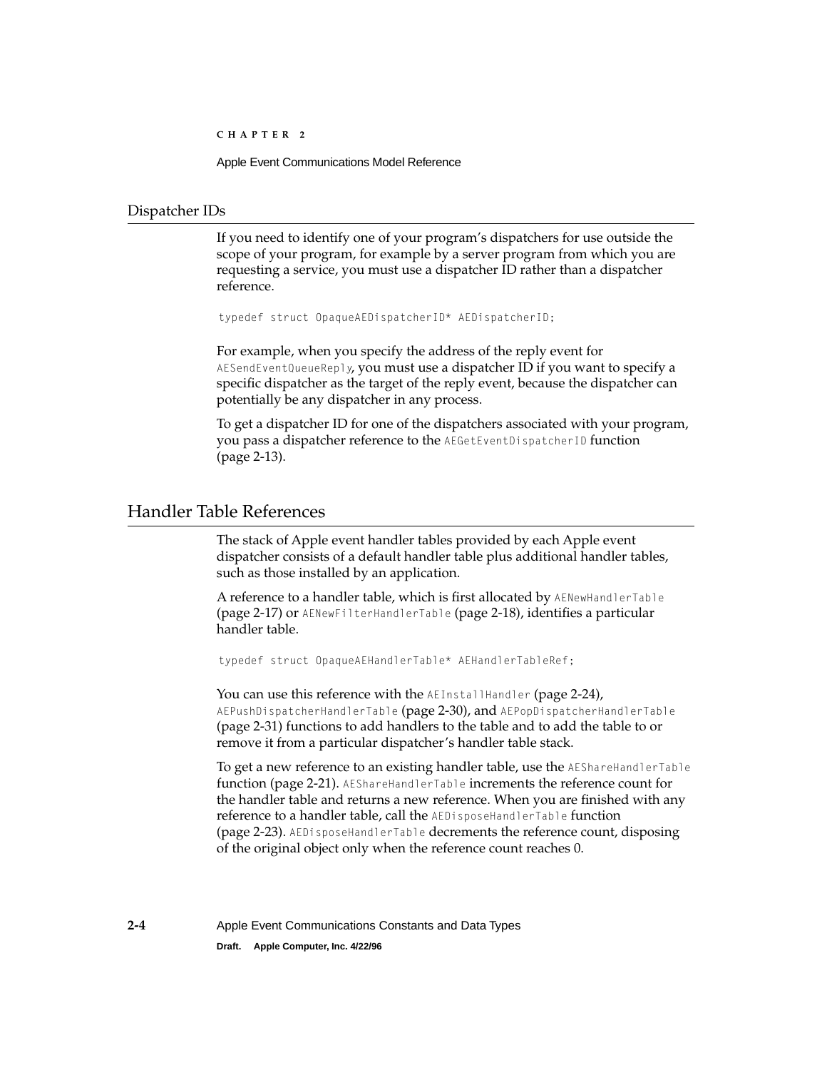### Dispatcher IDs

If you need to identify one of your program's dispatchers for use outside the scope of your program, for example by a server program from which you are requesting a service, you must use a dispatcher ID rather than a dispatcher reference.

```
typedef struct OpaqueAEDispatcherID* AEDispatcherID;
```

For example, when you specify the address of the reply event for `AESendEventQueueReply`, you must use a dispatcher ID if you want to specify a specific dispatcher as the target of the reply event, because the dispatcher can potentially be any dispatcher in any process.

To get a dispatcher ID for one of the dispatchers associated with your program, you pass a dispatcher reference to the `AEGetEventDispatcherID` function (page 2-13).

## Handler Table References

The stack of Apple event handler tables provided by each Apple event dispatcher consists of a default handler table plus additional handler tables, such as those installed by an application.

A reference to a handler table, which is first allocated by `AENewHandlerTable` (page 2-17) or `AENewFilterHandlerTable` (page 2-18), identifies a particular handler table.

```
typedef struct OpaqueAEHandlerTable* AEHandlerTableRef;
```

You can use this reference with the `AEInstallHandler` (page 2-24), `AEPushDispatcherHandlerTable` (page 2-30), and `AEPopDispatcherHandlerTable` (page 2-31) functions to add handlers to the table and to add the table to or remove it from a particular dispatcher's handler table stack.

To get a new reference to an existing handler table, use the `AEShareHandlerTable` function (page 2-21). `AEShareHandlerTable` increments the reference count for the handler table and returns a new reference. When you are finished with any reference to a handler table, call the `AEDisposeHandlerTable` function (page 2-23). `AEDisposeHandlerTable` decrements the reference count, disposing of the original object only when the reference count reaches 0.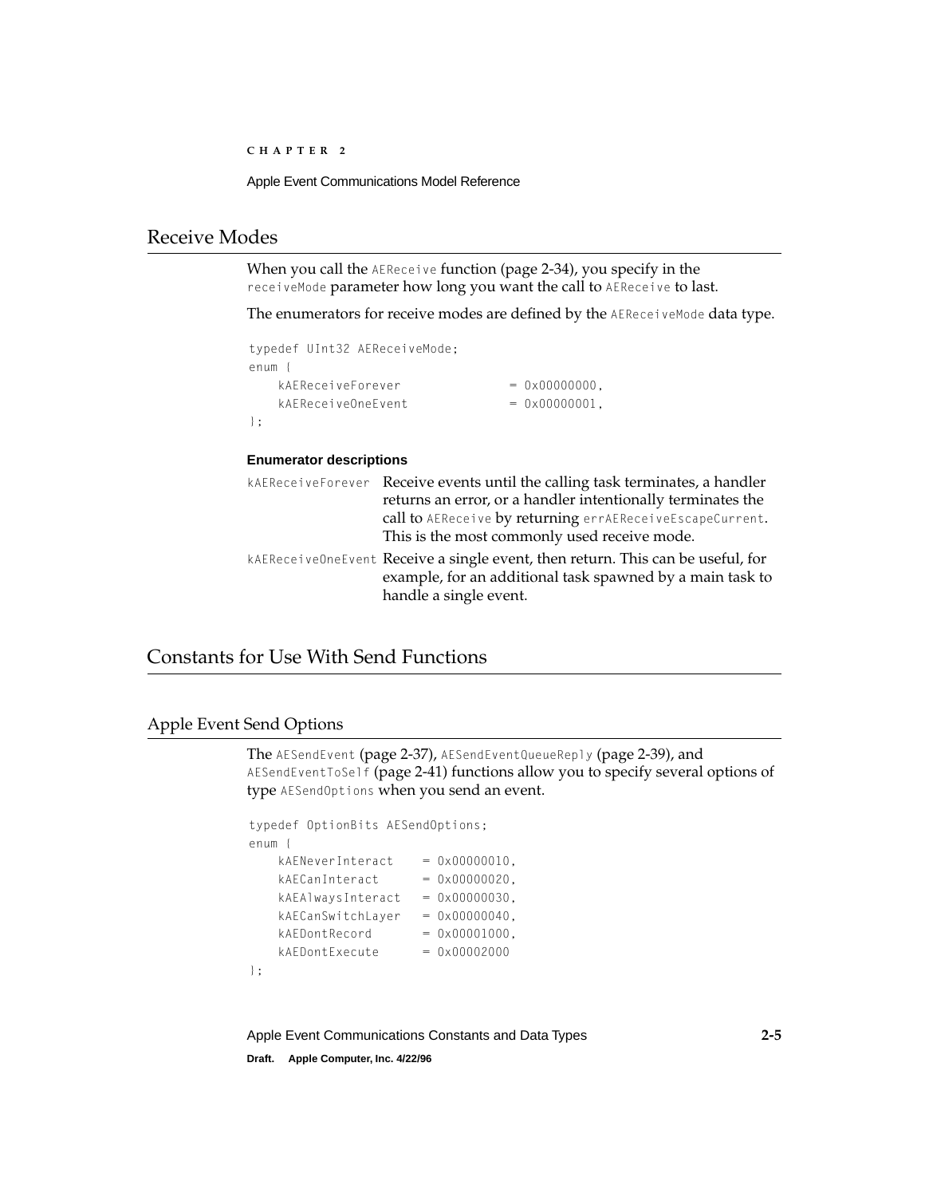## Receive Modes

When you call the `AEReceive` function (page 2-34), you specify in the `receiveMode` parameter how long you want the call to `AEReceive` to last.

The enumerators for receive modes are defined by the `AEReceiveMode` data type.

```
typedef UInt32 AEReceiveMode;
enum {
    kAEReceiveForever            = 0x00000000,
    kAEReceiveOneEvent           = 0x00000001,
};
```

**Enumerator descriptions**

`kAEReceiveForever` Receive events until the calling task terminates, a handler returns an error, or a handler intentionally terminates the call to `AEReceive` by returning `errAEReceiveEscapeCurrent`. This is the most commonly used receive mode.

`kAEReceiveOneEvent` Receive a single event, then return. This can be useful, for example, for an additional task spawned by a main task to handle a single event.

## Constants for Use With Send Functions

### Apple Event Send Options

The `AESendEvent` (page 2-37), `AESendEventQueueReply` (page 2-39), and `AESendEventToSelf` (page 2-41) functions allow you to specify several options of type `AESendOptions` when you send an event.

```
typedef OptionBits AESendOptions;
enum {
    kAENeverInteract    = 0x00000010,
    kAECanInteract      = 0x00000020,
    kAEAlwaysInteract   = 0x00000030,
    kAECanSwitchLayer   = 0x00000040,
    kAEDontRecord       = 0x00001000,
    kAEDontExecute      = 0x00002000
};
```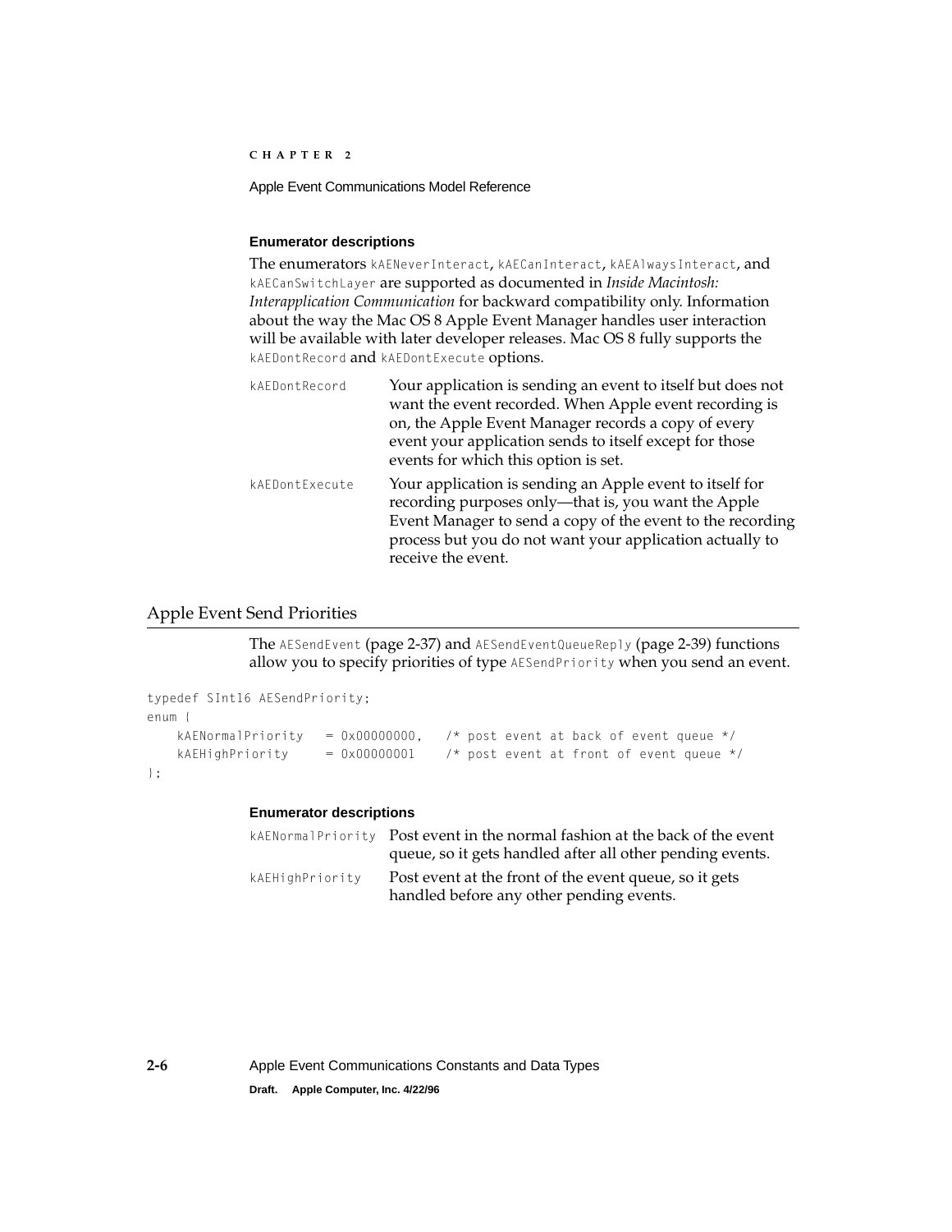#### Enumerator descriptions

The enumerators `kAENeverInteract`, `kAECanInteract`, `kAEAlwaysInteract`, and `kAECanSwitchLayer` are supported as documented in *Inside Macintosh: Interapplication Communication* for backward compatibility only. Information about the way the Mac OS 8 Apple Event Manager handles user interaction will be available with later developer releases. Mac OS 8 fully supports the `kAEDontRecord` and `kAEDontExecute` options.

`kAEDontRecord`
: Your application is sending an event to itself but does not want the event recorded. When Apple event recording is on, the Apple Event Manager records a copy of every event your application sends to itself except for those events for which this option is set.

`kAEDontExecute`
: Your application is sending an Apple event to itself for recording purposes only—that is, you want the Apple Event Manager to send a copy of the event to the recording process but you do not want your application actually to receive the event.

## Apple Event Send Priorities

The `AESendEvent` (page 2-37) and `AESendEventQueueReply` (page 2-39) functions allow you to specify priorities of type `AESendPriority` when you send an event.

```
typedef SInt16 AESendPriority;
enum {
    kAENormalPriority   = 0x00000000,   /* post event at back of event queue */
    kAEHighPriority     = 0x00000001    /* post event at front of event queue */
};
```

#### Enumerator descriptions

`kAENormalPriority`
: Post event in the normal fashion at the back of the event queue, so it gets handled after all other pending events.

`kAEHighPriority`
: Post event at the front of the event queue, so it gets handled before any other pending events.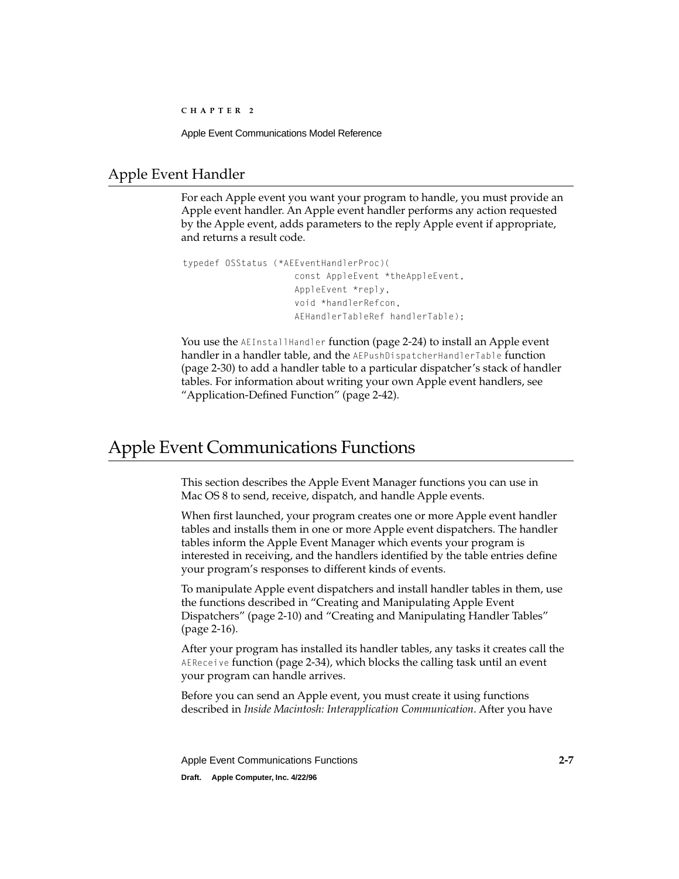## Apple Event Handler

For each Apple event you want your program to handle, you must provide an Apple event handler. An Apple event handler performs any action requested by the Apple event, adds parameters to the reply Apple event if appropriate, and returns a result code.

```
typedef OSStatus (*AEEventHandlerProc)(
                    const AppleEvent *theAppleEvent,
                    AppleEvent *reply,
                    void *handlerRefcon,
                    AEHandlerTableRef handlerTable);
```

You use the `AEInstallHandler` function (page 2-24) to install an Apple event handler in a handler table, and the `AEPushDispatcherHandlerTable` function (page 2-30) to add a handler table to a particular dispatcher's stack of handler tables. For information about writing your own Apple event handlers, see "Application-Defined Function" (page 2-42).

# Apple Event Communications Functions

This section describes the Apple Event Manager functions you can use in Mac OS 8 to send, receive, dispatch, and handle Apple events.

When first launched, your program creates one or more Apple event handler tables and installs them in one or more Apple event dispatchers. The handler tables inform the Apple Event Manager which events your program is interested in receiving, and the handlers identified by the table entries define your program's responses to different kinds of events.

To manipulate Apple event dispatchers and install handler tables in them, use the functions described in "Creating and Manipulating Apple Event Dispatchers" (page 2-10) and "Creating and Manipulating Handler Tables" (page 2-16).

After your program has installed its handler tables, any tasks it creates call the `AEReceive` function (page 2-34), which blocks the calling task until an event your program can handle arrives.

Before you can send an Apple event, you must create it using functions described in *Inside Macintosh: Interapplication Communication*. After you have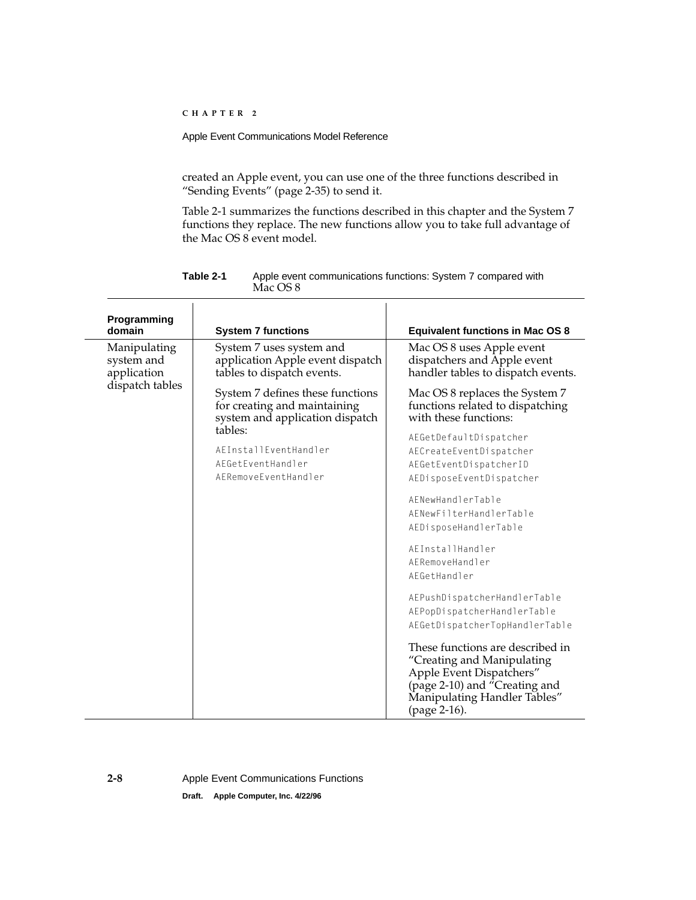created an Apple event, you can use one of the three functions described in "Sending Events" (page 2-35) to send it.

Table 2-1 summarizes the functions described in this chapter and the System 7 functions they replace. The new functions allow you to take full advantage of the Mac OS 8 event model.

**Table 2-1** Apple event communications functions: System 7 compared with Mac OS 8

| Programming domain | System 7 functions | Equivalent functions in Mac OS 8 |
|---|---|---|
| Manipulating system and application dispatch tables | System 7 uses system and application Apple event dispatch tables to dispatch events.<br><br>System 7 defines these functions for creating and maintaining system and application dispatch tables:<br><br>`AEInstallEventHandler`<br>`AEGetEventHandler`<br>`AERemoveEventHandler` | Mac OS 8 uses Apple event dispatchers and Apple event handler tables to dispatch events.<br><br>Mac OS 8 replaces the System 7 functions related to dispatching with these functions:<br><br>`AEGetDefaultDispatcher`<br>`AECreateEventDispatcher`<br>`AEGetEventDispatcherID`<br>`AEDisposeEventDispatcher`<br><br>`AENewHandlerTable`<br>`AENewFilterHandlerTable`<br>`AEDisposeHandlerTable`<br><br>`AEInstallHandler`<br>`AERemoveHandler`<br>`AEGetHandler`<br><br>`AEPushDispatcherHandlerTable`<br>`AEPopDispatcherHandlerTable`<br>`AEGetDispatcherTopHandlerTable`<br><br>These functions are described in "Creating and Manipulating Apple Event Dispatchers" (page 2-10) and "Creating and Manipulating Handler Tables" (page 2-16). |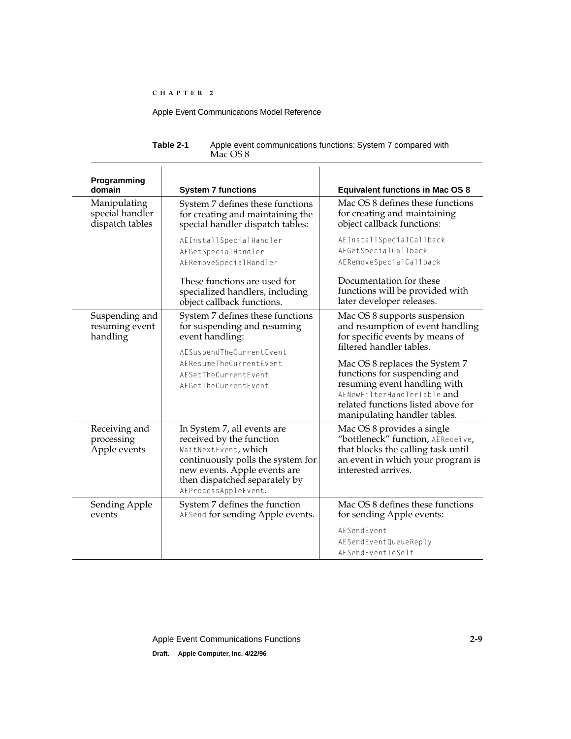**Table 2-1** Apple event communications functions: System 7 compared with Mac OS 8

| Programming domain | System 7 functions | Equivalent functions in Mac OS 8 |
|---|---|---|
| Manipulating special handler dispatch tables | System 7 defines these functions for creating and maintaining the special handler dispatch tables:<br>`AEInstallSpecialHandler`<br>`AEGetSpecialHandler`<br>`AERemoveSpecialHandler`<br>These functions are used for specialized handlers, including object callback functions. | Mac OS 8 defines these functions for creating and maintaining object callback functions:<br>`AEInstallSpecialCallback`<br>`AEGetSpecialCallback`<br>`AERemoveSpecialCallback`<br>Documentation for these functions will be provided with later developer releases. |
| Suspending and resuming event handling | System 7 defines these functions for suspending and resuming event handling:<br>`AESuspendTheCurrentEvent`<br>`AEResumeTheCurrentEvent`<br>`AESetTheCurrentEvent`<br>`AEGetTheCurrentEvent` | Mac OS 8 supports suspension and resumption of event handling for specific events by means of filtered handler tables.<br>Mac OS 8 replaces the System 7 functions for suspending and resuming event handling with `AENewFilterHandlerTable` and related functions listed above for manipulating handler tables. |
| Receiving and processing Apple events | In System 7, all events are received by the function `WaitNextEvent`, which continuously polls the system for new events. Apple events are then dispatched separately by `AEProcessAppleEvent`. | Mac OS 8 provides a single "bottleneck" function, `AEReceive`, that blocks the calling task until an event in which your program is interested arrives. |
| Sending Apple events | System 7 defines the function `AESend` for sending Apple events. | Mac OS 8 defines these functions for sending Apple events:<br>`AESendEvent`<br>`AESendEventQueueReply`<br>`AESendEventToSelf` |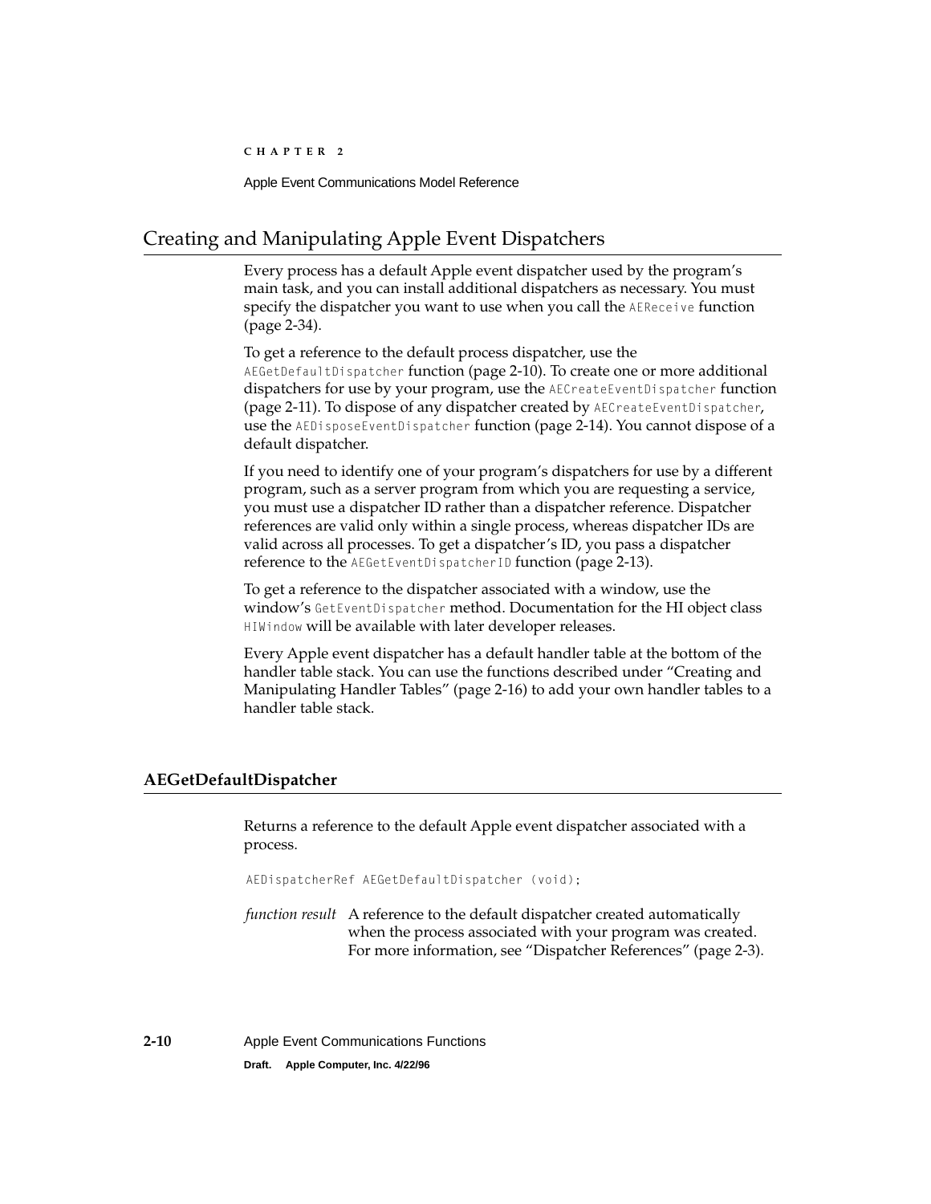## Creating and Manipulating Apple Event Dispatchers

Every process has a default Apple event dispatcher used by the program's main task, and you can install additional dispatchers as necessary. You must specify the dispatcher you want to use when you call the `AEReceive` function (page 2-34).

To get a reference to the default process dispatcher, use the `AEGetDefaultDispatcher` function (page 2-10). To create one or more additional dispatchers for use by your program, use the `AECreateEventDispatcher` function (page 2-11). To dispose of any dispatcher created by `AECreateEventDispatcher`, use the `AEDisposeEventDispatcher` function (page 2-14). You cannot dispose of a default dispatcher.

If you need to identify one of your program's dispatchers for use by a different program, such as a server program from which you are requesting a service, you must use a dispatcher ID rather than a dispatcher reference. Dispatcher references are valid only within a single process, whereas dispatcher IDs are valid across all processes. To get a dispatcher's ID, you pass a dispatcher reference to the `AEGetEventDispatcherID` function (page 2-13).

To get a reference to the dispatcher associated with a window, use the window's `GetEventDispatcher` method. Documentation for the HI object class `HIWindow` will be available with later developer releases.

Every Apple event dispatcher has a default handler table at the bottom of the handler table stack. You can use the functions described under "Creating and Manipulating Handler Tables" (page 2-16) to add your own handler tables to a handler table stack.

### AEGetDefaultDispatcher

Returns a reference to the default Apple event dispatcher associated with a process.

```
AEDispatcherRef AEGetDefaultDispatcher (void);
```

*function result* A reference to the default dispatcher created automatically when the process associated with your program was created. For more information, see "Dispatcher References" (page 2-3).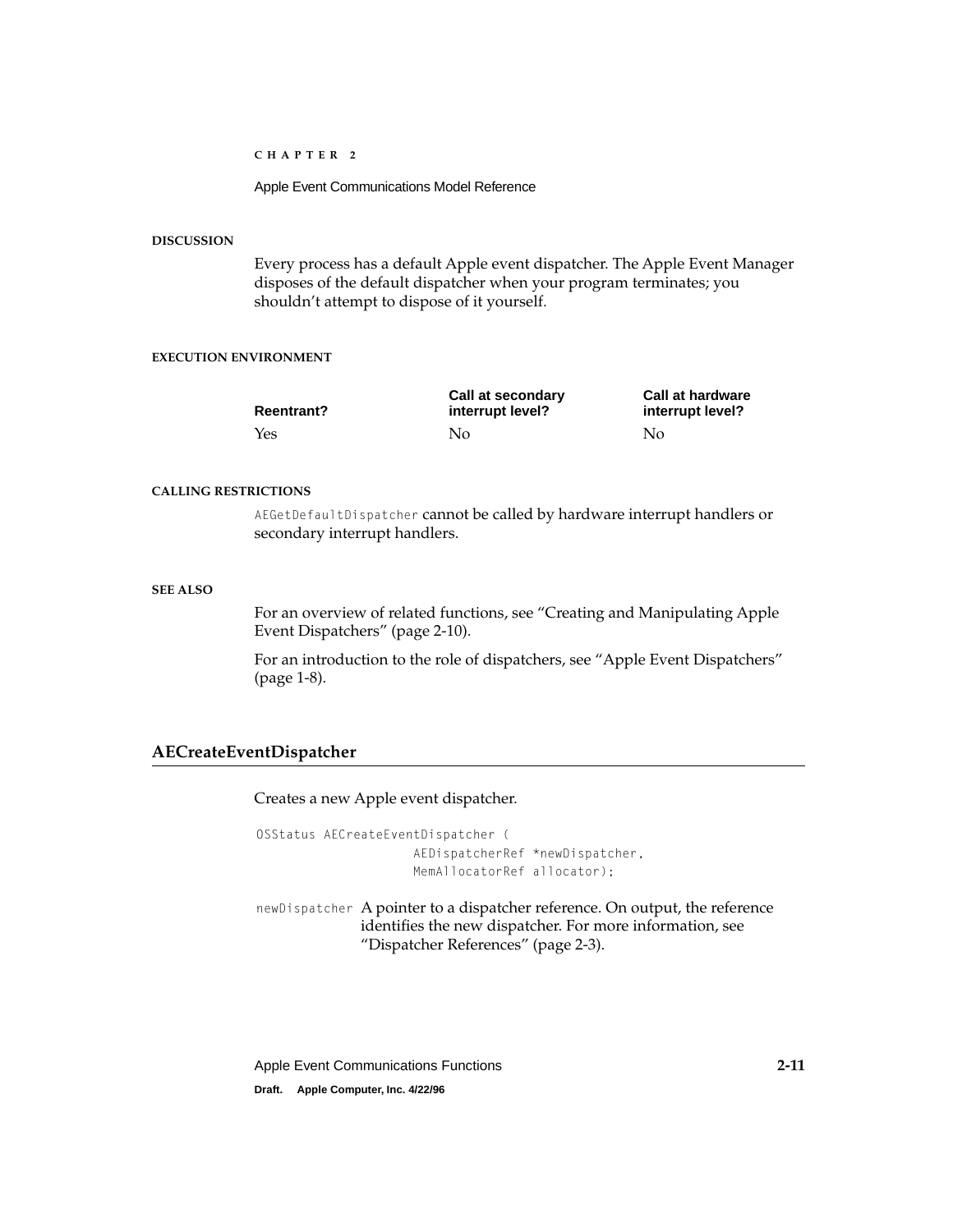#### DISCUSSION

Every process has a default Apple event dispatcher. The Apple Event Manager disposes of the default dispatcher when your program terminates; you shouldn't attempt to dispose of it yourself.

#### EXECUTION ENVIRONMENT

| Reentrant? | Call at secondary interrupt level? | Call at hardware interrupt level? |
|---|---|---|
| Yes | No | No |

#### CALLING RESTRICTIONS

`AEGetDefaultDispatcher` cannot be called by hardware interrupt handlers or secondary interrupt handlers.

#### SEE ALSO

For an overview of related functions, see "Creating and Manipulating Apple Event Dispatchers" (page 2-10).

For an introduction to the role of dispatchers, see "Apple Event Dispatchers" (page 1-8).

## AECreateEventDispatcher

Creates a new Apple event dispatcher.

```
OSStatus AECreateEventDispatcher (
                    AEDispatcherRef *newDispatcher,
                    MemAllocatorRef allocator);
```

`newDispatcher` A pointer to a dispatcher reference. On output, the reference identifies the new dispatcher. For more information, see "Dispatcher References" (page 2-3).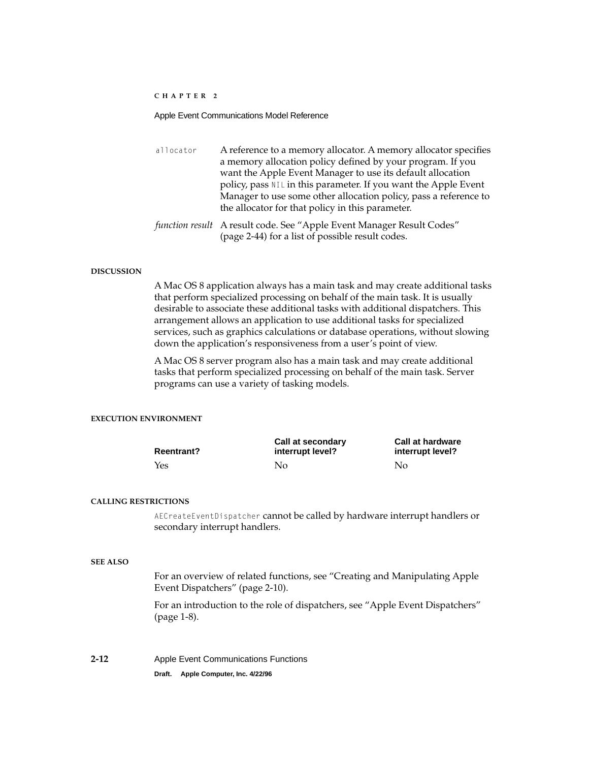`allocator` A reference to a memory allocator. A memory allocator specifies a memory allocation policy defined by your program. If you want the Apple Event Manager to use its default allocation policy, pass `NIL` in this parameter. If you want the Apple Event Manager to use some other allocation policy, pass a reference to the allocator for that policy in this parameter.

*function result* A result code. See "Apple Event Manager Result Codes" (page 2-44) for a list of possible result codes.

#### DISCUSSION

A Mac OS 8 application always has a main task and may create additional tasks that perform specialized processing on behalf of the main task. It is usually desirable to associate these additional tasks with additional dispatchers. This arrangement allows an application to use additional tasks for specialized services, such as graphics calculations or database operations, without slowing down the application's responsiveness from a user's point of view.

A Mac OS 8 server program also has a main task and may create additional tasks that perform specialized processing on behalf of the main task. Server programs can use a variety of tasking models.

#### EXECUTION ENVIRONMENT

| Reentrant? | Call at secondary interrupt level? | Call at hardware interrupt level? |
|---|---|---|
| Yes | No | No |

#### CALLING RESTRICTIONS

`AECreateEventDispatcher` cannot be called by hardware interrupt handlers or secondary interrupt handlers.

#### SEE ALSO

For an overview of related functions, see "Creating and Manipulating Apple Event Dispatchers" (page 2-10).

For an introduction to the role of dispatchers, see "Apple Event Dispatchers" (page 1-8).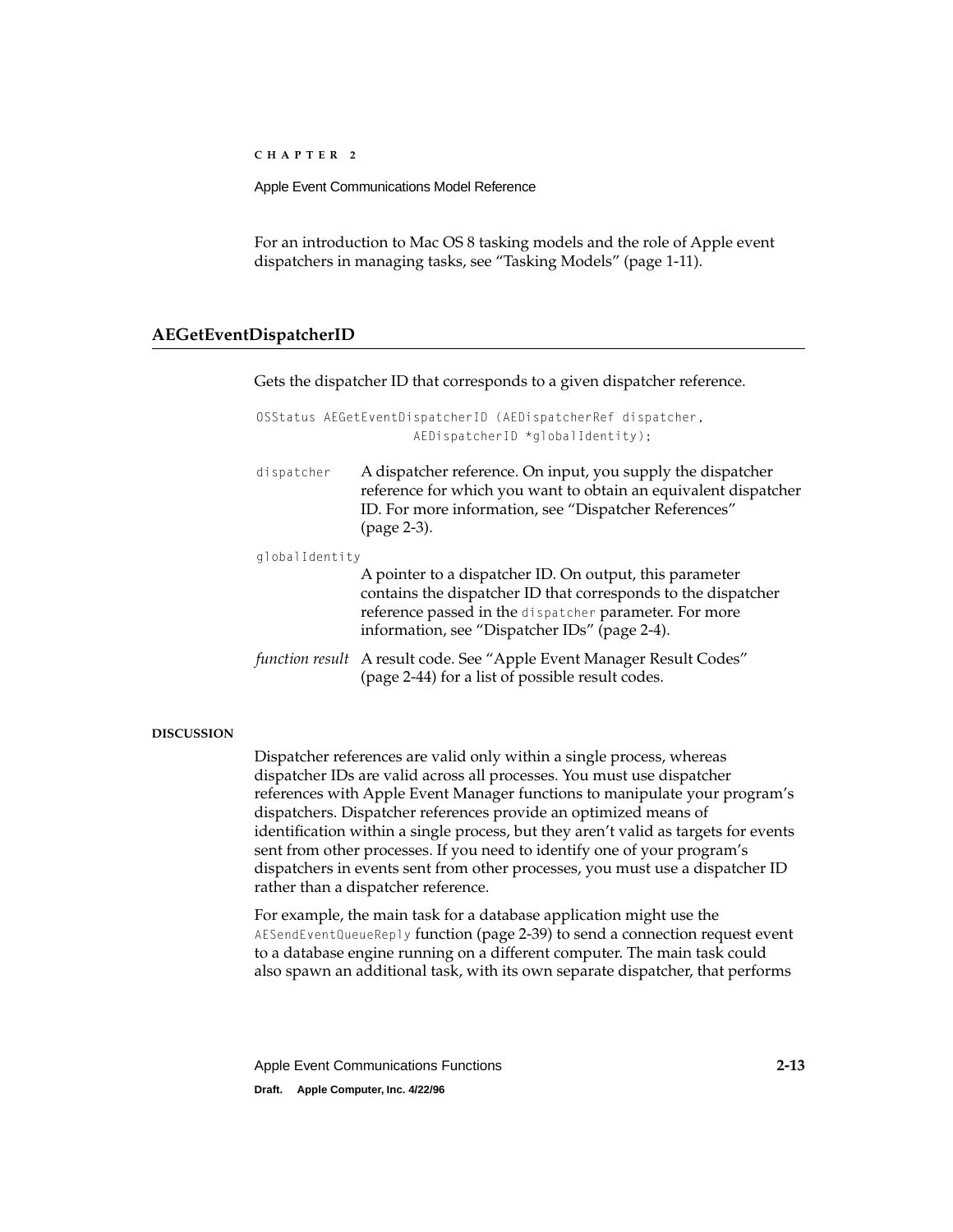For an introduction to Mac OS 8 tasking models and the role of Apple event dispatchers in managing tasks, see "Tasking Models" (page 1-11).

## AEGetEventDispatcherID

Gets the dispatcher ID that corresponds to a given dispatcher reference.

```
OSStatus AEGetEventDispatcherID (AEDispatcherRef dispatcher,
                    AEDispatcherID *globalIdentity);
```

`dispatcher` A dispatcher reference. On input, you supply the dispatcher reference for which you want to obtain an equivalent dispatcher ID. For more information, see "Dispatcher References" (page 2-3).

`globalIdentity`
A pointer to a dispatcher ID. On output, this parameter contains the dispatcher ID that corresponds to the dispatcher reference passed in the `dispatcher` parameter. For more information, see "Dispatcher IDs" (page 2-4).

*function result* A result code. See "Apple Event Manager Result Codes" (page 2-44) for a list of possible result codes.

**DISCUSSION**

Dispatcher references are valid only within a single process, whereas dispatcher IDs are valid across all processes. You must use dispatcher references with Apple Event Manager functions to manipulate your program's dispatchers. Dispatcher references provide an optimized means of identification within a single process, but they aren't valid as targets for events sent from other processes. If you need to identify one of your program's dispatchers in events sent from other processes, you must use a dispatcher ID rather than a dispatcher reference.

For example, the main task for a database application might use the `AESendEventQueueReply` function (page 2-39) to send a connection request event to a database engine running on a different computer. The main task could also spawn an additional task, with its own separate dispatcher, that performs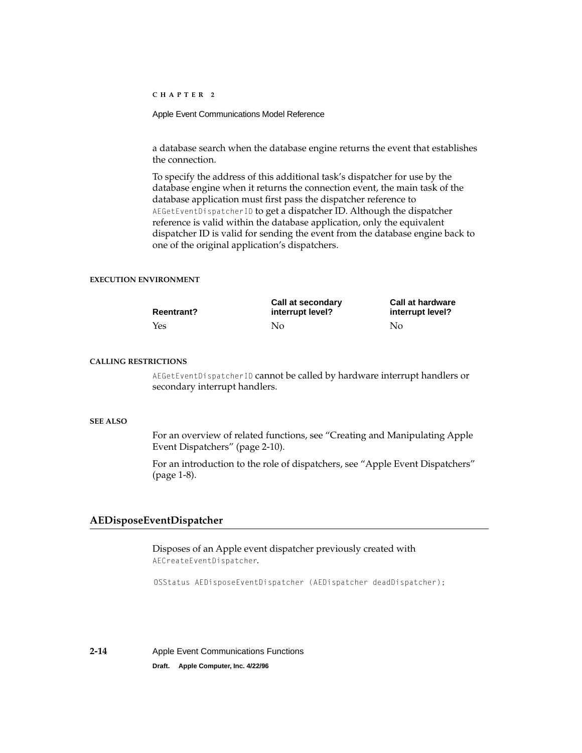a database search when the database engine returns the event that establishes the connection.

To specify the address of this additional task's dispatcher for use by the database engine when it returns the connection event, the main task of the database application must first pass the dispatcher reference to `AEGetEventDispatcherID` to get a dispatcher ID. Although the dispatcher reference is valid within the database application, only the equivalent dispatcher ID is valid for sending the event from the database engine back to one of the original application's dispatchers.

**EXECUTION ENVIRONMENT**

| Reentrant? | Call at secondary interrupt level? | Call at hardware interrupt level? |
|---|---|---|
| Yes | No | No |

**CALLING RESTRICTIONS**

`AEGetEventDispatcherID` cannot be called by hardware interrupt handlers or secondary interrupt handlers.

**SEE ALSO**

For an overview of related functions, see "Creating and Manipulating Apple Event Dispatchers" (page 2-10).

For an introduction to the role of dispatchers, see "Apple Event Dispatchers" (page 1-8).

## AEDisposeEventDispatcher

Disposes of an Apple event dispatcher previously created with `AECreateEventDispatcher`.

```
OSStatus AEDisposeEventDispatcher (AEDispatcher deadDispatcher);
```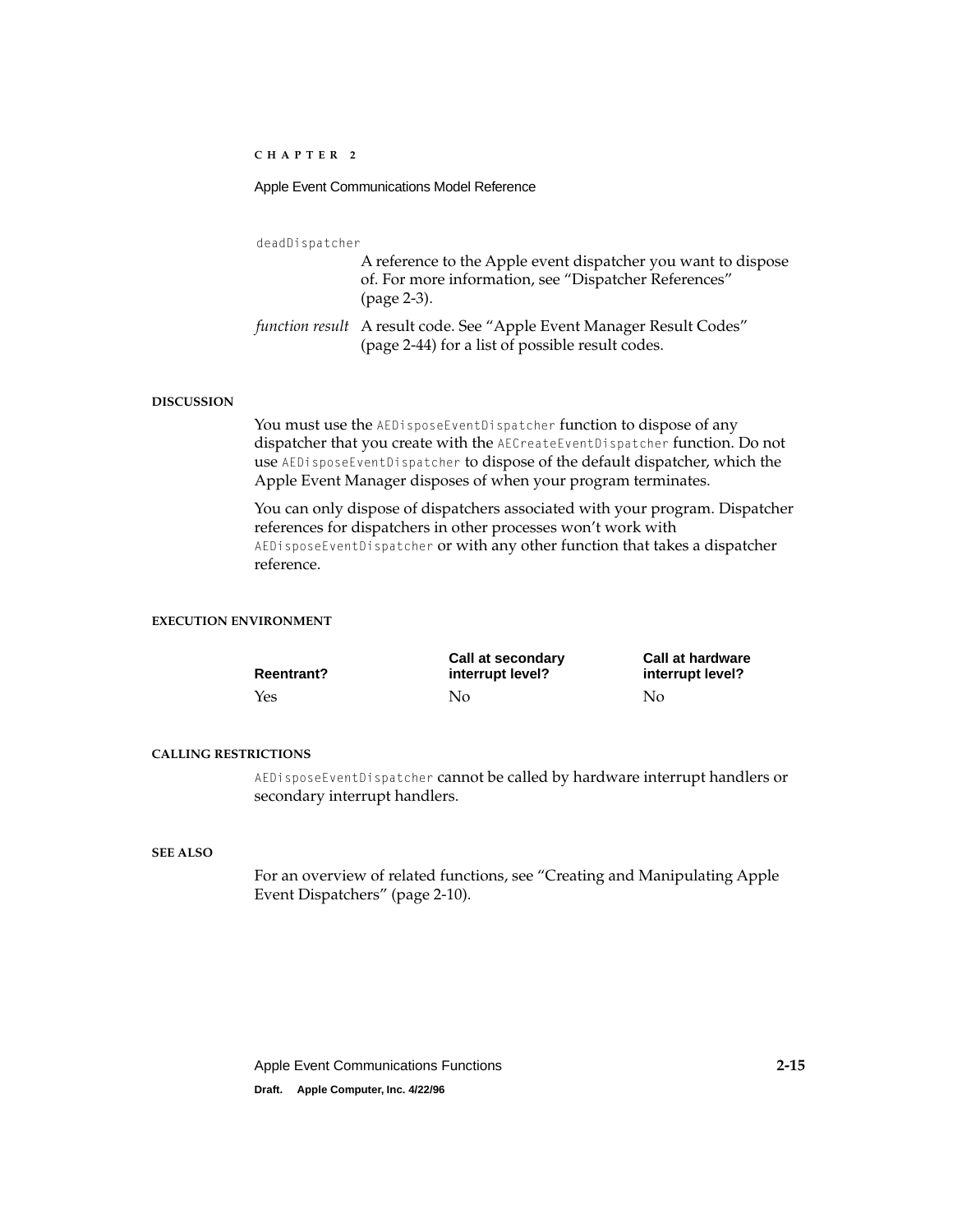`deadDispatcher`

A reference to the Apple event dispatcher you want to dispose of. For more information, see "Dispatcher References" (page 2-3).

*function result* A result code. See "Apple Event Manager Result Codes" (page 2-44) for a list of possible result codes.

#### DISCUSSION

You must use the `AEDisposeEventDispatcher` function to dispose of any dispatcher that you create with the `AECreateEventDispatcher` function. Do not use `AEDisposeEventDispatcher` to dispose of the default dispatcher, which the Apple Event Manager disposes of when your program terminates.

You can only dispose of dispatchers associated with your program. Dispatcher references for dispatchers in other processes won't work with `AEDisposeEventDispatcher` or with any other function that takes a dispatcher reference.

#### EXECUTION ENVIRONMENT

| Reentrant? | Call at secondary interrupt level? | Call at hardware interrupt level? |
| --- | --- | --- |
| Yes | No | No |

#### CALLING RESTRICTIONS

`AEDisposeEventDispatcher` cannot be called by hardware interrupt handlers or secondary interrupt handlers.

#### SEE ALSO

For an overview of related functions, see "Creating and Manipulating Apple Event Dispatchers" (page 2-10).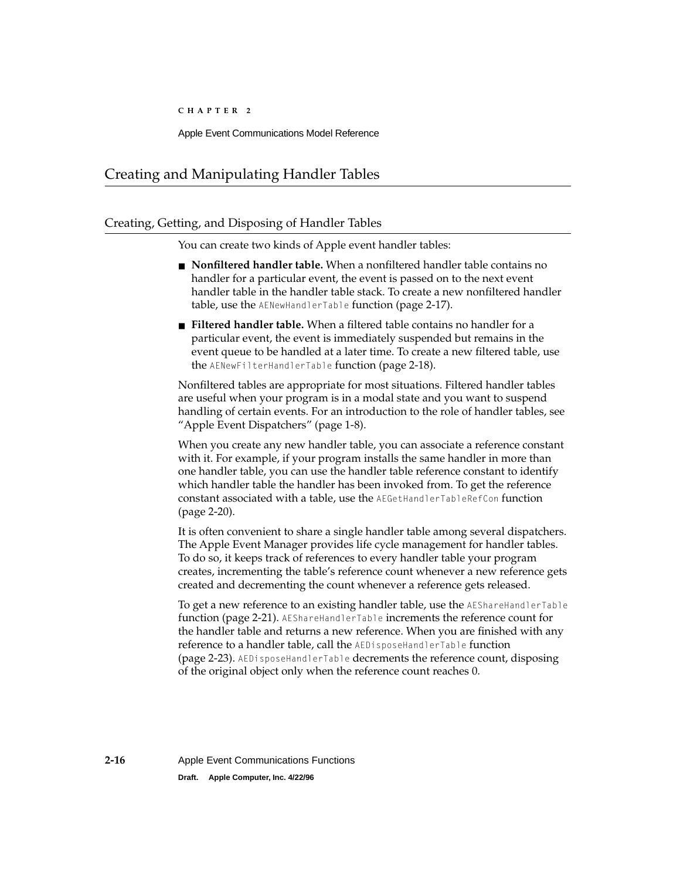## Creating and Manipulating Handler Tables

### Creating, Getting, and Disposing of Handler Tables

You can create two kinds of Apple event handler tables:

- **Nonfiltered handler table.** When a nonfiltered handler table contains no handler for a particular event, the event is passed on to the next event handler table in the handler table stack. To create a new nonfiltered handler table, use the `AENewHandlerTable` function (page 2-17).
- **Filtered handler table.** When a filtered table contains no handler for a particular event, the event is immediately suspended but remains in the event queue to be handled at a later time. To create a new filtered table, use the `AENewFilterHandlerTable` function (page 2-18).

Nonfiltered tables are appropriate for most situations. Filtered handler tables are useful when your program is in a modal state and you want to suspend handling of certain events. For an introduction to the role of handler tables, see "Apple Event Dispatchers" (page 1-8).

When you create any new handler table, you can associate a reference constant with it. For example, if your program installs the same handler in more than one handler table, you can use the handler table reference constant to identify which handler table the handler has been invoked from. To get the reference constant associated with a table, use the `AEGetHandlerTableRefCon` function (page 2-20).

It is often convenient to share a single handler table among several dispatchers. The Apple Event Manager provides life cycle management for handler tables. To do so, it keeps track of references to every handler table your program creates, incrementing the table's reference count whenever a new reference gets created and decrementing the count whenever a reference gets released.

To get a new reference to an existing handler table, use the `AEShareHandlerTable` function (page 2-21). `AEShareHandlerTable` increments the reference count for the handler table and returns a new reference. When you are finished with any reference to a handler table, call the `AEDisposeHandlerTable` function (page 2-23). `AEDisposeHandlerTable` decrements the reference count, disposing of the original object only when the reference count reaches 0.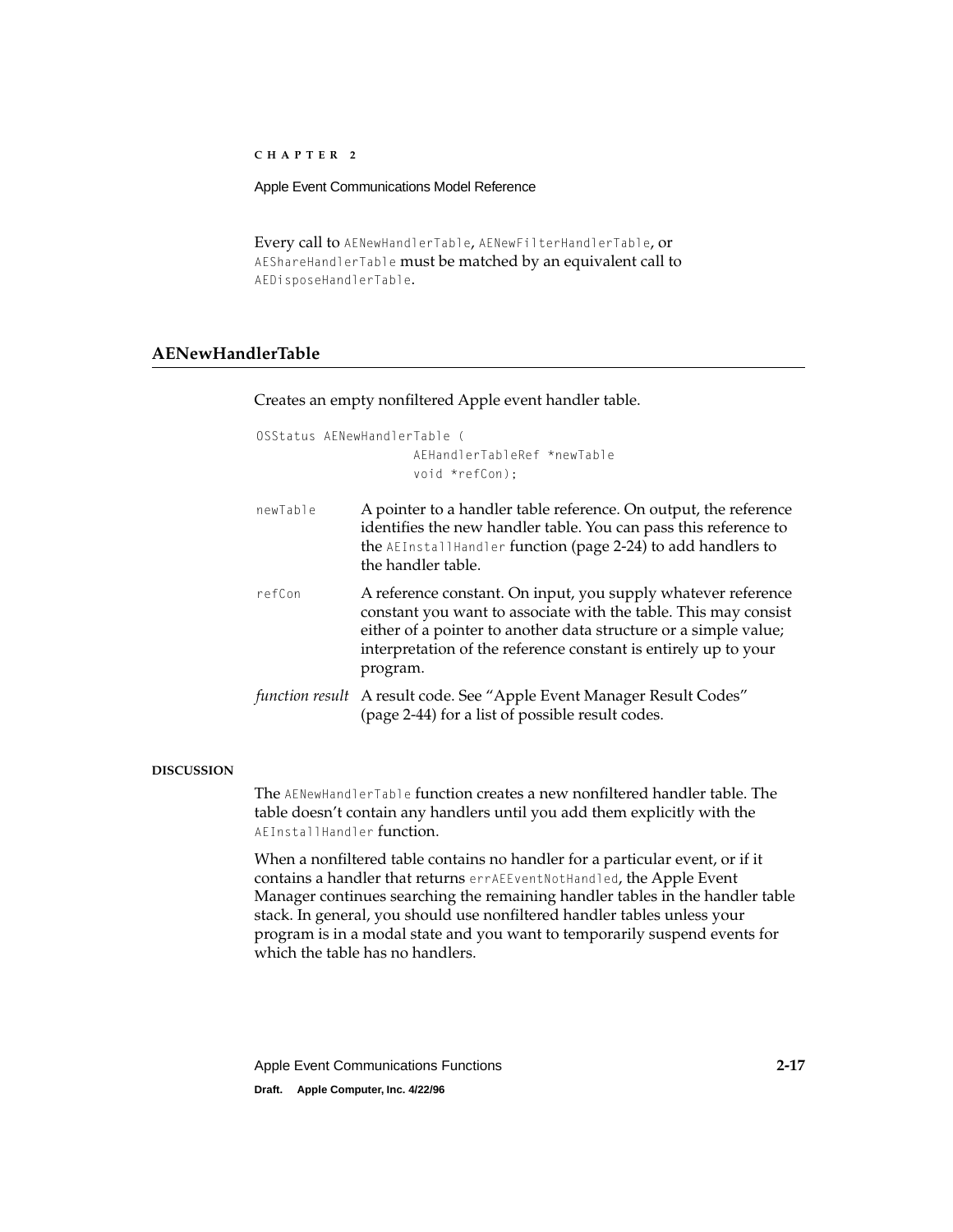Every call to `AENewHandlerTable`, `AENewFilterHandlerTable`, or `AEShareHandlerTable` must be matched by an equivalent call to `AEDisposeHandlerTable`.

## AENewHandlerTable

Creates an empty nonfiltered Apple event handler table.

```
OSStatus AENewHandlerTable (
                AEHandlerTableRef *newTable
                void *refCon);
```

`newTable` A pointer to a handler table reference. On output, the reference identifies the new handler table. You can pass this reference to the `AEInstallHandler` function (page 2-24) to add handlers to the handler table.

`refCon` A reference constant. On input, you supply whatever reference constant you want to associate with the table. This may consist either of a pointer to another data structure or a simple value; interpretation of the reference constant is entirely up to your program.

*function result* A result code. See "Apple Event Manager Result Codes" (page 2-44) for a list of possible result codes.

**DISCUSSION**

The `AENewHandlerTable` function creates a new nonfiltered handler table. The table doesn't contain any handlers until you add them explicitly with the `AEInstallHandler` function.

When a nonfiltered table contains no handler for a particular event, or if it contains a handler that returns `errAEEventNotHandled`, the Apple Event Manager continues searching the remaining handler tables in the handler table stack. In general, you should use nonfiltered handler tables unless your program is in a modal state and you want to temporarily suspend events for which the table has no handlers.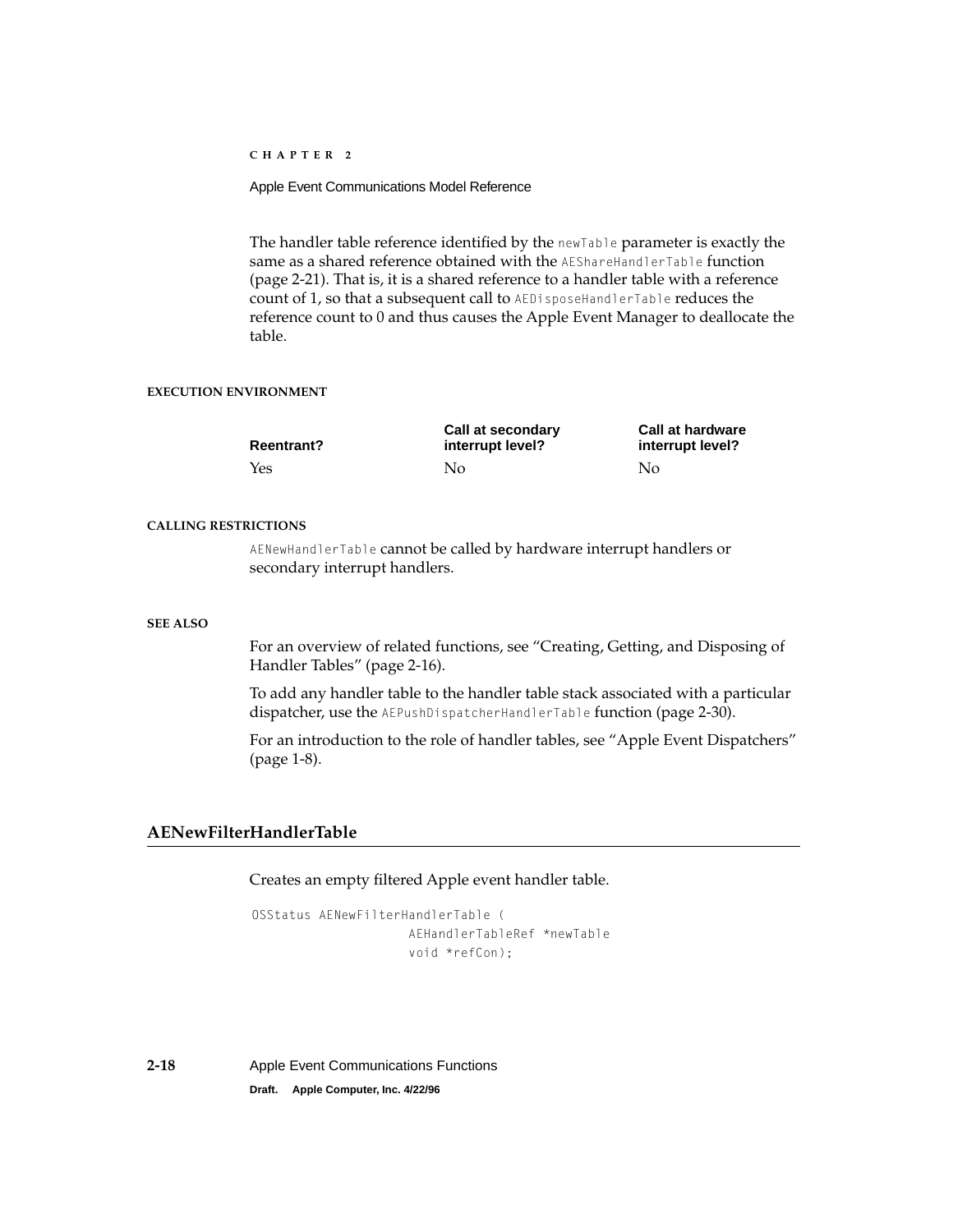The handler table reference identified by the `newTable` parameter is exactly the same as a shared reference obtained with the `AEShareHandlerTable` function (page 2-21). That is, it is a shared reference to a handler table with a reference count of 1, so that a subsequent call to `AEDisposeHandlerTable` reduces the reference count to 0 and thus causes the Apple Event Manager to deallocate the table.

**EXECUTION ENVIRONMENT**

| Reentrant? | Call at secondary interrupt level? | Call at hardware interrupt level? |
|---|---|---|
| Yes | No | No |

**CALLING RESTRICTIONS**

`AENewHandlerTable` cannot be called by hardware interrupt handlers or secondary interrupt handlers.

**SEE ALSO**

For an overview of related functions, see "Creating, Getting, and Disposing of Handler Tables" (page 2-16).

To add any handler table to the handler table stack associated with a particular dispatcher, use the `AEPushDispatcherHandlerTable` function (page 2-30).

For an introduction to the role of handler tables, see "Apple Event Dispatchers" (page 1-8).

## AENewFilterHandlerTable

Creates an empty filtered Apple event handler table.

```
OSStatus AENewFilterHandlerTable (
                    AEHandlerTableRef *newTable
                    void *refCon);
```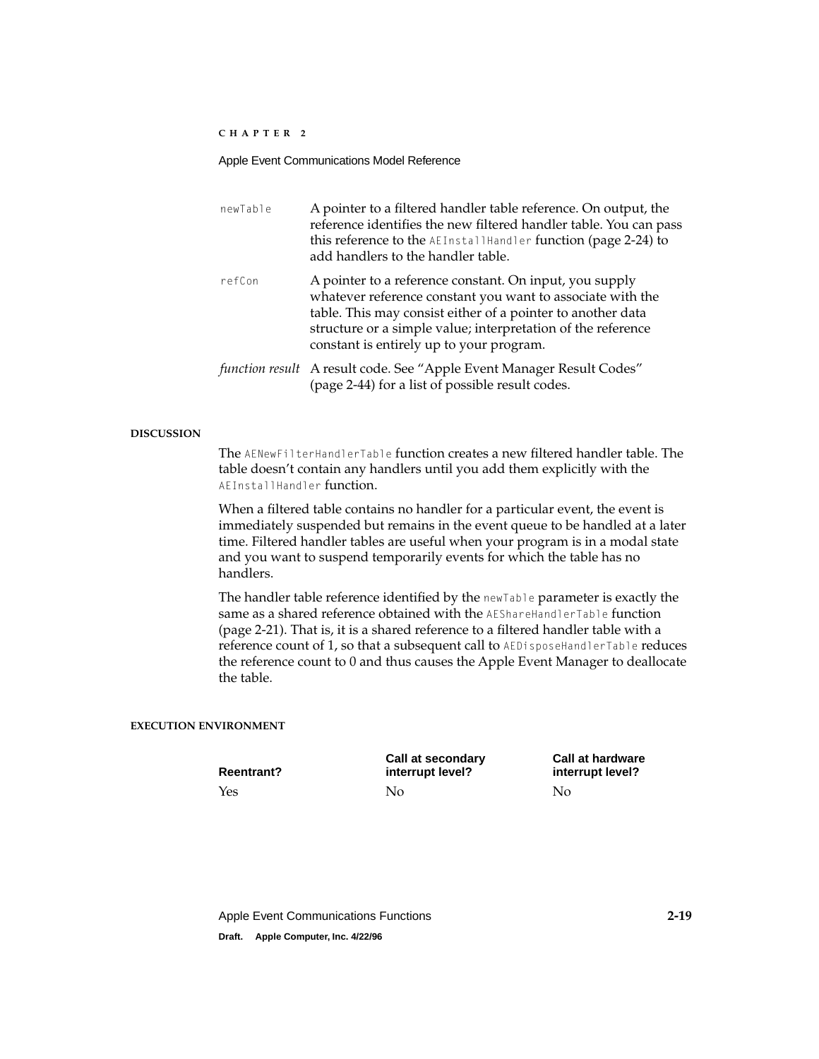`newTable` A pointer to a filtered handler table reference. On output, the reference identifies the new filtered handler table. You can pass this reference to the `AEInstallHandler` function (page 2-24) to add handlers to the handler table.

`refCon` A pointer to a reference constant. On input, you supply whatever reference constant you want to associate with the table. This may consist either of a pointer to another data structure or a simple value; interpretation of the reference constant is entirely up to your program.

*function result* A result code. See "Apple Event Manager Result Codes" (page 2-44) for a list of possible result codes.

#### DISCUSSION

The `AENewFilterHandlerTable` function creates a new filtered handler table. The table doesn't contain any handlers until you add them explicitly with the `AEInstallHandler` function.

When a filtered table contains no handler for a particular event, the event is immediately suspended but remains in the event queue to be handled at a later time. Filtered handler tables are useful when your program is in a modal state and you want to suspend temporarily events for which the table has no handlers.

The handler table reference identified by the `newTable` parameter is exactly the same as a shared reference obtained with the `AEShareHandlerTable` function (page 2-21). That is, it is a shared reference to a filtered handler table with a reference count of 1, so that a subsequent call to `AEDisposeHandlerTable` reduces the reference count to 0 and thus causes the Apple Event Manager to deallocate the table.

#### EXECUTION ENVIRONMENT

| Reentrant? | Call at secondary interrupt level? | Call at hardware interrupt level? |
|---|---|---|
| Yes | No | No |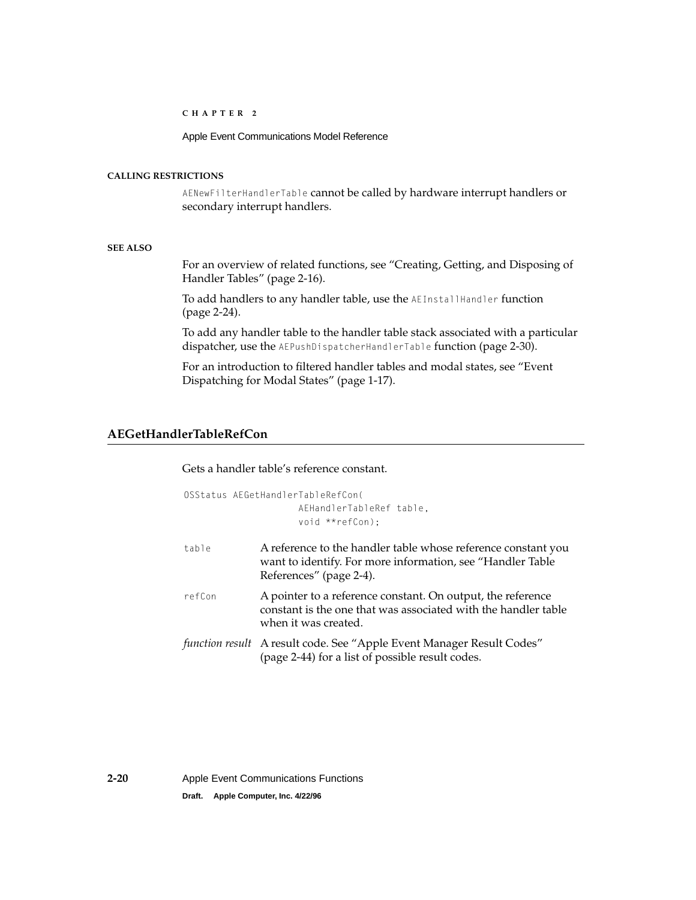**CALLING RESTRICTIONS**

`AENewFilterHandlerTable` cannot be called by hardware interrupt handlers or secondary interrupt handlers.

**SEE ALSO**

For an overview of related functions, see "Creating, Getting, and Disposing of Handler Tables" (page 2-16).

To add handlers to any handler table, use the `AEInstallHandler` function (page 2-24).

To add any handler table to the handler table stack associated with a particular dispatcher, use the `AEPushDispatcherHandlerTable` function (page 2-30).

For an introduction to filtered handler tables and modal states, see "Event Dispatching for Modal States" (page 1-17).

## AEGetHandlerTableRefCon

Gets a handler table's reference constant.

```
OSStatus AEGetHandlerTableRefCon(
            AEHandlerTableRef table,
            void **refCon);
```

`table` A reference to the handler table whose reference constant you want to identify. For more information, see "Handler Table References" (page 2-4).

`refCon` A pointer to a reference constant. On output, the reference constant is the one that was associated with the handler table when it was created.

*function result* A result code. See "Apple Event Manager Result Codes" (page 2-44) for a list of possible result codes.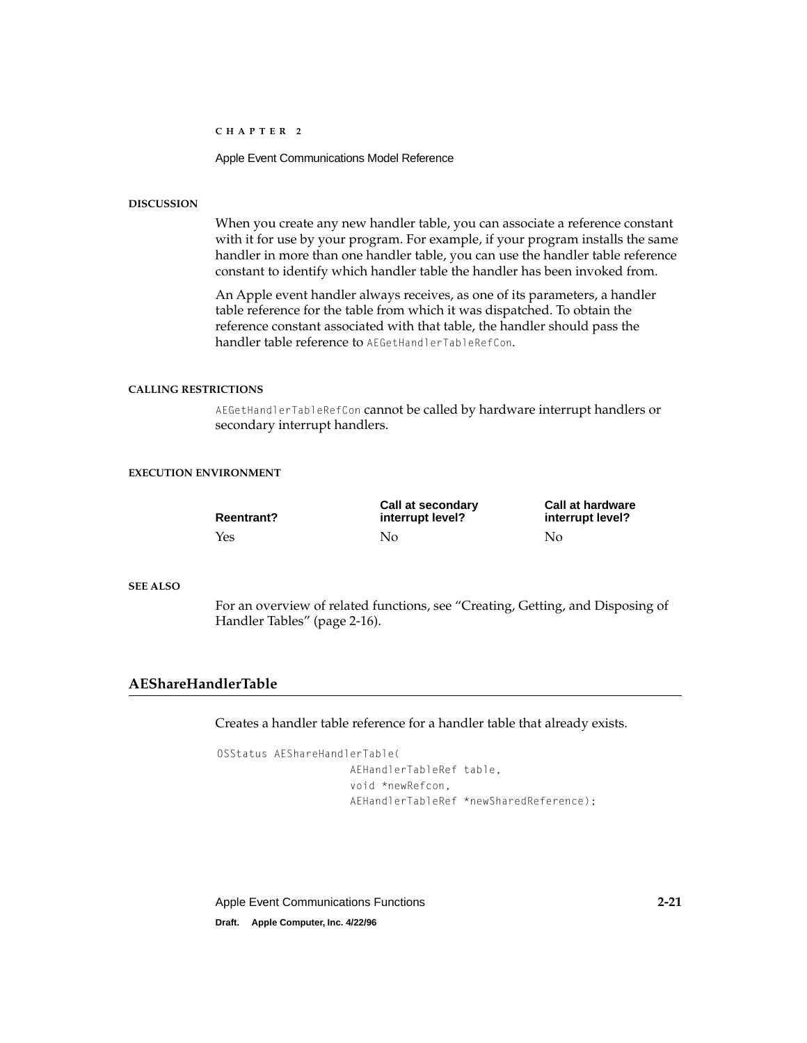**DISCUSSION**

When you create any new handler table, you can associate a reference constant with it for use by your program. For example, if your program installs the same handler in more than one handler table, you can use the handler table reference constant to identify which handler table the handler has been invoked from.

An Apple event handler always receives, as one of its parameters, a handler table reference for the table from which it was dispatched. To obtain the reference constant associated with that table, the handler should pass the handler table reference to `AEGetHandlerTableRefCon`.

**CALLING RESTRICTIONS**

`AEGetHandlerTableRefCon` cannot be called by hardware interrupt handlers or secondary interrupt handlers.

**EXECUTION ENVIRONMENT**

| Reentrant? | Call at secondary interrupt level? | Call at hardware interrupt level? |
| --- | --- | --- |
| Yes | No | No |

**SEE ALSO**

For an overview of related functions, see "Creating, Getting, and Disposing of Handler Tables" (page 2-16).

## AEShareHandlerTable

Creates a handler table reference for a handler table that already exists.

```
OSStatus AEShareHandlerTable(
                    AEHandlerTableRef table,
                    void *newRefcon,
                    AEHandlerTableRef *newSharedReference);
```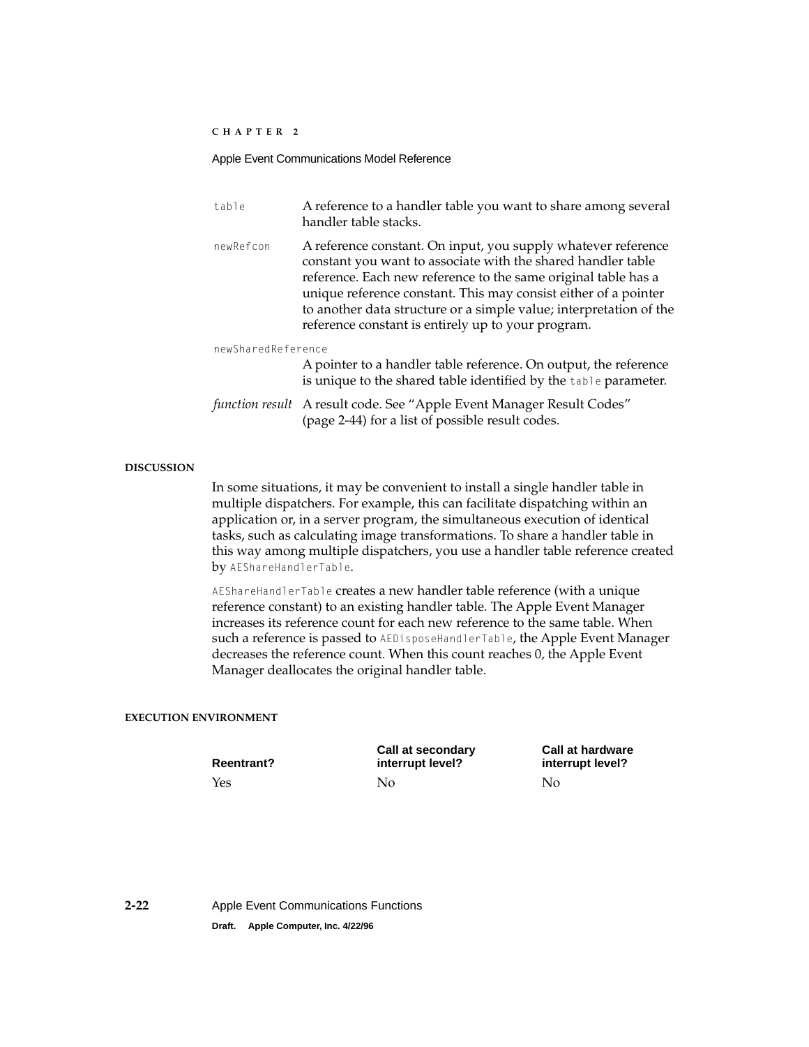`table` A reference to a handler table you want to share among several handler table stacks.

`newRefcon` A reference constant. On input, you supply whatever reference constant you want to associate with the shared handler table reference. Each new reference to the same original table has a unique reference constant. This may consist either of a pointer to another data structure or a simple value; interpretation of the reference constant is entirely up to your program.

`newSharedReference`
A pointer to a handler table reference. On output, the reference is unique to the shared table identified by the `table` parameter.

*function result* A result code. See "Apple Event Manager Result Codes" (page 2-44) for a list of possible result codes.

**DISCUSSION**

In some situations, it may be convenient to install a single handler table in multiple dispatchers. For example, this can facilitate dispatching within an application or, in a server program, the simultaneous execution of identical tasks, such as calculating image transformations. To share a handler table in this way among multiple dispatchers, you use a handler table reference created by `AEShareHandlerTable`.

`AEShareHandlerTable` creates a new handler table reference (with a unique reference constant) to an existing handler table. The Apple Event Manager increases its reference count for each new reference to the same table. When such a reference is passed to `AEDisposeHandlerTable`, the Apple Event Manager decreases the reference count. When this count reaches 0, the Apple Event Manager deallocates the original handler table.

**EXECUTION ENVIRONMENT**

| Reentrant? | Call at secondary interrupt level? | Call at hardware interrupt level? |
| --- | --- | --- |
| Yes | No | No |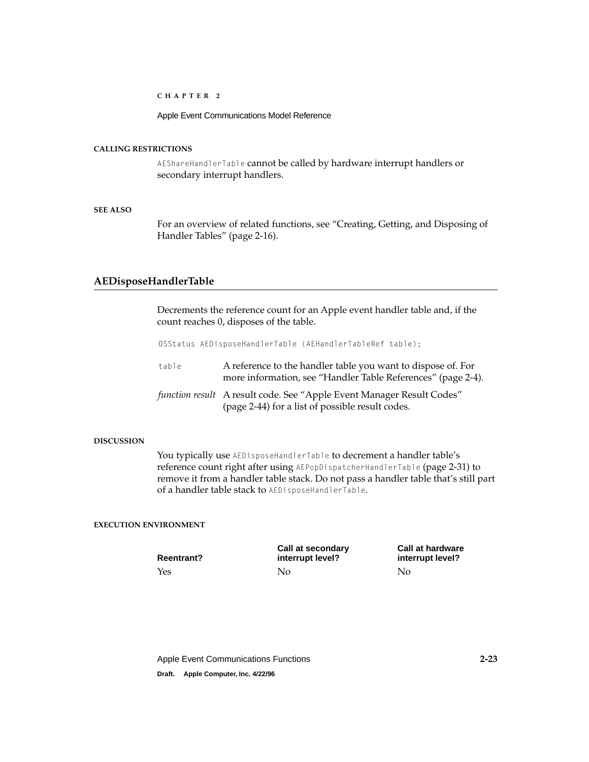#### CALLING RESTRICTIONS

`AEShareHandlerTable` cannot be called by hardware interrupt handlers or secondary interrupt handlers.

#### SEE ALSO

For an overview of related functions, see "Creating, Getting, and Disposing of Handler Tables" (page 2-16).

## AEDisposeHandlerTable

Decrements the reference count for an Apple event handler table and, if the count reaches 0, disposes of the table.

```
OSStatus AEDisposeHandlerTable (AEHandlerTableRef table);
```

`table` A reference to the handler table you want to dispose of. For more information, see "Handler Table References" (page 2-4).

*function result* A result code. See "Apple Event Manager Result Codes" (page 2-44) for a list of possible result codes.

#### DISCUSSION

You typically use `AEDisposeHandlerTable` to decrement a handler table's reference count right after using `AEPopDispatcherHandlerTable` (page 2-31) to remove it from a handler table stack. Do not pass a handler table that's still part of a handler table stack to `AEDisposeHandlerTable`.

#### EXECUTION ENVIRONMENT

| Reentrant? | Call at secondary interrupt level? | Call at hardware interrupt level? |
| --- | --- | --- |
| Yes | No | No |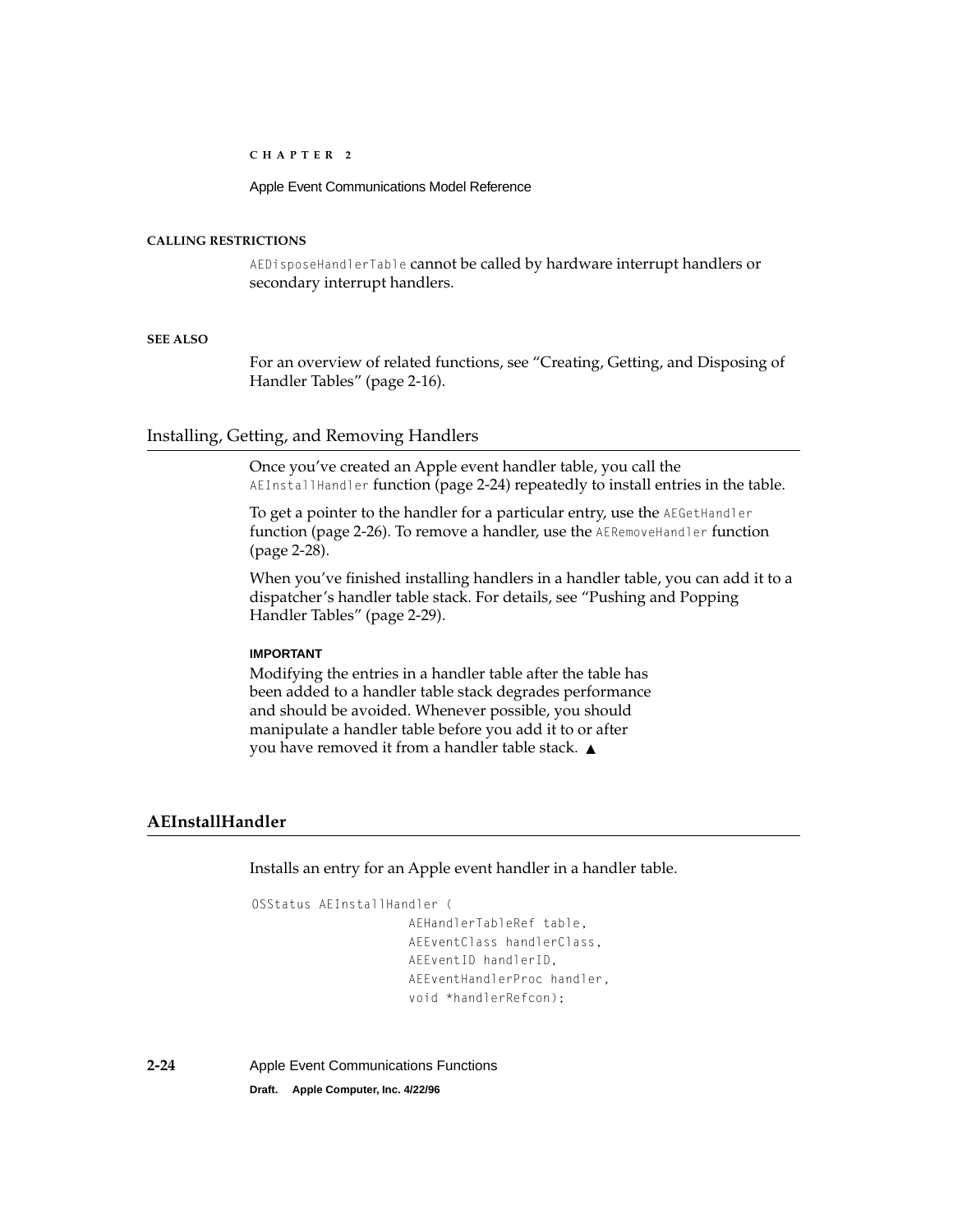**CALLING RESTRICTIONS**

`AEDisposeHandlerTable` cannot be called by hardware interrupt handlers or secondary interrupt handlers.

**SEE ALSO**

For an overview of related functions, see "Creating, Getting, and Disposing of Handler Tables" (page 2-16).

## Installing, Getting, and Removing Handlers

Once you've created an Apple event handler table, you call the `AEInstallHandler` function (page 2-24) repeatedly to install entries in the table.

To get a pointer to the handler for a particular entry, use the `AEGetHandler` function (page 2-26). To remove a handler, use the `AERemoveHandler` function (page 2-28).

When you've finished installing handlers in a handler table, you can add it to a dispatcher's handler table stack. For details, see "Pushing and Popping Handler Tables" (page 2-29).

**IMPORTANT**

Modifying the entries in a handler table after the table has been added to a handler table stack degrades performance and should be avoided. Whenever possible, you should manipulate a handler table before you add it to or after you have removed it from a handler table stack. ▲

### AEInstallHandler

Installs an entry for an Apple event handler in a handler table.

```
OSStatus AEInstallHandler (
                    AEHandlerTableRef table,
                    AEEventClass handlerClass,
                    AEEventID handlerID,
                    AEEventHandlerProc handler,
                    void *handlerRefcon);
```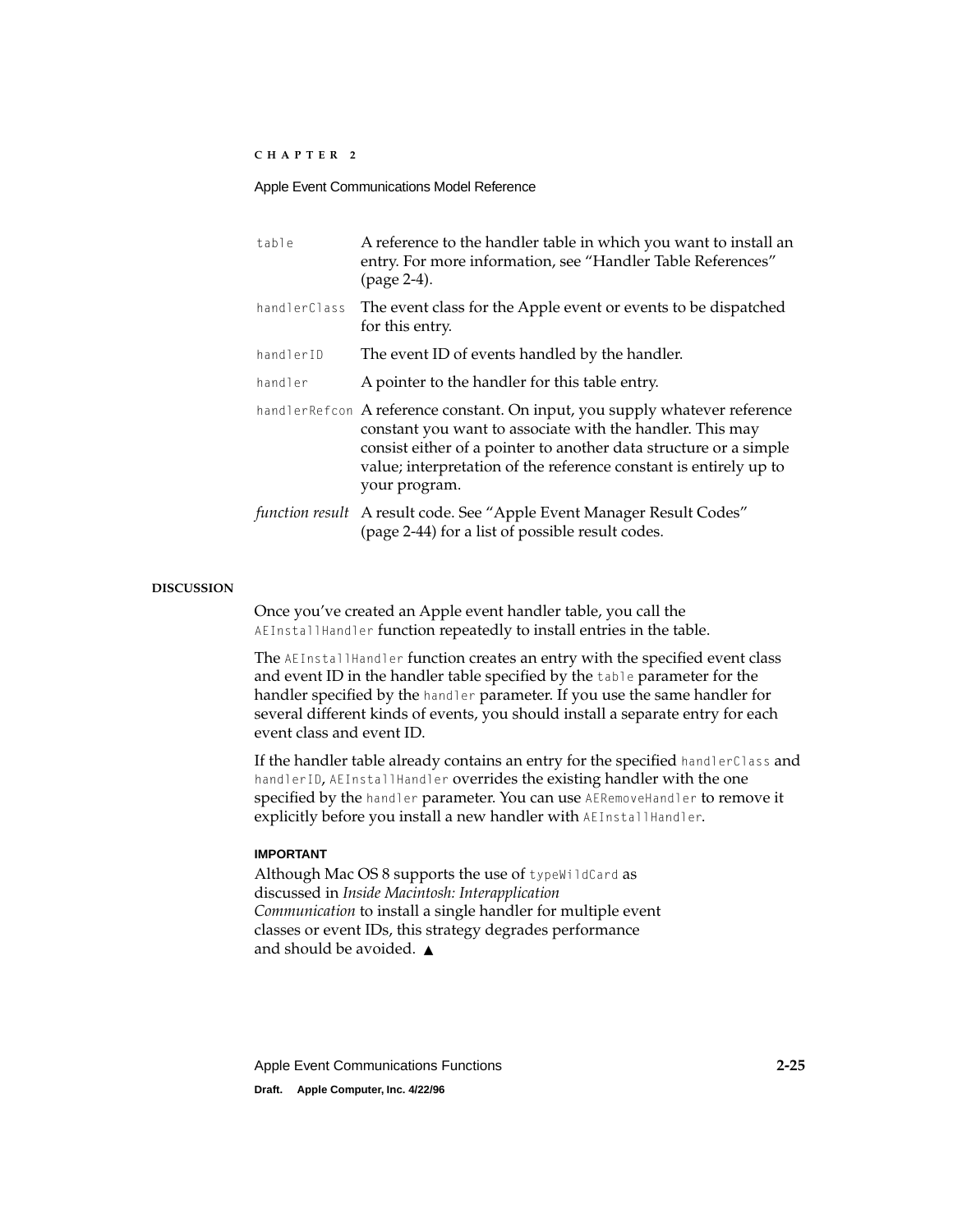| | |
|---|---|
| `table` | A reference to the handler table in which you want to install an entry. For more information, see "Handler Table References" (page 2-4). |
| `handlerClass` | The event class for the Apple event or events to be dispatched for this entry. |
| `handlerID` | The event ID of events handled by the handler. |
| `handler` | A pointer to the handler for this table entry. |
| `handlerRefcon` | A reference constant. On input, you supply whatever reference constant you want to associate with the handler. This may consist either of a pointer to another data structure or a simple value; interpretation of the reference constant is entirely up to your program. |
| *function result* | A result code. See "Apple Event Manager Result Codes" (page 2-44) for a list of possible result codes. |

#### DISCUSSION

Once you've created an Apple event handler table, you call the `AEInstallHandler` function repeatedly to install entries in the table.

The `AEInstallHandler` function creates an entry with the specified event class and event ID in the handler table specified by the `table` parameter for the handler specified by the `handler` parameter. If you use the same handler for several different kinds of events, you should install a separate entry for each event class and event ID.

If the handler table already contains an entry for the specified `handlerClass` and `handlerID`, `AEInstallHandler` overrides the existing handler with the one specified by the `handler` parameter. You can use `AERemoveHandler` to remove it explicitly before you install a new handler with `AEInstallHandler`.

**IMPORTANT**

Although Mac OS 8 supports the use of `typeWildCard` as discussed in *Inside Macintosh: Interapplication Communication* to install a single handler for multiple event classes or event IDs, this strategy degrades performance and should be avoided. ▲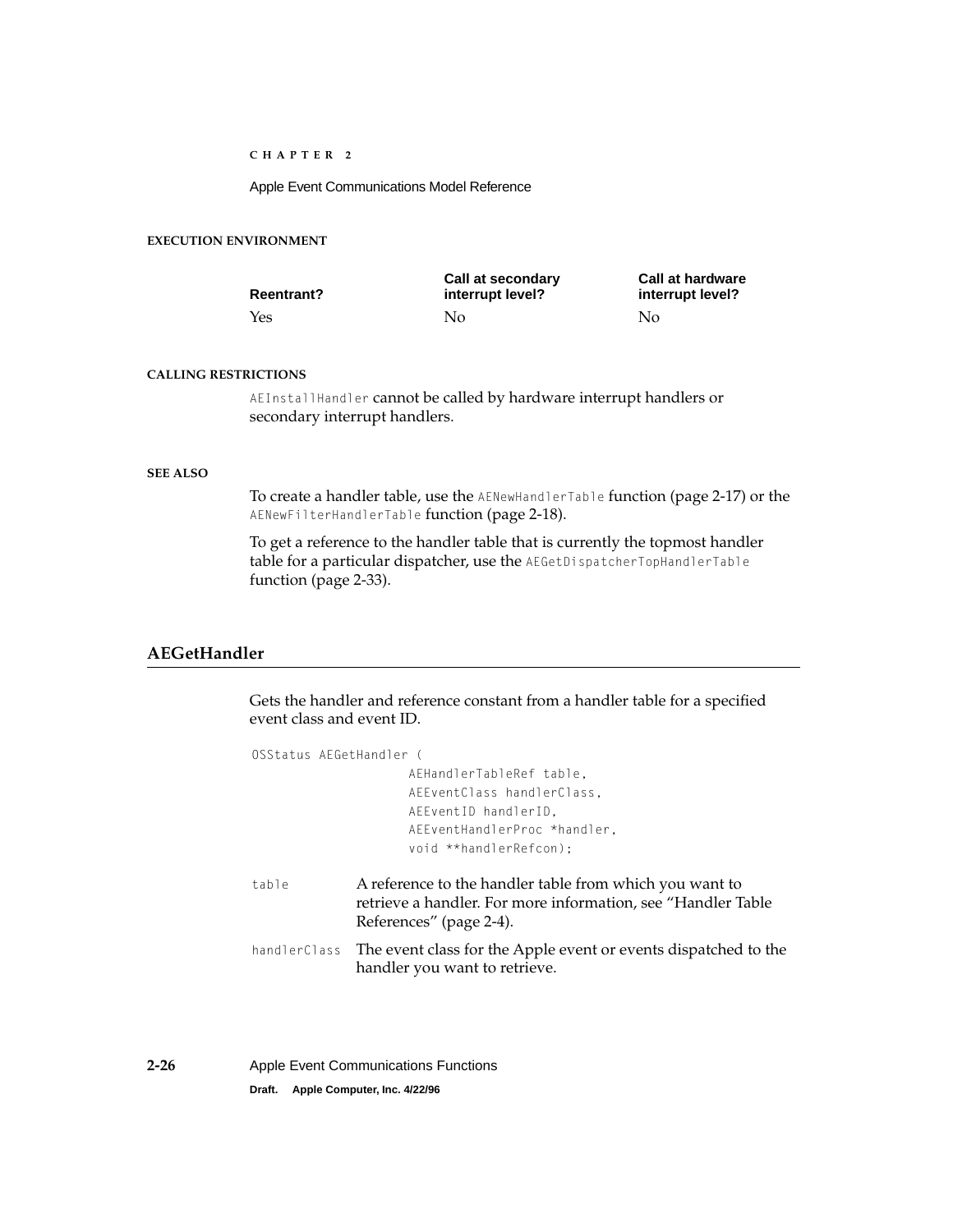#### EXECUTION ENVIRONMENT

| Reentrant? | Call at secondary interrupt level? | Call at hardware interrupt level? |
| --- | --- | --- |
| Yes | No | No |

#### CALLING RESTRICTIONS

`AEInstallHandler` cannot be called by hardware interrupt handlers or secondary interrupt handlers.

#### SEE ALSO

To create a handler table, use the `AENewHandlerTable` function (page 2-17) or the `AENewFilterHandlerTable` function (page 2-18).

To get a reference to the handler table that is currently the topmost handler table for a particular dispatcher, use the `AEGetDispatcherTopHandlerTable` function (page 2-33).

## AEGetHandler

Gets the handler and reference constant from a handler table for a specified event class and event ID.

```
OSStatus AEGetHandler (
                AEHandlerTableRef table,
                AEEventClass handlerClass,
                AEEventID handlerID,
                AEEventHandlerProc *handler,
                void **handlerRefcon);
```

`table` A reference to the handler table from which you want to retrieve a handler. For more information, see "Handler Table References" (page 2-4).

`handlerClass` The event class for the Apple event or events dispatched to the handler you want to retrieve.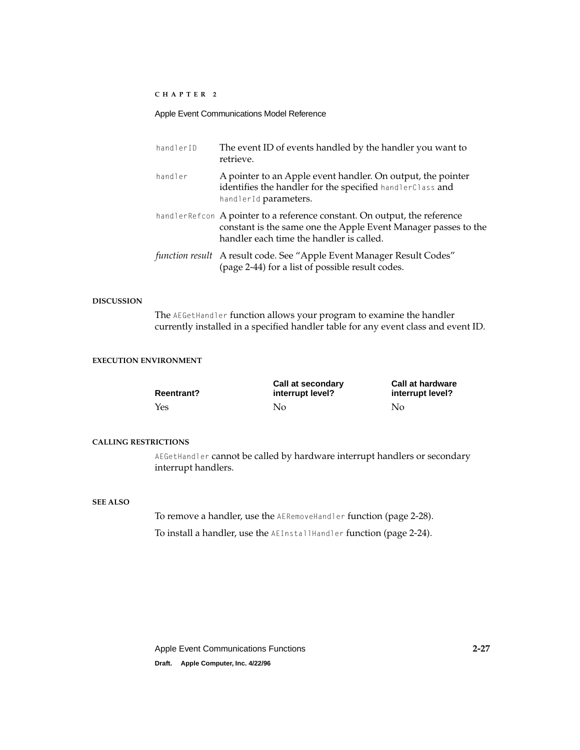| | |
|---|---|
| `handlerID` | The event ID of events handled by the handler you want to retrieve. |
| `handler` | A pointer to an Apple event handler. On output, the pointer identifies the handler for the specified `handlerClass` and `handlerId` parameters. |
| `handlerRefcon` | A pointer to a reference constant. On output, the reference constant is the same one the Apple Event Manager passes to the handler each time the handler is called. |
| *function result* | A result code. See "Apple Event Manager Result Codes" (page 2-44) for a list of possible result codes. |

**DISCUSSION**

The `AEGetHandler` function allows your program to examine the handler currently installed in a specified handler table for any event class and event ID.

**EXECUTION ENVIRONMENT**

| Reentrant? | Call at secondary interrupt level? | Call at hardware interrupt level? |
|---|---|---|
| Yes | No | No |

**CALLING RESTRICTIONS**

`AEGetHandler` cannot be called by hardware interrupt handlers or secondary interrupt handlers.

**SEE ALSO**

To remove a handler, use the `AERemoveHandler` function (page 2-28).

To install a handler, use the `AEInstallHandler` function (page 2-24).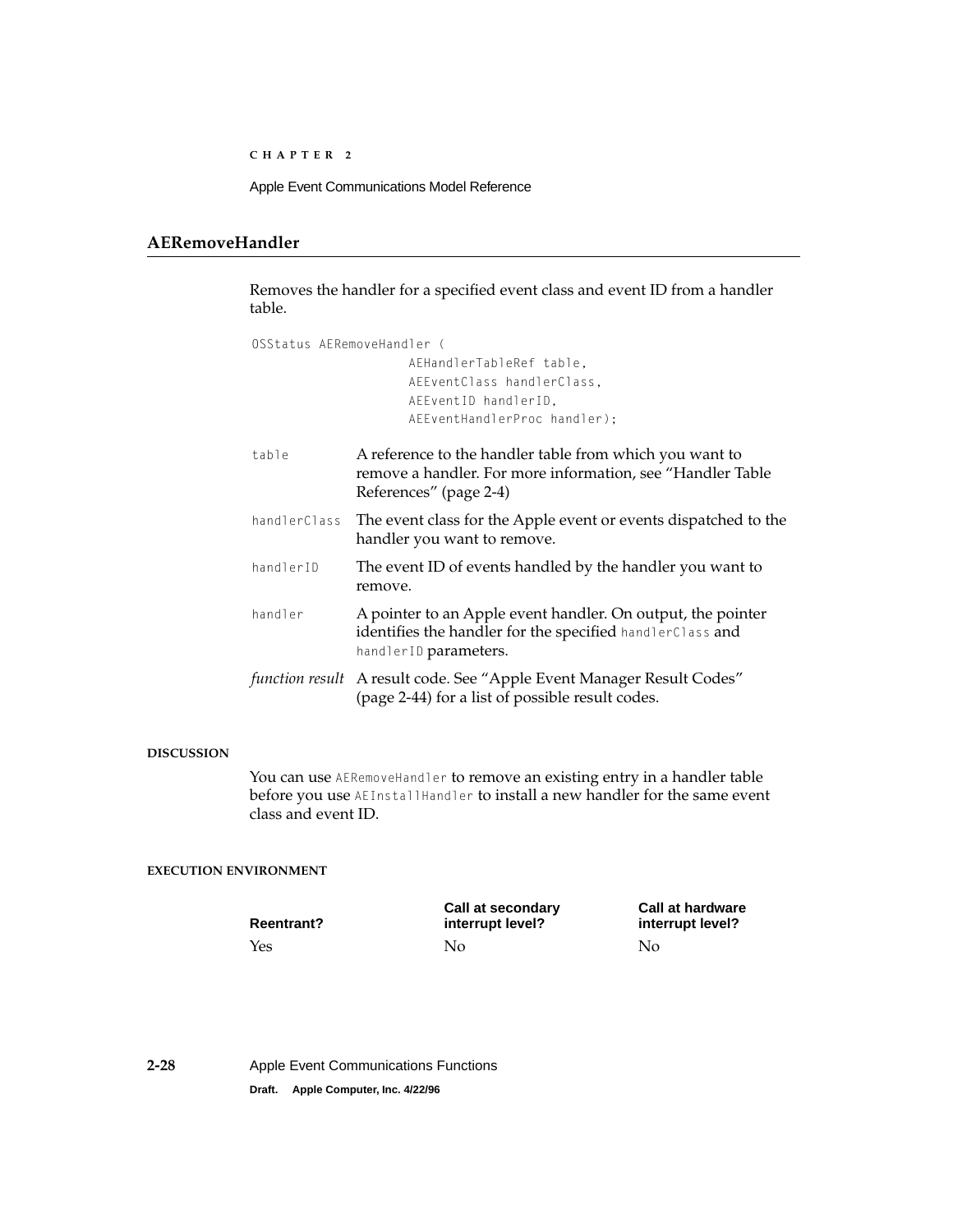## AERemoveHandler

Removes the handler for a specified event class and event ID from a handler table.

```
OSStatus AERemoveHandler (
                AEHandlerTableRef table,
                AEEventClass handlerClass,
                AEEventID handlerID,
                AEEventHandlerProc handler);
```

`table` A reference to the handler table from which you want to remove a handler. For more information, see "Handler Table References" (page 2-4)

`handlerClass` The event class for the Apple event or events dispatched to the handler you want to remove.

`handlerID` The event ID of events handled by the handler you want to remove.

`handler` A pointer to an Apple event handler. On output, the pointer identifies the handler for the specified `handlerClass` and `handlerID` parameters.

*function result* A result code. See "Apple Event Manager Result Codes" (page 2-44) for a list of possible result codes.

#### DISCUSSION

You can use `AERemoveHandler` to remove an existing entry in a handler table before you use `AEInstallHandler` to install a new handler for the same event class and event ID.

#### EXECUTION ENVIRONMENT

| Reentrant? | Call at secondary interrupt level? | Call at hardware interrupt level? |
| --- | --- | --- |
| Yes | No | No |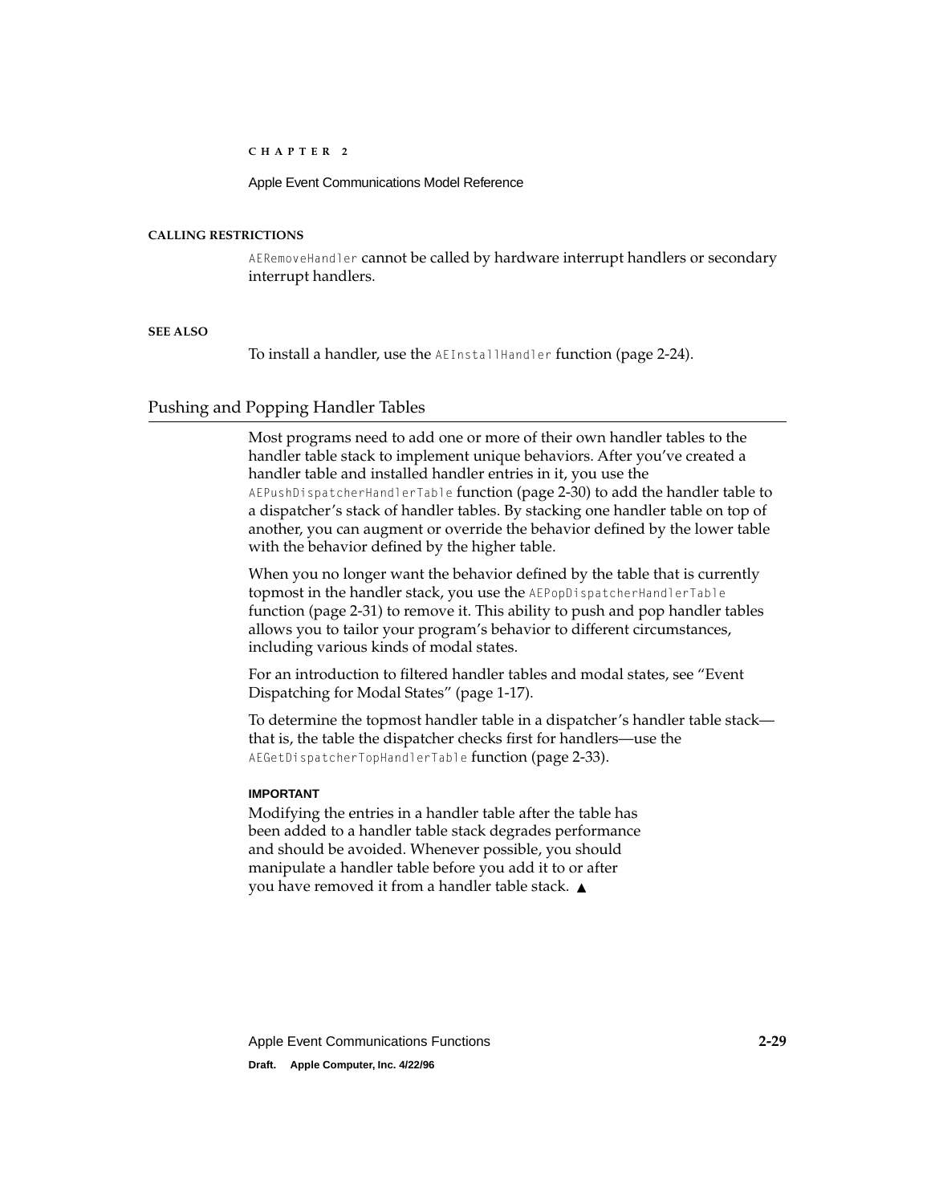**CALLING RESTRICTIONS**

`AERemoveHandler` cannot be called by hardware interrupt handlers or secondary interrupt handlers.

**SEE ALSO**

To install a handler, use the `AEInstallHandler` function (page 2-24).

## Pushing and Popping Handler Tables

Most programs need to add one or more of their own handler tables to the handler table stack to implement unique behaviors. After you've created a handler table and installed handler entries in it, you use the `AEPushDispatcherHandlerTable` function (page 2-30) to add the handler table to a dispatcher's stack of handler tables. By stacking one handler table on top of another, you can augment or override the behavior defined by the lower table with the behavior defined by the higher table.

When you no longer want the behavior defined by the table that is currently topmost in the handler stack, you use the `AEPopDispatcherHandlerTable` function (page 2-31) to remove it. This ability to push and pop handler tables allows you to tailor your program's behavior to different circumstances, including various kinds of modal states.

For an introduction to filtered handler tables and modal states, see "Event Dispatching for Modal States" (page 1-17).

To determine the topmost handler table in a dispatcher's handler table stack—that is, the table the dispatcher checks first for handlers—use the `AEGetDispatcherTopHandlerTable` function (page 2-33).

**IMPORTANT**

Modifying the entries in a handler table after the table has been added to a handler table stack degrades performance and should be avoided. Whenever possible, you should manipulate a handler table before you add it to or after you have removed it from a handler table stack. ▲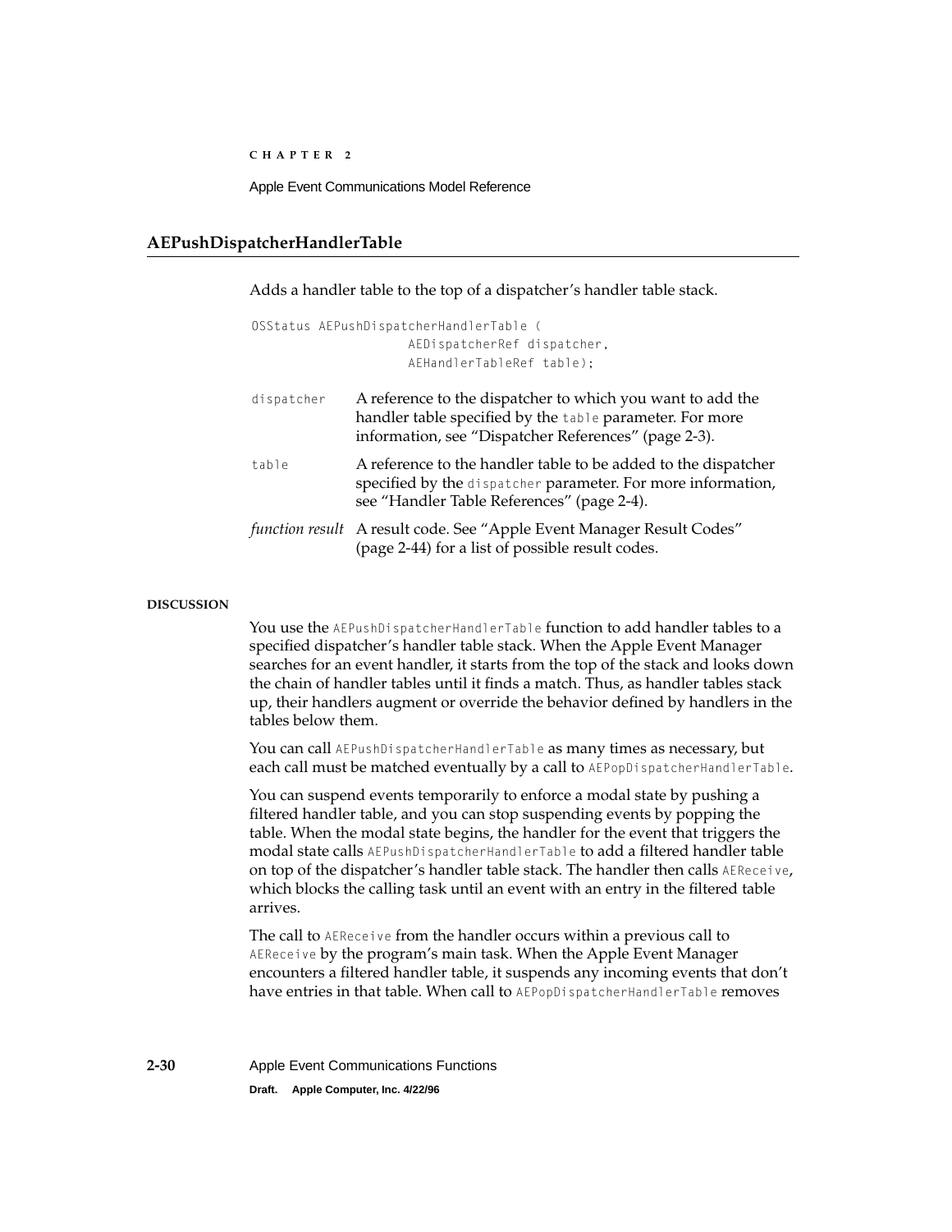## AEPushDispatcherHandlerTable

Adds a handler table to the top of a dispatcher's handler table stack.

```
OSStatus AEPushDispatcherHandlerTable (
                AEDispatcherRef dispatcher,
                AEHandlerTableRef table);
```

`dispatcher` A reference to the dispatcher to which you want to add the handler table specified by the `table` parameter. For more information, see "Dispatcher References" (page 2-3).

`table` A reference to the handler table to be added to the dispatcher specified by the `dispatcher` parameter. For more information, see "Handler Table References" (page 2-4).

*function result* A result code. See "Apple Event Manager Result Codes" (page 2-44) for a list of possible result codes.

**DISCUSSION**

You use the `AEPushDispatcherHandlerTable` function to add handler tables to a specified dispatcher's handler table stack. When the Apple Event Manager searches for an event handler, it starts from the top of the stack and looks down the chain of handler tables until it finds a match. Thus, as handler tables stack up, their handlers augment or override the behavior defined by handlers in the tables below them.

You can call `AEPushDispatcherHandlerTable` as many times as necessary, but each call must be matched eventually by a call to `AEPopDispatcherHandlerTable`.

You can suspend events temporarily to enforce a modal state by pushing a filtered handler table, and you can stop suspending events by popping the table. When the modal state begins, the handler for the event that triggers the modal state calls `AEPushDispatcherHandlerTable` to add a filtered handler table on top of the dispatcher's handler table stack. The handler then calls `AEReceive`, which blocks the calling task until an event with an entry in the filtered table arrives.

The call to `AEReceive` from the handler occurs within a previous call to `AEReceive` by the program's main task. When the Apple Event Manager encounters a filtered handler table, it suspends any incoming events that don't have entries in that table. When call to `AEPopDispatcherHandlerTable` removes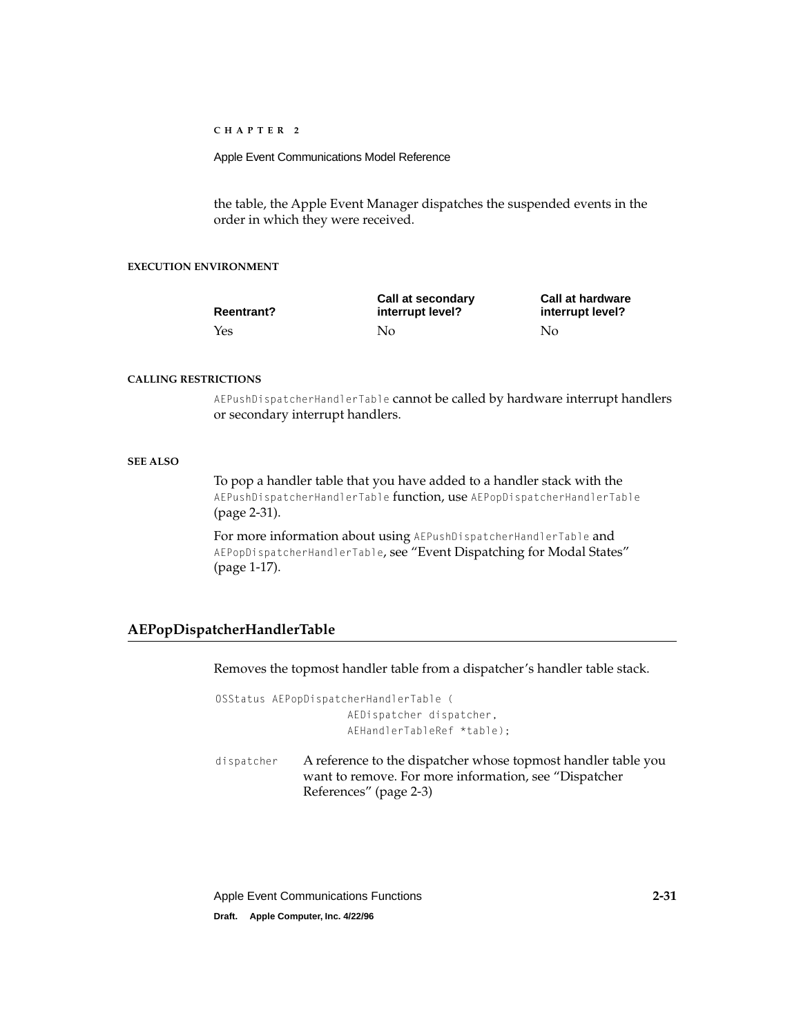the table, the Apple Event Manager dispatches the suspended events in the order in which they were received.

**EXECUTION ENVIRONMENT**

| Reentrant? | Call at secondary interrupt level? | Call at hardware interrupt level? |
|---|---|---|
| Yes | No | No |

**CALLING RESTRICTIONS**

`AEPushDispatcherHandlerTable` cannot be called by hardware interrupt handlers or secondary interrupt handlers.

**SEE ALSO**

To pop a handler table that you have added to a handler stack with the `AEPushDispatcherHandlerTable` function, use `AEPopDispatcherHandlerTable` (page 2-31).

For more information about using `AEPushDispatcherHandlerTable` and `AEPopDispatcherHandlerTable`, see "Event Dispatching for Modal States" (page 1-17).

## AEPopDispatcherHandlerTable

Removes the topmost handler table from a dispatcher's handler table stack.

```
OSStatus AEPopDispatcherHandlerTable (
                    AEDispatcher dispatcher,
                    AEHandlerTableRef *table);
```

`dispatcher` A reference to the dispatcher whose topmost handler table you want to remove. For more information, see "Dispatcher References" (page 2-3)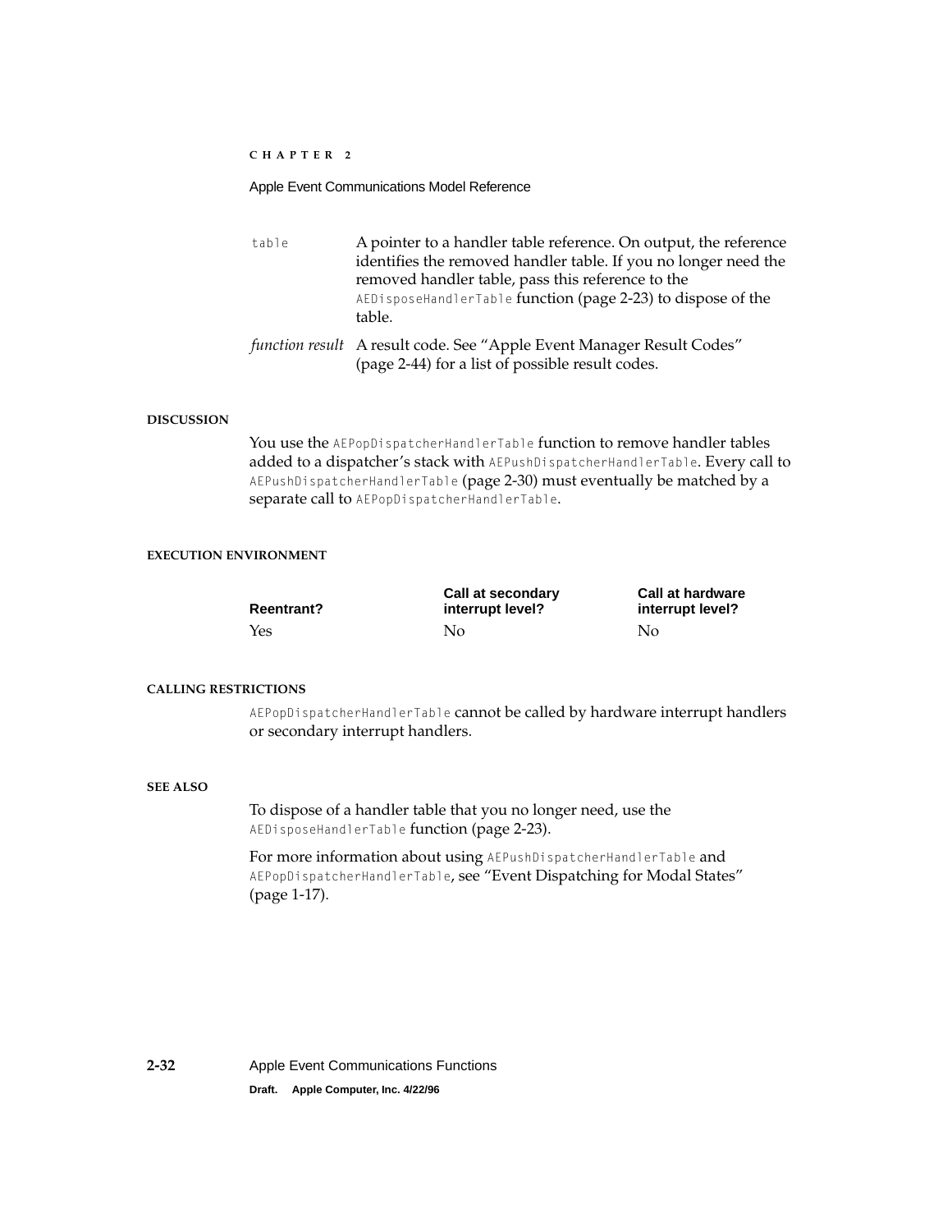`table` A pointer to a handler table reference. On output, the reference identifies the removed handler table. If you no longer need the removed handler table, pass this reference to the `AEDisposeHandlerTable` function (page 2-23) to dispose of the table.

*function result* A result code. See "Apple Event Manager Result Codes" (page 2-44) for a list of possible result codes.

**DISCUSSION**

You use the `AEPopDispatcherHandlerTable` function to remove handler tables added to a dispatcher's stack with `AEPushDispatcherHandlerTable`. Every call to `AEPushDispatcherHandlerTable` (page 2-30) must eventually be matched by a separate call to `AEPopDispatcherHandlerTable`.

**EXECUTION ENVIRONMENT**

| Reentrant? | Call at secondary interrupt level? | Call at hardware interrupt level? |
|---|---|---|
| Yes | No | No |

**CALLING RESTRICTIONS**

`AEPopDispatcherHandlerTable` cannot be called by hardware interrupt handlers or secondary interrupt handlers.

**SEE ALSO**

To dispose of a handler table that you no longer need, use the `AEDisposeHandlerTable` function (page 2-23).

For more information about using `AEPushDispatcherHandlerTable` and `AEPopDispatcherHandlerTable`, see "Event Dispatching for Modal States" (page 1-17).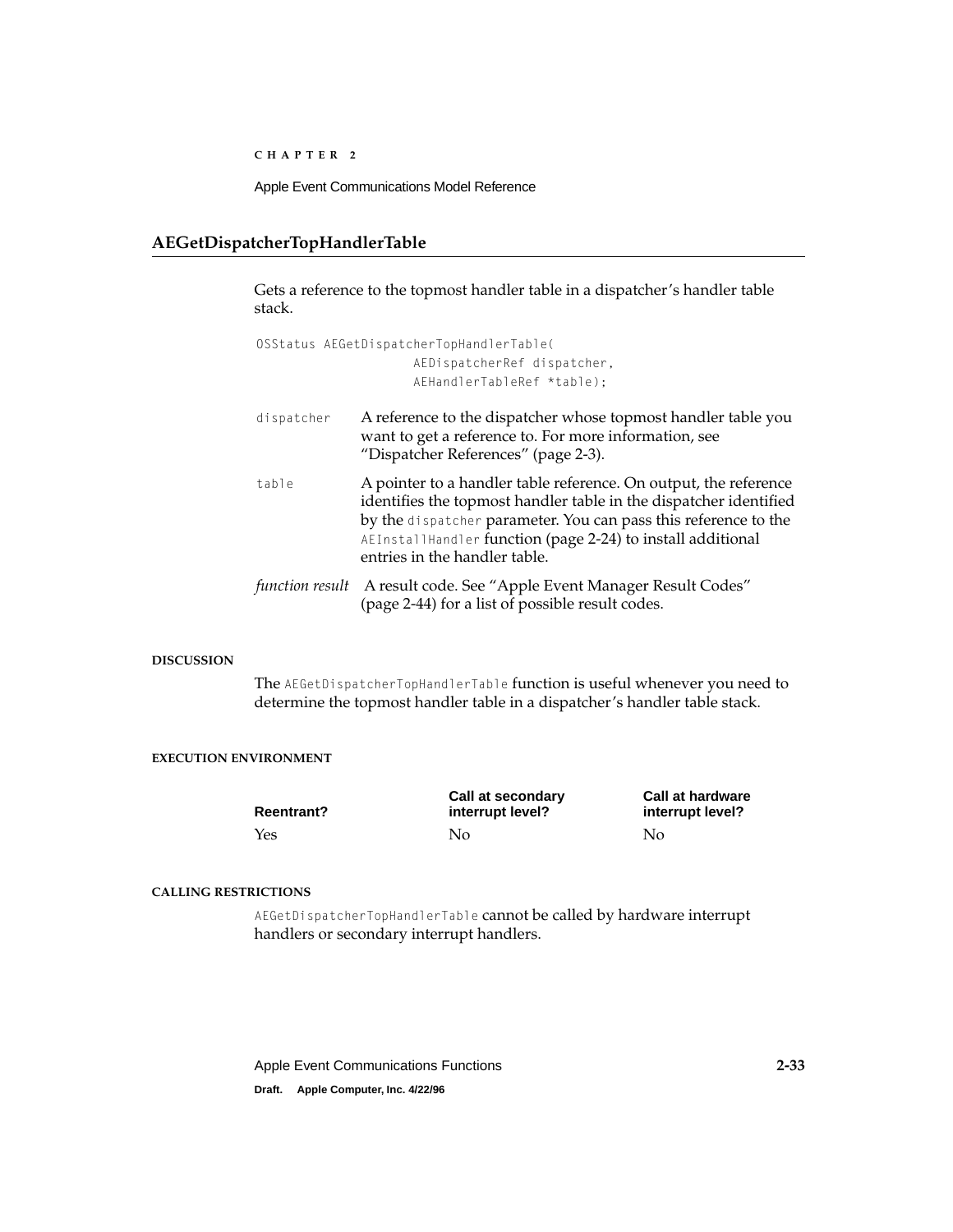## AEGetDispatcherTopHandlerTable

Gets a reference to the topmost handler table in a dispatcher's handler table stack.

```
OSStatus AEGetDispatcherTopHandlerTable(
                AEDispatcherRef dispatcher,
                AEHandlerTableRef *table);
```

`dispatcher` A reference to the dispatcher whose topmost handler table you want to get a reference to. For more information, see "Dispatcher References" (page 2-3).

`table` A pointer to a handler table reference. On output, the reference identifies the topmost handler table in the dispatcher identified by the `dispatcher` parameter. You can pass this reference to the `AEInstallHandler` function (page 2-24) to install additional entries in the handler table.

*function result* A result code. See "Apple Event Manager Result Codes" (page 2-44) for a list of possible result codes.

#### DISCUSSION

The `AEGetDispatcherTopHandlerTable` function is useful whenever you need to determine the topmost handler table in a dispatcher's handler table stack.

#### EXECUTION ENVIRONMENT

| Reentrant? | Call at secondary interrupt level? | Call at hardware interrupt level? |
| --- | --- | --- |
| Yes | No | No |

#### CALLING RESTRICTIONS

`AEGetDispatcherTopHandlerTable` cannot be called by hardware interrupt handlers or secondary interrupt handlers.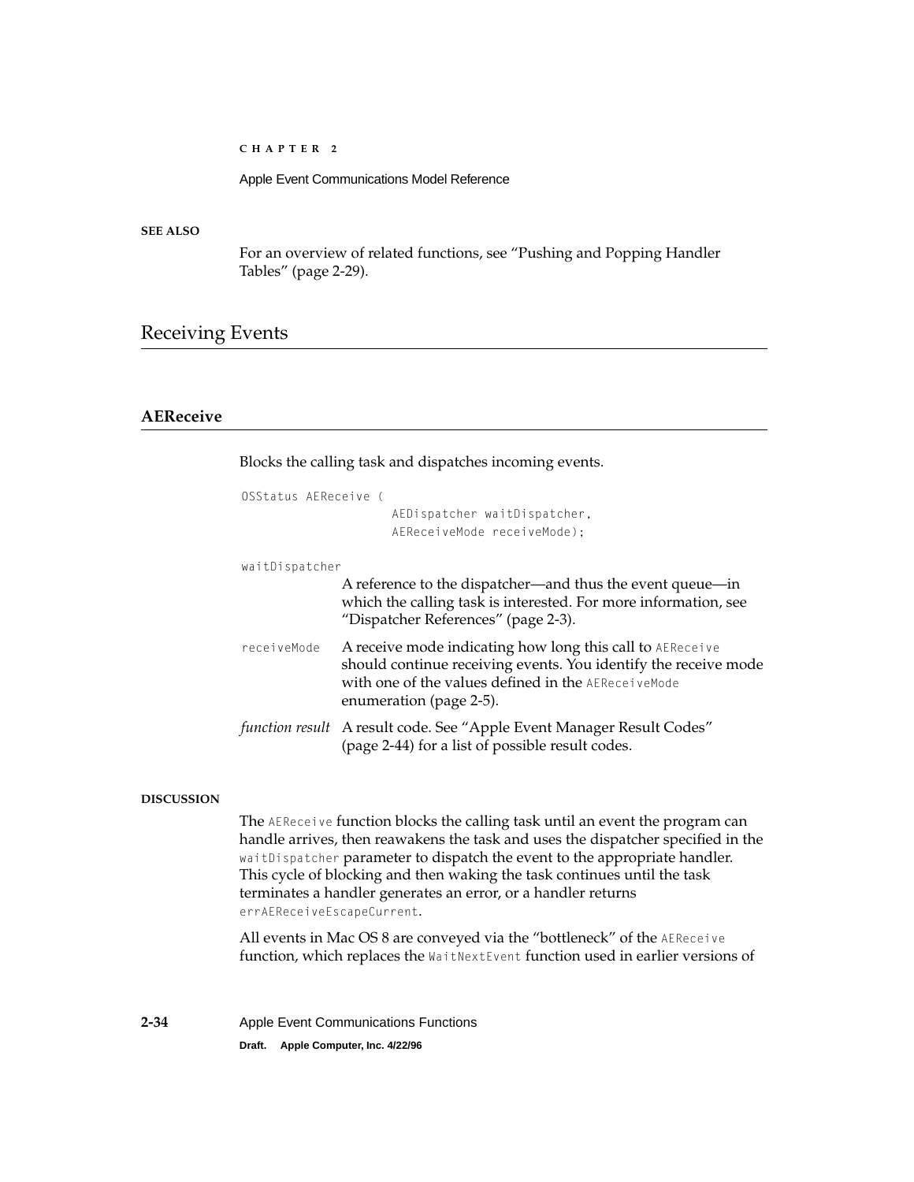**SEE ALSO**

For an overview of related functions, see "Pushing and Popping Handler Tables" (page 2-29).

## Receiving Events

### AEReceive

Blocks the calling task and dispatches incoming events.

```
OSStatus AEReceive (
                    AEDispatcher waitDispatcher,
                    AEReceiveMode receiveMode);
```

`waitDispatcher`
: A reference to the dispatcher—and thus the event queue—in which the calling task is interested. For more information, see "Dispatcher References" (page 2-3).

`receiveMode`
: A receive mode indicating how long this call to `AEReceive` should continue receiving events. You identify the receive mode with one of the values defined in the `AEReceiveMode` enumeration (page 2-5).

*function result*
: A result code. See "Apple Event Manager Result Codes" (page 2-44) for a list of possible result codes.

**DISCUSSION**

The `AEReceive` function blocks the calling task until an event the program can handle arrives, then reawakens the task and uses the dispatcher specified in the `waitDispatcher` parameter to dispatch the event to the appropriate handler. This cycle of blocking and then waking the task continues until the task terminates a handler generates an error, or a handler returns `errAEReceiveEscapeCurrent`.

All events in Mac OS 8 are conveyed via the "bottleneck" of the `AEReceive` function, which replaces the `WaitNextEvent` function used in earlier versions of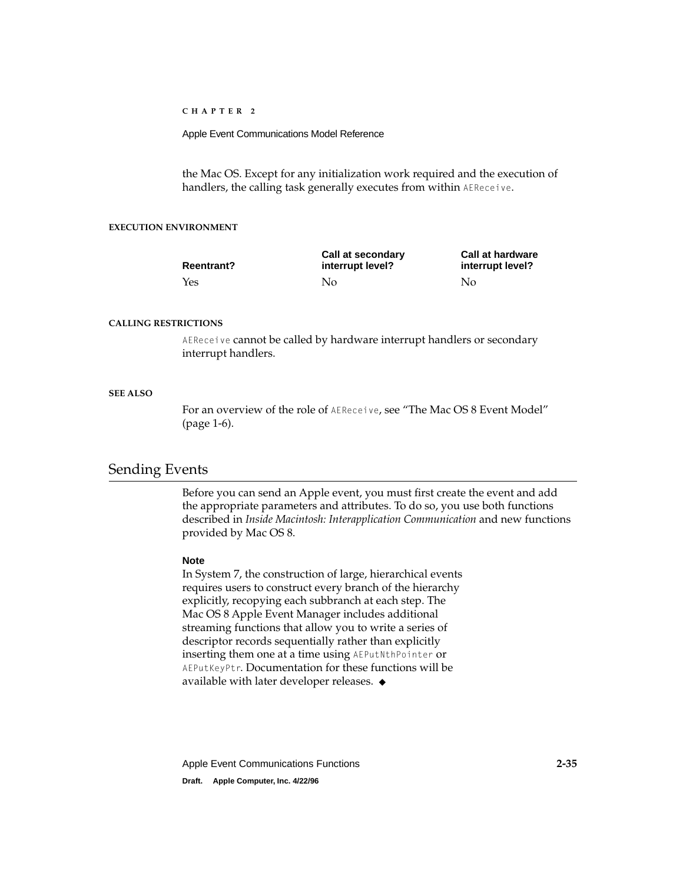the Mac OS. Except for any initialization work required and the execution of handlers, the calling task generally executes from within `AEReceive`.

#### EXECUTION ENVIRONMENT

| Reentrant? | Call at secondary interrupt level? | Call at hardware interrupt level? |
|---|---|---|
| Yes | No | No |

#### CALLING RESTRICTIONS

`AEReceive` cannot be called by hardware interrupt handlers or secondary interrupt handlers.

#### SEE ALSO

For an overview of the role of `AEReceive`, see "The Mac OS 8 Event Model" (page 1-6).

## Sending Events

Before you can send an Apple event, you must first create the event and add the appropriate parameters and attributes. To do so, you use both functions described in *Inside Macintosh: Interapplication Communication* and new functions provided by Mac OS 8.

**Note**
In System 7, the construction of large, hierarchical events requires users to construct every branch of the hierarchy explicitly, recopying each subbranch at each step. The Mac OS 8 Apple Event Manager includes additional streaming functions that allow you to write a series of descriptor records sequentially rather than explicitly inserting them one at a time using `AEPutNthPointer` or `AEPutKeyPtr`. Documentation for these functions will be available with later developer releases. ◆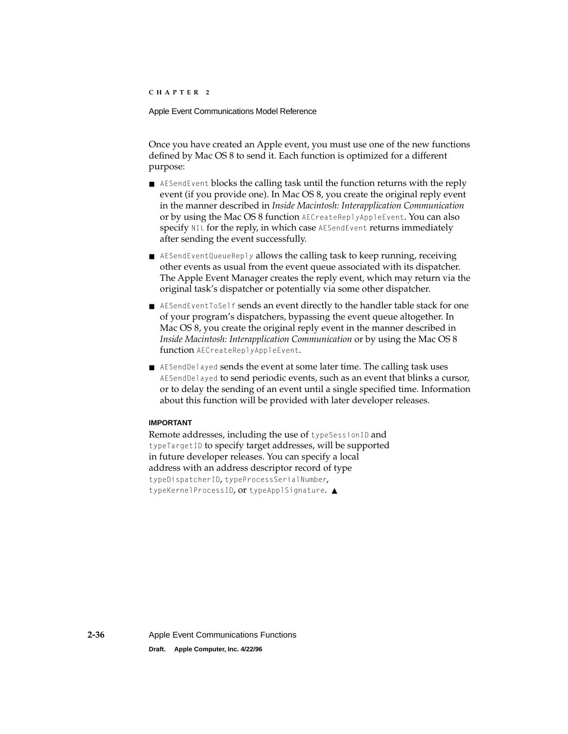Once you have created an Apple event, you must use one of the new functions defined by Mac OS 8 to send it. Each function is optimized for a different purpose:

- `AESendEvent` blocks the calling task until the function returns with the reply event (if you provide one). In Mac OS 8, you create the original reply event in the manner described in *Inside Macintosh: Interapplication Communication* or by using the Mac OS 8 function `AECreateReplyAppleEvent`. You can also specify `NIL` for the reply, in which case `AESendEvent` returns immediately after sending the event successfully.
- `AESendEventQueueReply` allows the calling task to keep running, receiving other events as usual from the event queue associated with its dispatcher. The Apple Event Manager creates the reply event, which may return via the original task's dispatcher or potentially via some other dispatcher.
- `AESendEventToSelf` sends an event directly to the handler table stack for one of your program's dispatchers, bypassing the event queue altogether. In Mac OS 8, you create the original reply event in the manner described in *Inside Macintosh: Interapplication Communication* or by using the Mac OS 8 function `AECreateReplyAppleEvent`.
- `AESendDelayed` sends the event at some later time. The calling task uses `AESendDelayed` to send periodic events, such as an event that blinks a cursor, or to delay the sending of an event until a single specified time. Information about this function will be provided with later developer releases.

**IMPORTANT**

Remote addresses, including the use of `typeSessionID` and `typeTargetID` to specify target addresses, will be supported in future developer releases. You can specify a local address with an address descriptor record of type `typeDispatcherID`, `typeProcessSerialNumber`, `typeKernelProcessID`, or `typeApplSignature`. ▲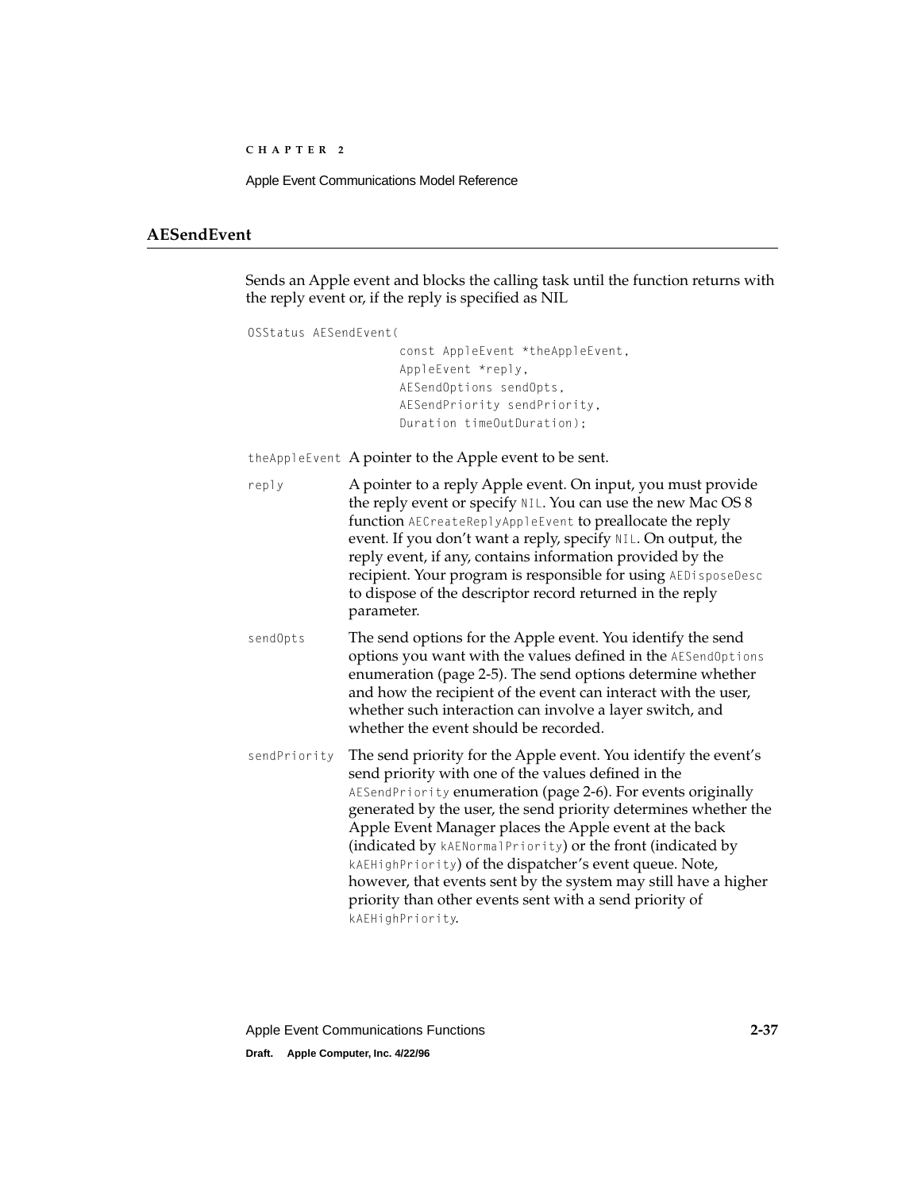## AESendEvent

Sends an Apple event and blocks the calling task until the function returns with the reply event or, if the reply is specified as NIL

```
OSStatus AESendEvent(
                    const AppleEvent *theAppleEvent,
                    AppleEvent *reply,
                    AESendOptions sendOpts,
                    AESendPriority sendPriority,
                    Duration timeOutDuration);
```

`theAppleEvent` A pointer to the Apple event to be sent.

`reply` A pointer to a reply Apple event. On input, you must provide the reply event or specify `NIL`. You can use the new Mac OS 8 function `AECreateReplyAppleEvent` to preallocate the reply event. If you don't want a reply, specify `NIL`. On output, the reply event, if any, contains information provided by the recipient. Your program is responsible for using `AEDisposeDesc` to dispose of the descriptor record returned in the reply parameter.

`sendOpts` The send options for the Apple event. You identify the send options you want with the values defined in the `AESendOptions` enumeration (page 2-5). The send options determine whether and how the recipient of the event can interact with the user, whether such interaction can involve a layer switch, and whether the event should be recorded.

`sendPriority` The send priority for the Apple event. You identify the event's send priority with one of the values defined in the `AESendPriority` enumeration (page 2-6). For events originally generated by the user, the send priority determines whether the Apple Event Manager places the Apple event at the back (indicated by `kAENormalPriority`) or the front (indicated by `kAEHighPriority`) of the dispatcher's event queue. Note, however, that events sent by the system may still have a higher priority than other events sent with a send priority of `kAEHighPriority`.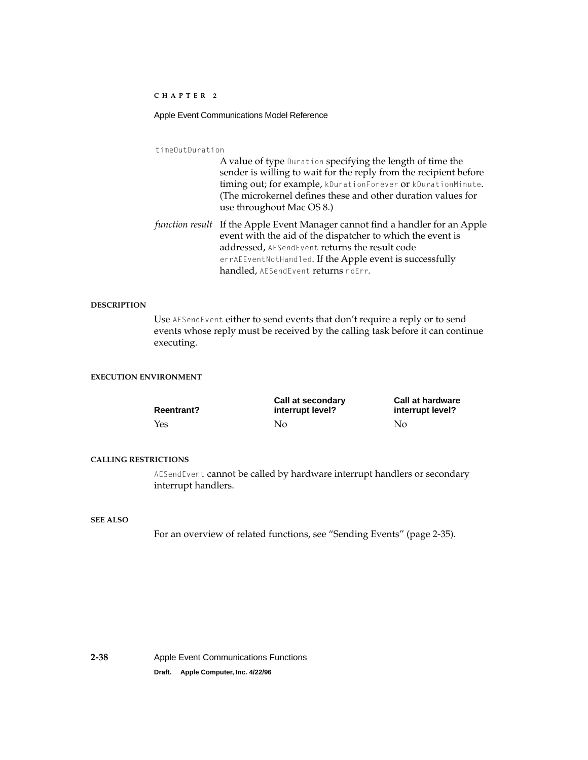`timeOutDuration`

A value of type `Duration` specifying the length of time the sender is willing to wait for the reply from the recipient before timing out; for example, `kDurationForever` or `kDurationMinute`. (The microkernel defines these and other duration values for use throughout Mac OS 8.)

*function result* If the Apple Event Manager cannot find a handler for an Apple event with the aid of the dispatcher to which the event is addressed, `AESendEvent` returns the result code `errAEEventNotHandled`. If the Apple event is successfully handled, `AESendEvent` returns `noErr`.

#### DESCRIPTION

Use `AESendEvent` either to send events that don't require a reply or to send events whose reply must be received by the calling task before it can continue executing.

#### EXECUTION ENVIRONMENT

| Reentrant? | Call at secondary interrupt level? | Call at hardware interrupt level? |
|---|---|---|
| Yes | No | No |

#### CALLING RESTRICTIONS

`AESendEvent` cannot be called by hardware interrupt handlers or secondary interrupt handlers.

#### SEE ALSO

For an overview of related functions, see "Sending Events" (page 2-35).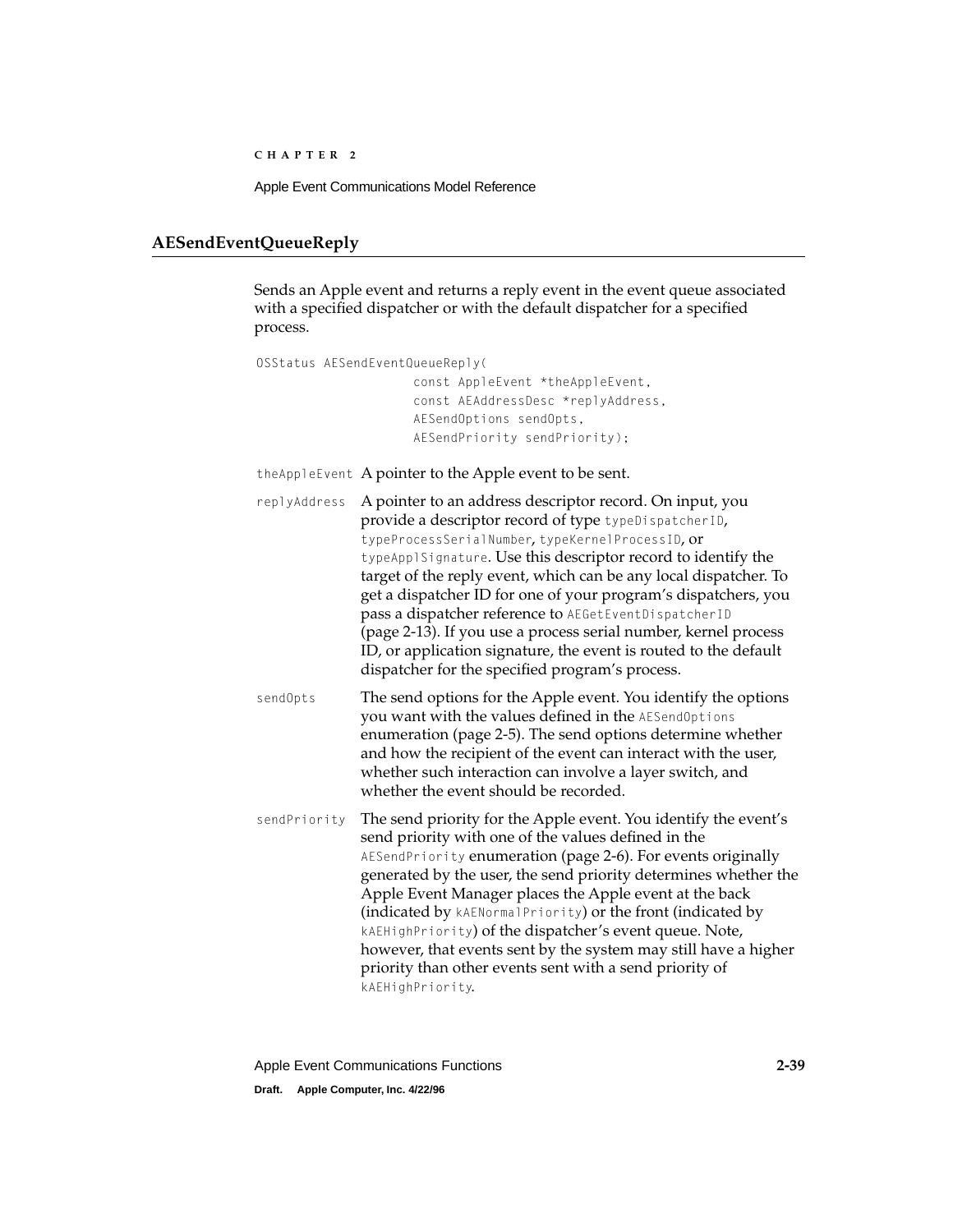## AESendEventQueueReply

Sends an Apple event and returns a reply event in the event queue associated with a specified dispatcher or with the default dispatcher for a specified process.

```
OSStatus AESendEventQueueReply(
                    const AppleEvent *theAppleEvent,
                    const AEAddressDesc *replyAddress,
                    AESendOptions sendOpts,
                    AESendPriority sendPriority);
```

`theAppleEvent` A pointer to the Apple event to be sent.

`replyAddress` A pointer to an address descriptor record. On input, you provide a descriptor record of type `typeDispatcherID`, `typeProcessSerialNumber`, `typeKernelProcessID`, or `typeApplSignature`. Use this descriptor record to identify the target of the reply event, which can be any local dispatcher. To get a dispatcher ID for one of your program's dispatchers, you pass a dispatcher reference to `AEGetEventDispatcherID` (page 2-13). If you use a process serial number, kernel process ID, or application signature, the event is routed to the default dispatcher for the specified program's process.

`sendOpts` The send options for the Apple event. You identify the options you want with the values defined in the `AESendOptions` enumeration (page 2-5). The send options determine whether and how the recipient of the event can interact with the user, whether such interaction can involve a layer switch, and whether the event should be recorded.

`sendPriority` The send priority for the Apple event. You identify the event's send priority with one of the values defined in the `AESendPriority` enumeration (page 2-6). For events originally generated by the user, the send priority determines whether the Apple Event Manager places the Apple event at the back (indicated by `kAENormalPriority`) or the front (indicated by `kAEHighPriority`) of the dispatcher's event queue. Note, however, that events sent by the system may still have a higher priority than other events sent with a send priority of `kAEHighPriority`.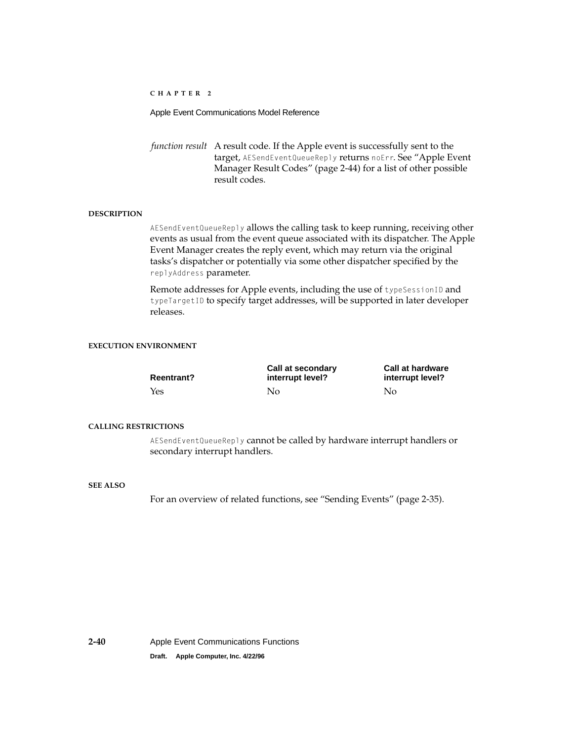*function result* A result code. If the Apple event is successfully sent to the target, `AESendEventQueueReply` returns `noErr`. See "Apple Event Manager Result Codes" (page 2-44) for a list of other possible result codes.

**DESCRIPTION**

`AESendEventQueueReply` allows the calling task to keep running, receiving other events as usual from the event queue associated with its dispatcher. The Apple Event Manager creates the reply event, which may return via the original tasks's dispatcher or potentially via some other dispatcher specified by the `replyAddress` parameter.

Remote addresses for Apple events, including the use of `typeSessionID` and `typeTargetID` to specify target addresses, will be supported in later developer releases.

**EXECUTION ENVIRONMENT**

| Reentrant? | Call at secondary interrupt level? | Call at hardware interrupt level? |
|---|---|---|
| Yes | No | No |

**CALLING RESTRICTIONS**

`AESendEventQueueReply` cannot be called by hardware interrupt handlers or secondary interrupt handlers.

**SEE ALSO**

For an overview of related functions, see "Sending Events" (page 2-35).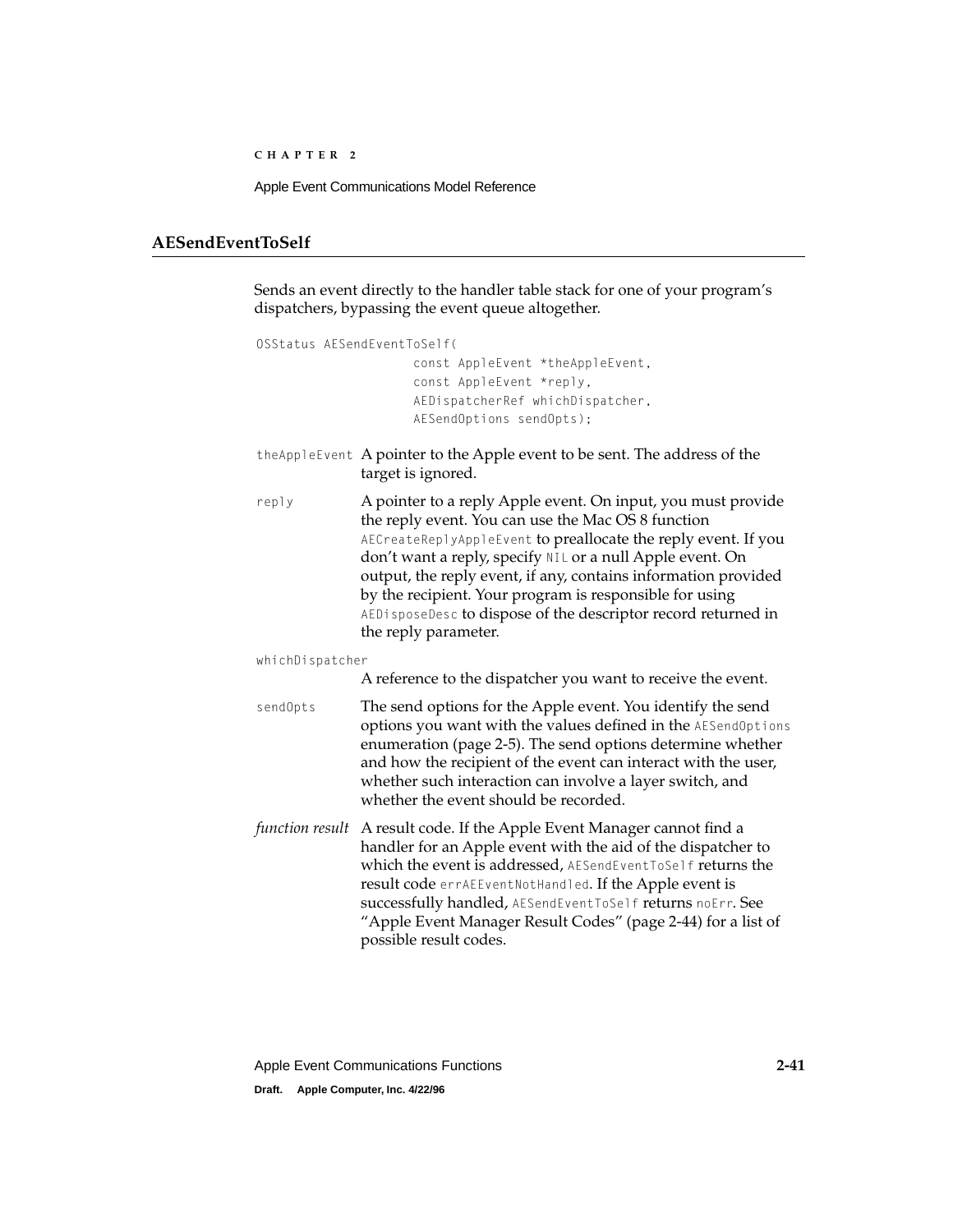## AESendEventToSelf

Sends an event directly to the handler table stack for one of your program's dispatchers, bypassing the event queue altogether.

```
OSStatus AESendEventToSelf(
                const AppleEvent *theAppleEvent,
                const AppleEvent *reply,
                AEDispatcherRef whichDispatcher,
                AESendOptions sendOpts);
```

`theAppleEvent` A pointer to the Apple event to be sent. The address of the target is ignored.

`reply` A pointer to a reply Apple event. On input, you must provide the reply event. You can use the Mac OS 8 function `AECreateReplyAppleEvent` to preallocate the reply event. If you don't want a reply, specify `NIL` or a null Apple event. On output, the reply event, if any, contains information provided by the recipient. Your program is responsible for using `AEDisposeDesc` to dispose of the descriptor record returned in the reply parameter.

`whichDispatcher`
A reference to the dispatcher you want to receive the event.

`sendOpts` The send options for the Apple event. You identify the send options you want with the values defined in the `AESendOptions` enumeration (page 2-5). The send options determine whether and how the recipient of the event can interact with the user, whether such interaction can involve a layer switch, and whether the event should be recorded.

*function result* A result code. If the Apple Event Manager cannot find a handler for an Apple event with the aid of the dispatcher to which the event is addressed, `AESendEventToSelf` returns the result code `errAEEventNotHandled`. If the Apple event is successfully handled, `AESendEventToSelf` returns `noErr`. See "Apple Event Manager Result Codes" (page 2-44) for a list of possible result codes.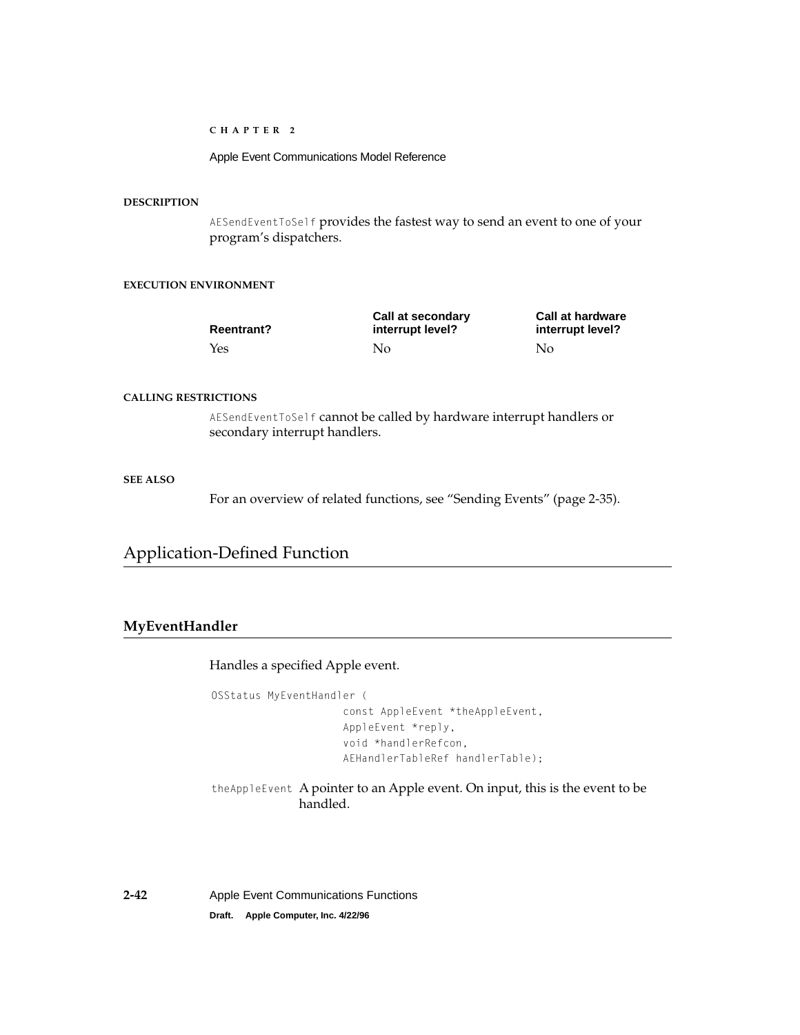#### DESCRIPTION

`AESendEventToSelf` provides the fastest way to send an event to one of your program's dispatchers.

#### EXECUTION ENVIRONMENT

| Reentrant? | Call at secondary interrupt level? | Call at hardware interrupt level? |
|---|---|---|
| Yes | No | No |

#### CALLING RESTRICTIONS

`AESendEventToSelf` cannot be called by hardware interrupt handlers or secondary interrupt handlers.

#### SEE ALSO

For an overview of related functions, see "Sending Events" (page 2-35).

## Application-Defined Function

### MyEventHandler

Handles a specified Apple event.

```
OSStatus MyEventHandler (
                    const AppleEvent *theAppleEvent,
                    AppleEvent *reply,
                    void *handlerRefcon,
                    AEHandlerTableRef handlerTable);
```

`theAppleEvent` A pointer to an Apple event. On input, this is the event to be handled.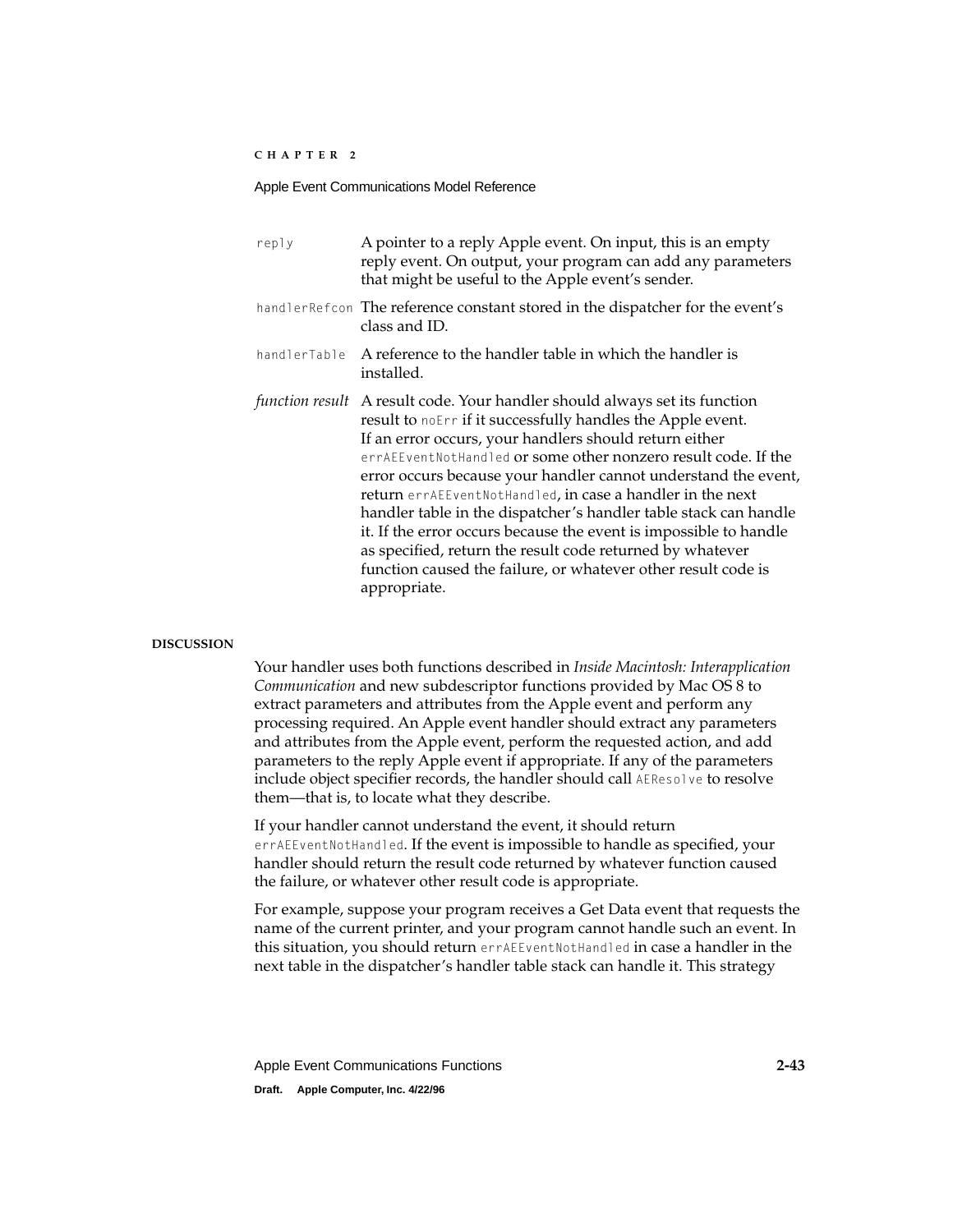`reply` — A pointer to a reply Apple event. On input, this is an empty reply event. On output, your program can add any parameters that might be useful to the Apple event's sender.

`handlerRefcon` — The reference constant stored in the dispatcher for the event's class and ID.

`handlerTable` — A reference to the handler table in which the handler is installed.

*function result* — A result code. Your handler should always set its function result to `noErr` if it successfully handles the Apple event. If an error occurs, your handlers should return either `errAEEventNotHandled` or some other nonzero result code. If the error occurs because your handler cannot understand the event, return `errAEEventNotHandled`, in case a handler in the next handler table in the dispatcher's handler table stack can handle it. If the error occurs because the event is impossible to handle as specified, return the result code returned by whatever function caused the failure, or whatever other result code is appropriate.

**DISCUSSION**

Your handler uses both functions described in *Inside Macintosh: Interapplication Communication* and new subdescriptor functions provided by Mac OS 8 to extract parameters and attributes from the Apple event and perform any processing required. An Apple event handler should extract any parameters and attributes from the Apple event, perform the requested action, and add parameters to the reply Apple event if appropriate. If any of the parameters include object specifier records, the handler should call `AEResolve` to resolve them—that is, to locate what they describe.

If your handler cannot understand the event, it should return `errAEEventNotHandled`. If the event is impossible to handle as specified, your handler should return the result code returned by whatever function caused the failure, or whatever other result code is appropriate.

For example, suppose your program receives a Get Data event that requests the name of the current printer, and your program cannot handle such an event. In this situation, you should return `errAEEventNotHandled` in case a handler in the next table in the dispatcher's handler table stack can handle it. This strategy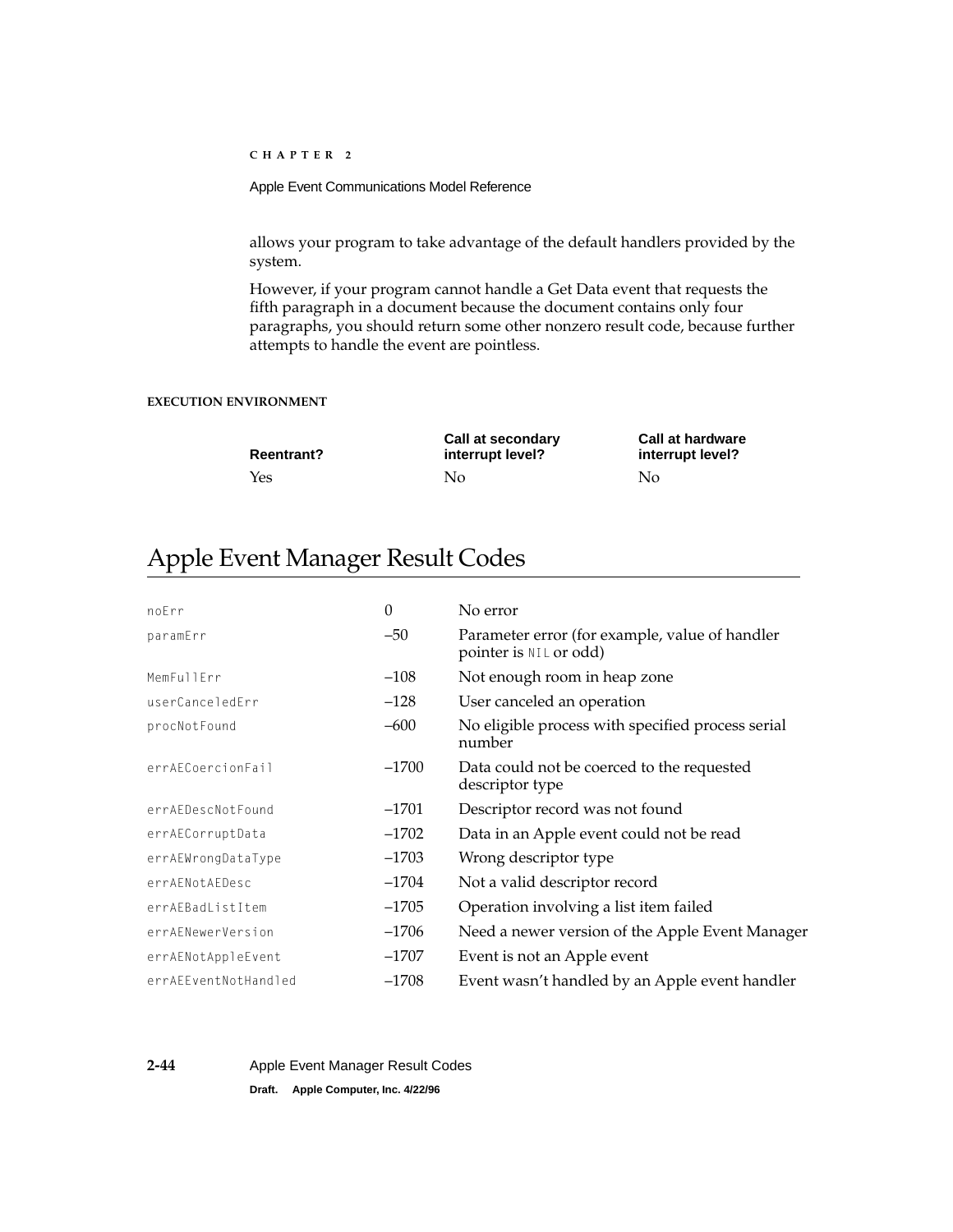allows your program to take advantage of the default handlers provided by the system.

However, if your program cannot handle a Get Data event that requests the fifth paragraph in a document because the document contains only four paragraphs, you should return some other nonzero result code, because further attempts to handle the event are pointless.

**EXECUTION ENVIRONMENT**

| Reentrant? | Call at secondary interrupt level? | Call at hardware interrupt level? |
|---|---|---|
| Yes | No | No |

# Apple Event Manager Result Codes

| | | |
|---|---|---|
| `noErr` | 0 | No error |
| `paramErr` | –50 | Parameter error (for example, value of handler pointer is `NIL` or odd) |
| `MemFullErr` | –108 | Not enough room in heap zone |
| `userCanceledErr` | –128 | User canceled an operation |
| `procNotFound` | –600 | No eligible process with specified process serial number |
| `errAECoercionFail` | –1700 | Data could not be coerced to the requested descriptor type |
| `errAEDescNotFound` | –1701 | Descriptor record was not found |
| `errAECorruptData` | –1702 | Data in an Apple event could not be read |
| `errAEWrongDataType` | –1703 | Wrong descriptor type |
| `errAENotAEDesc` | –1704 | Not a valid descriptor record |
| `errAEBadListItem` | –1705 | Operation involving a list item failed |
| `errAENewerVersion` | –1706 | Need a newer version of the Apple Event Manager |
| `errAENotAppleEvent` | –1707 | Event is not an Apple event |
| `errAEEventNotHandled` | –1708 | Event wasn't handled by an Apple event handler |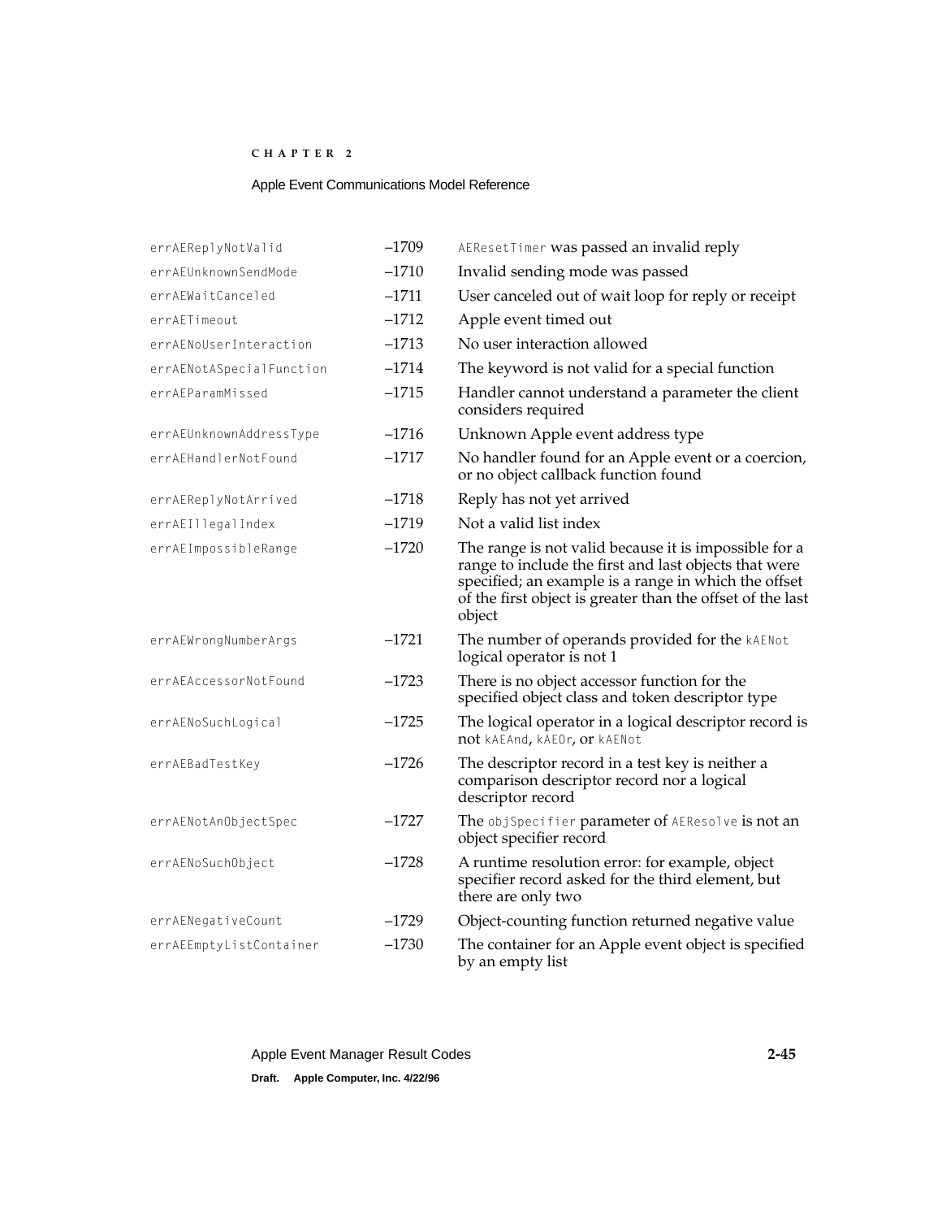| | | |
|---|---|---|
| errAEReplyNotValid | –1709 | `AEResetTimer` was passed an invalid reply |
| errAEUnknownSendMode | –1710 | Invalid sending mode was passed |
| errAEWaitCanceled | –1711 | User canceled out of wait loop for reply or receipt |
| errAETimeout | –1712 | Apple event timed out |
| errAENoUserInteraction | –1713 | No user interaction allowed |
| errAENotASpecialFunction | –1714 | The keyword is not valid for a special function |
| errAEParamMissed | –1715 | Handler cannot understand a parameter the client considers required |
| errAEUnknownAddressType | –1716 | Unknown Apple event address type |
| errAEHandlerNotFound | –1717 | No handler found for an Apple event or a coercion, or no object callback function found |
| errAEReplyNotArrived | –1718 | Reply has not yet arrived |
| errAEIllegalIndex | –1719 | Not a valid list index |
| errAEImpossibleRange | –1720 | The range is not valid because it is impossible for a range to include the first and last objects that were specified; an example is a range in which the offset of the first object is greater than the offset of the last object |
| errAEWrongNumberArgs | –1721 | The number of operands provided for the `kAENot` logical operator is not 1 |
| errAEAccessorNotFound | –1723 | There is no object accessor function for the specified object class and token descriptor type |
| errAENoSuchLogical | –1725 | The logical operator in a logical descriptor record is not `kAEAnd`, `kAEOr`, or `kAENot` |
| errAEBadTestKey | –1726 | The descriptor record in a test key is neither a comparison descriptor record nor a logical descriptor record |
| errAENotAnObjectSpec | –1727 | The `objSpecifier` parameter of `AEResolve` is not an object specifier record |
| errAENoSuchObject | –1728 | A runtime resolution error: for example, object specifier record asked for the third element, but there are only two |
| errAENegativeCount | –1729 | Object-counting function returned negative value |
| errAEEmptyListContainer | –1730 | The container for an Apple event object is specified by an empty list |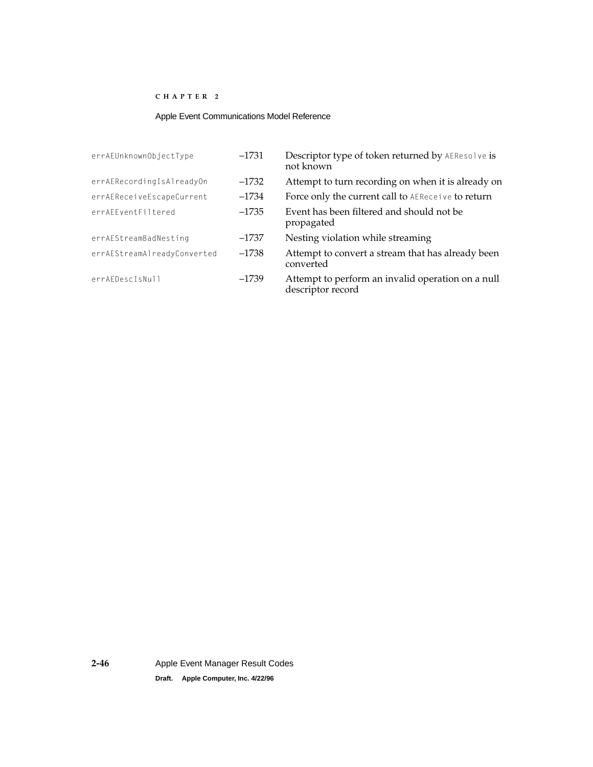| | | |
|---|---|---|
| `errAEUnknownObjectType` | –1731 | Descriptor type of token returned by `AEResolve` is not known |
| `errAERecordingIsAlreadyOn` | –1732 | Attempt to turn recording on when it is already on |
| `errAEReceiveEscapeCurrent` | –1734 | Force only the current call to `AEReceive` to return |
| `errAEEventFiltered` | –1735 | Event has been filtered and should not be propagated |
| `errAEStreamBadNesting` | –1737 | Nesting violation while streaming |
| `errAEStreamAlreadyConverted` | –1738 | Attempt to convert a stream that has already been converted |
| `errAEDescIsNull` | –1739 | Attempt to perform an invalid operation on a null descriptor record |